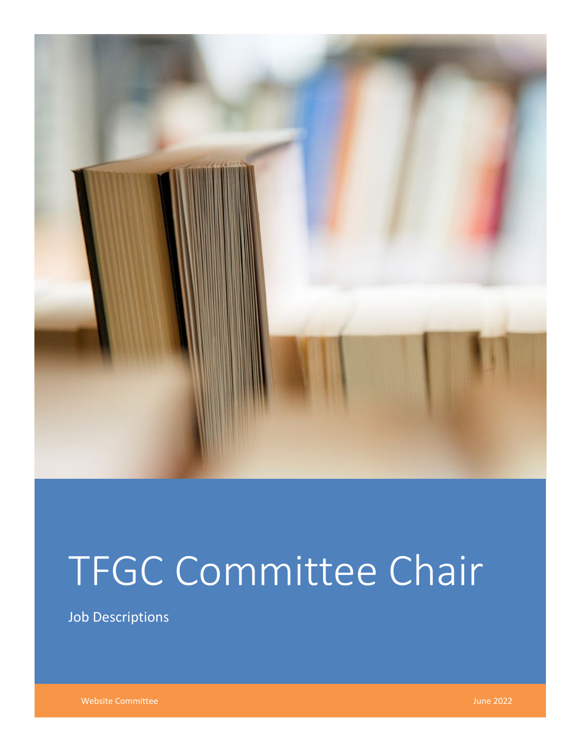# TFGC Committee Chair

Job Descriptions

Website Committee

June 2022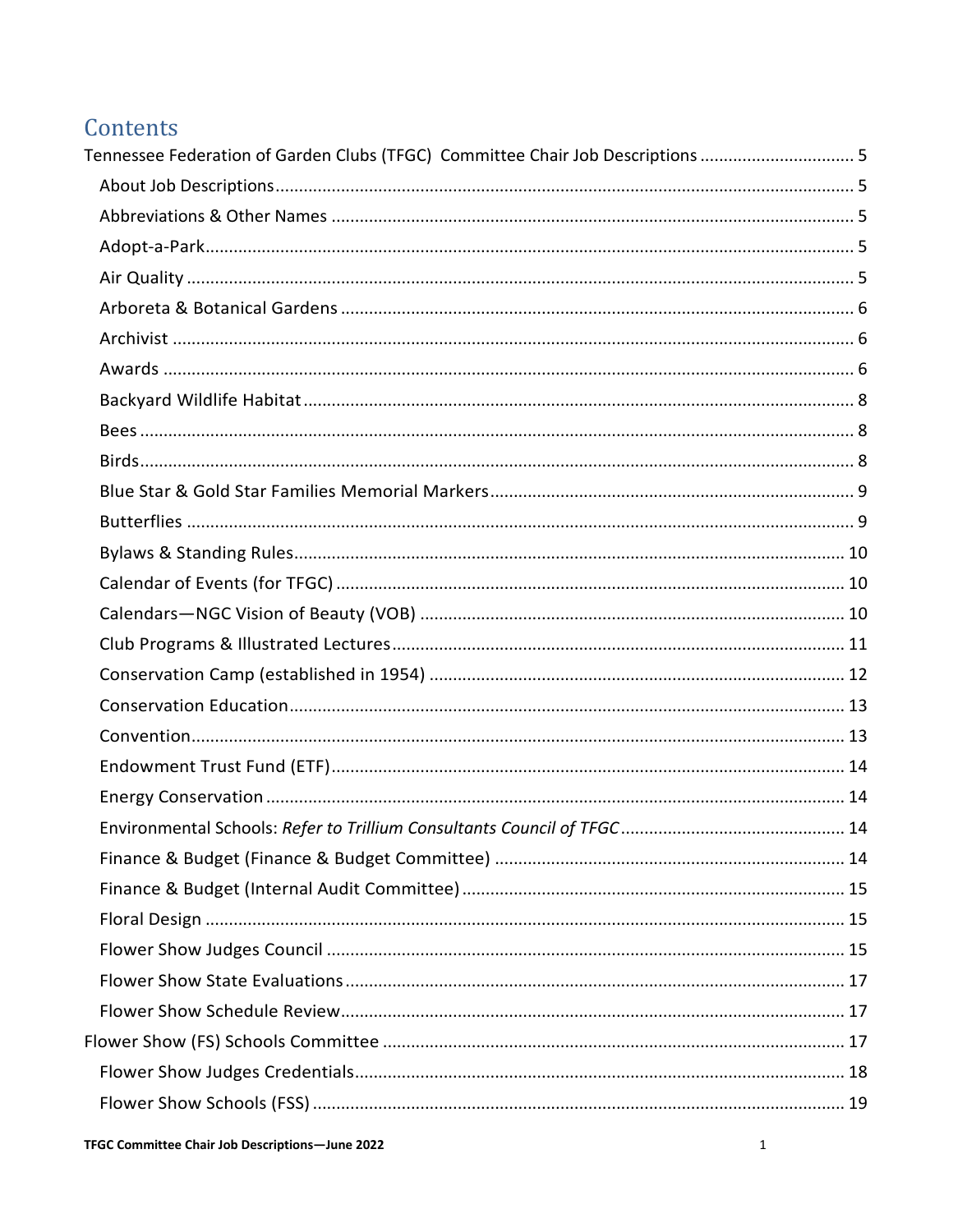# Contents

Tennessee Federation of Garden Clubs (TFGC) Committee Chair Job Descriptions ..... 5

- About Job Descriptions ..... 5
- Abbreviations & Other Names ..... 5
- Adopt-a-Park ..... 5
- Air Quality ..... 5
- Arboreta & Botanical Gardens ..... 6
- Archivist ..... 6
- Awards ..... 6
- Backyard Wildlife Habitat ..... 8
- Bees ..... 8
- Birds ..... 8
- Blue Star & Gold Star Families Memorial Markers ..... 9
- Butterflies ..... 9
- Bylaws & Standing Rules ..... 10
- Calendar of Events (for TFGC) ..... 10
- Calendars—NGC Vision of Beauty (VOB) ..... 10
- Club Programs & Illustrated Lectures ..... 11
- Conservation Camp (established in 1954) ..... 12
- Conservation Education ..... 13
- Convention ..... 13
- Endowment Trust Fund (ETF) ..... 14
- Energy Conservation ..... 14
- Environmental Schools: *Refer to Trillium Consultants Council of TFGC* ..... 14
- Finance & Budget (Finance & Budget Committee) ..... 14
- Finance & Budget (Internal Audit Committee) ..... 15
- Floral Design ..... 15
- Flower Show Judges Council ..... 15
- Flower Show State Evaluations ..... 17
- Flower Show Schedule Review ..... 17

Flower Show (FS) Schools Committee ..... 17

- Flower Show Judges Credentials ..... 18
- Flower Show Schools (FSS) ..... 19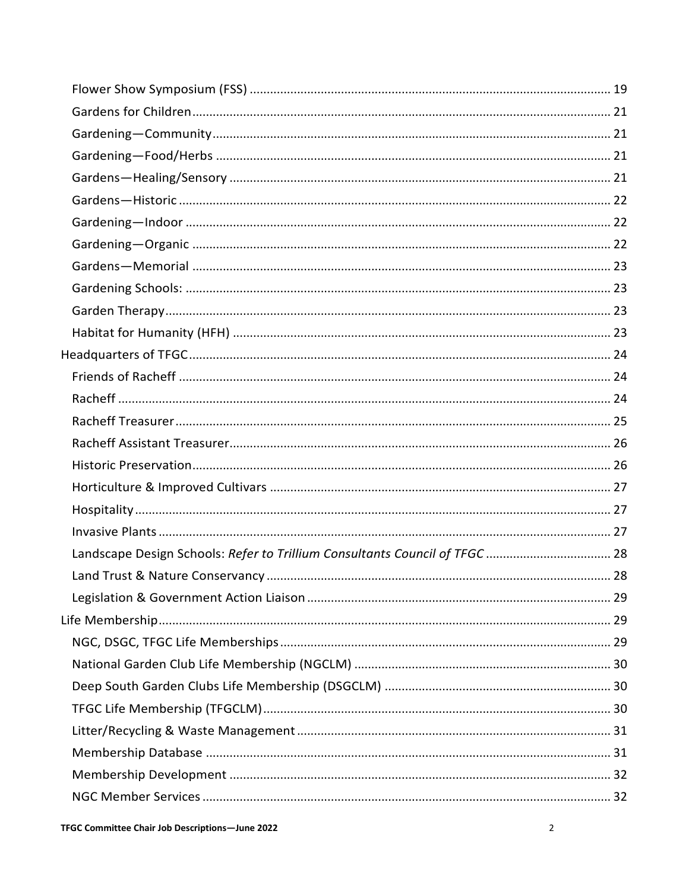- Flower Show Symposium (FSS) ........................................................................................................ 19
- Gardens for Children ........................................................................................................................ 21
- Gardening—Community .................................................................................................................. 21
- Gardening—Food/Herbs .................................................................................................................. 21
- Gardens—Healing/Sensory .............................................................................................................. 21
- Gardens—Historic ............................................................................................................................ 22
- Gardening—Indoor .......................................................................................................................... 22
- Gardening—Organic ........................................................................................................................ 22
- Gardens—Memorial ........................................................................................................................ 23
- Gardening Schools: .......................................................................................................................... 23
- Garden Therapy ................................................................................................................................ 23
- Habitat for Humanity (HFH) ............................................................................................................. 23

Headquarters of TFGC .......................................................................................................................... 24

- Friends of Racheff ............................................................................................................................ 24
- Racheff .............................................................................................................................................. 24
- Racheff Treasurer .............................................................................................................................. 25
- Racheff Assistant Treasurer ............................................................................................................. 26
- Historic Preservation ......................................................................................................................... 26
- Horticulture & Improved Cultivars .................................................................................................. 27
- Hospitality ......................................................................................................................................... 27
- Invasive Plants .................................................................................................................................. 27
- Landscape Design Schools: *Refer to Trillium Consultants Council of TFGC* ..................................... 28
- Land Trust & Nature Conservancy ................................................................................................... 28
- Legislation & Government Action Liaison ....................................................................................... 29

Life Membership ................................................................................................................................... 29

- NGC, DSGC, TFGC Life Memberships ............................................................................................... 29
- National Garden Club Life Membership (NGCLM) ........................................................................... 30
- Deep South Garden Clubs Life Membership (DSGCLM) .................................................................. 30
- TFGC Life Membership (TFGCLM) ..................................................................................................... 30
- Litter/Recycling & Waste Management ........................................................................................... 31
- Membership Database ..................................................................................................................... 31
- Membership Development .............................................................................................................. 32
- NGC Member Services ...................................................................................................................... 32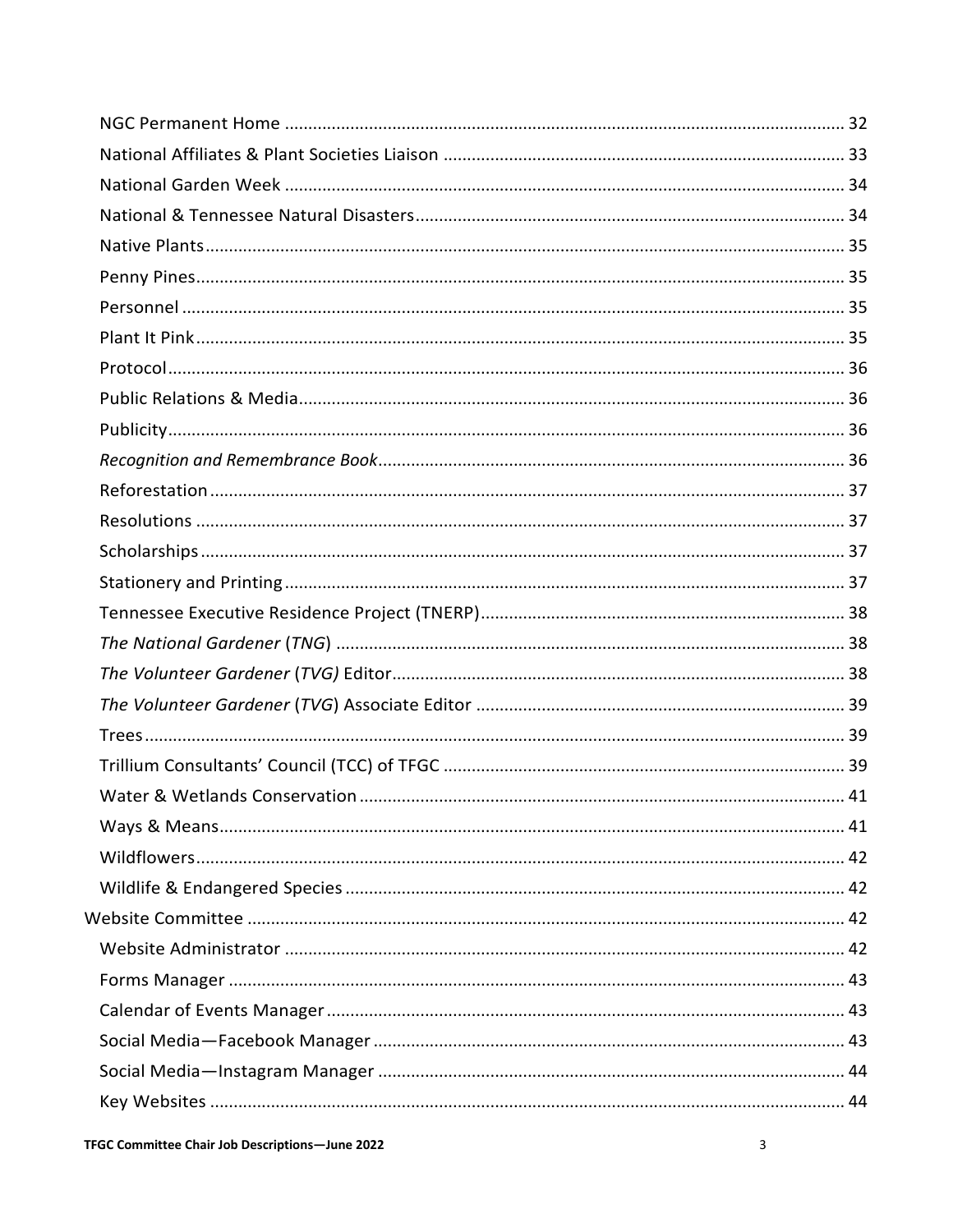NGC Permanent Home ........................................................................................................ 32
National Affiliates & Plant Societies Liaison ...................................................................... 33
National Garden Week ........................................................................................................ 34
National & Tennessee Natural Disasters ............................................................................. 34
Native Plants ........................................................................................................................ 35
Penny Pines .......................................................................................................................... 35
Personnel ............................................................................................................................. 35
Plant It Pink .......................................................................................................................... 35
Protocol ................................................................................................................................ 36
Public Relations & Media ..................................................................................................... 36
Publicity ................................................................................................................................ 36
*Recognition and Remembrance Book* ................................................................................. 36
Reforestation ....................................................................................................................... 37
Resolutions .......................................................................................................................... 37
Scholarships ......................................................................................................................... 37
Stationery and Printing ........................................................................................................ 37
Tennessee Executive Residence Project (TNERP) ............................................................... 38
*The National Gardener* (*TNG*) ............................................................................................ 38
*The Volunteer Gardener* (*TVG)* Editor ................................................................................ 38
*The Volunteer Gardener* (*TVG*) Associate Editor ............................................................... 39
Trees .................................................................................................................................... 39
Trillium Consultants' Council (TCC) of TFGC ...................................................................... 39
Water & Wetlands Conservation ......................................................................................... 41
Ways & Means ..................................................................................................................... 41
Wildflowers .......................................................................................................................... 42
Wildlife & Endangered Species ........................................................................................... 42

Website Committee ................................................................................................................ 42
Website Administrator ........................................................................................................ 42
Forms Manager ................................................................................................................... 43
Calendar of Events Manager ............................................................................................... 43
Social Media—Facebook Manager ..................................................................................... 43
Social Media—Instagram Manager ..................................................................................... 44
Key Websites ....................................................................................................................... 44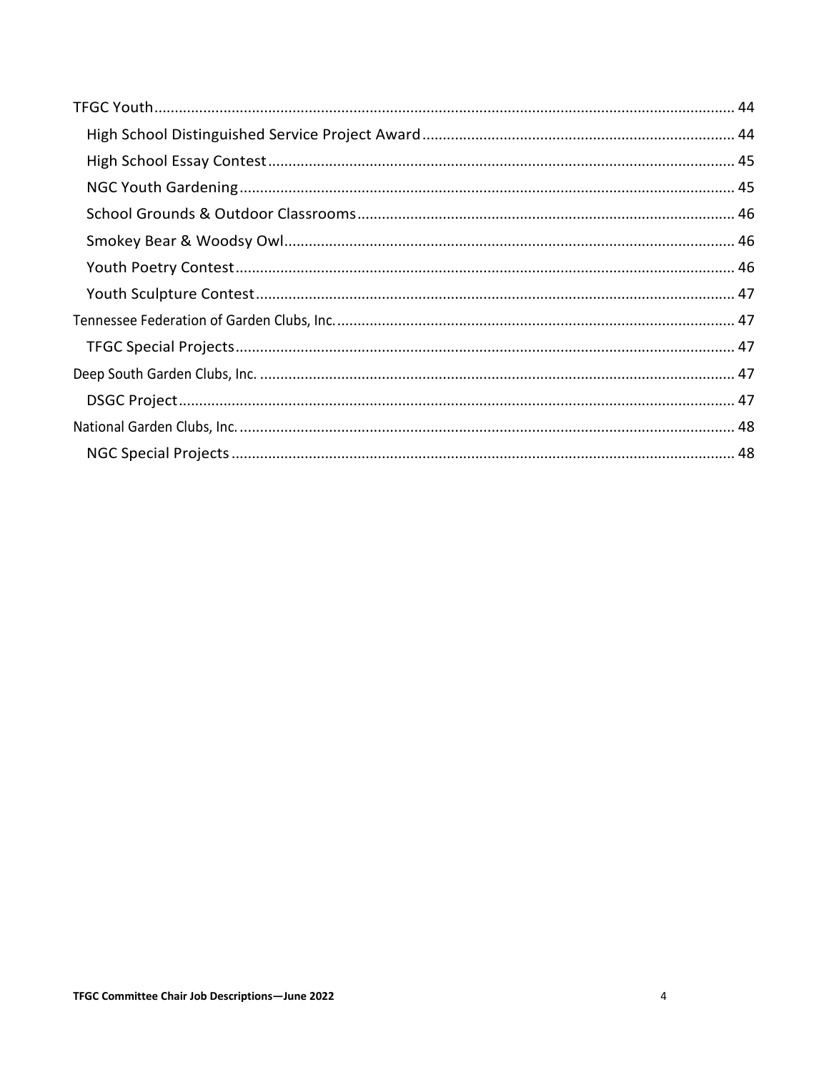TFGC Youth ........................................................................................................................................ 44

  High School Distinguished Service Project Award ........................................................................... 44

  High School Essay Contest ................................................................................................................ 45

  NGC Youth Gardening ....................................................................................................................... 45

  School Grounds & Outdoor Classrooms ........................................................................................... 46

  Smokey Bear & Woodsy Owl ............................................................................................................. 46

  Youth Poetry Contest ......................................................................................................................... 46

  Youth Sculpture Contest .................................................................................................................... 47

Tennessee Federation of Garden Clubs, Inc. ..................................................................................... 47

  TFGC Special Projects ........................................................................................................................ 47

Deep South Garden Clubs, Inc. .......................................................................................................... 47

  DSGC Project ...................................................................................................................................... 47

National Garden Clubs, Inc. ............................................................................................................... 48

  NGC Special Projects .......................................................................................................................... 48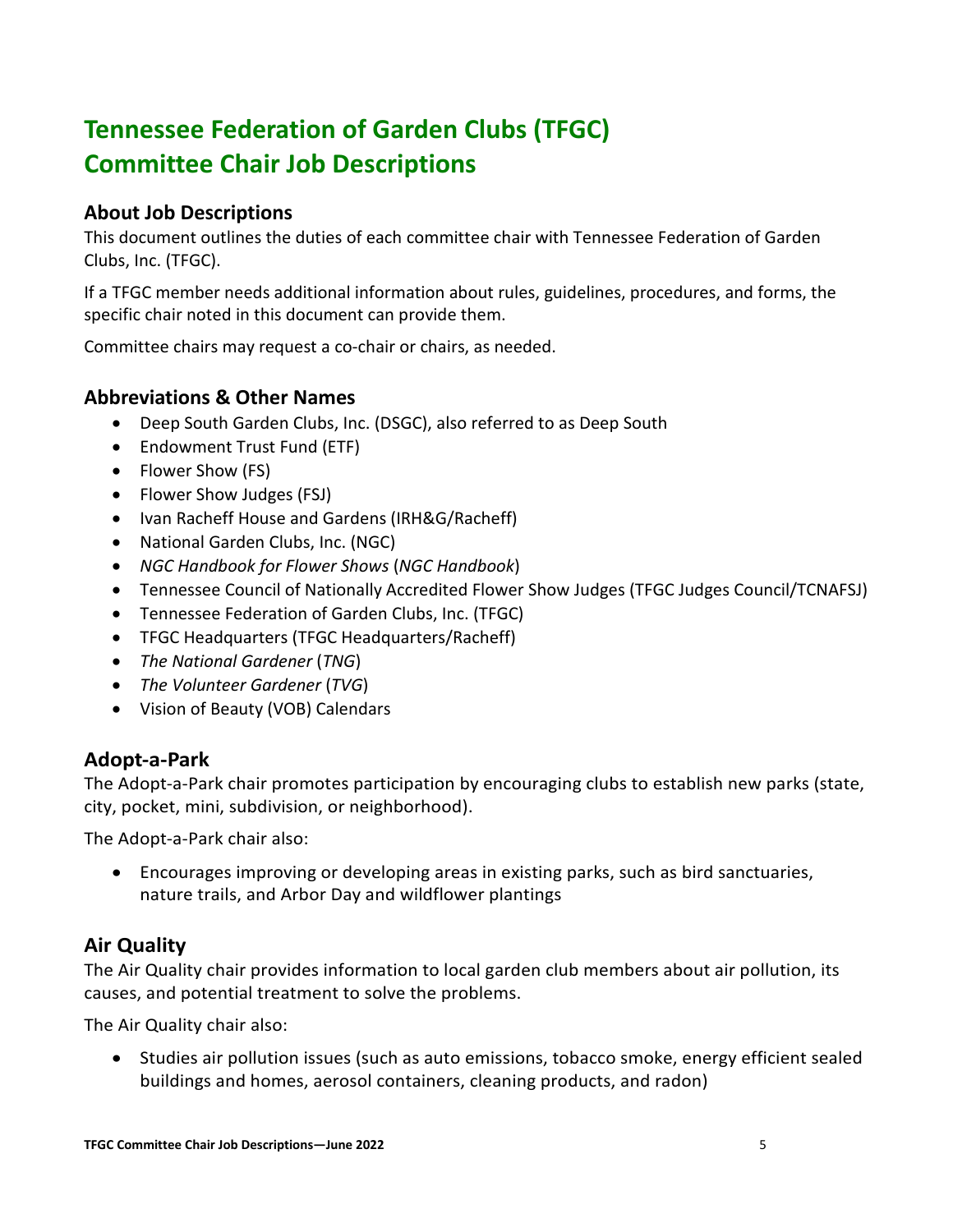# Tennessee Federation of Garden Clubs (TFGC) Committee Chair Job Descriptions

## About Job Descriptions

This document outlines the duties of each committee chair with Tennessee Federation of Garden Clubs, Inc. (TFGC).

If a TFGC member needs additional information about rules, guidelines, procedures, and forms, the specific chair noted in this document can provide them.

Committee chairs may request a co-chair or chairs, as needed.

## Abbreviations & Other Names

- Deep South Garden Clubs, Inc. (DSGC), also referred to as Deep South
- Endowment Trust Fund (ETF)
- Flower Show (FS)
- Flower Show Judges (FSJ)
- Ivan Racheff House and Gardens (IRH&G/Racheff)
- National Garden Clubs, Inc. (NGC)
- *NGC Handbook for Flower Shows* (*NGC Handbook*)
- Tennessee Council of Nationally Accredited Flower Show Judges (TFGC Judges Council/TCNAFSJ)
- Tennessee Federation of Garden Clubs, Inc. (TFGC)
- TFGC Headquarters (TFGC Headquarters/Racheff)
- *The National Gardener* (*TNG*)
- *The Volunteer Gardener* (*TVG*)
- Vision of Beauty (VOB) Calendars

## Adopt-a-Park

The Adopt-a-Park chair promotes participation by encouraging clubs to establish new parks (state, city, pocket, mini, subdivision, or neighborhood).

The Adopt-a-Park chair also:

- Encourages improving or developing areas in existing parks, such as bird sanctuaries, nature trails, and Arbor Day and wildflower plantings

## Air Quality

The Air Quality chair provides information to local garden club members about air pollution, its causes, and potential treatment to solve the problems.

The Air Quality chair also:

- Studies air pollution issues (such as auto emissions, tobacco smoke, energy efficient sealed buildings and homes, aerosol containers, cleaning products, and radon)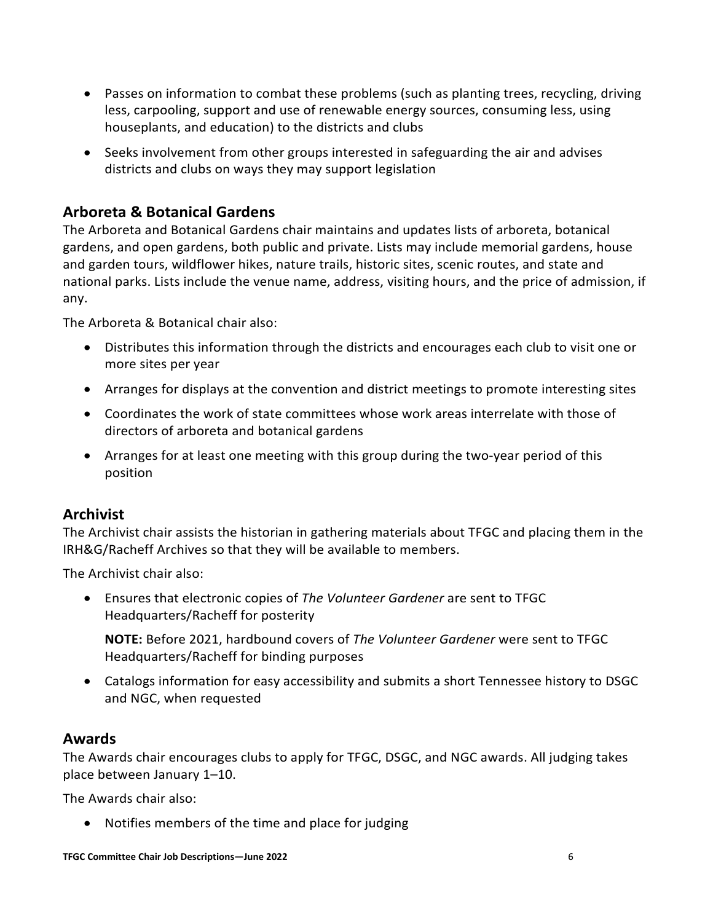- Passes on information to combat these problems (such as planting trees, recycling, driving less, carpooling, support and use of renewable energy sources, consuming less, using houseplants, and education) to the districts and clubs
- Seeks involvement from other groups interested in safeguarding the air and advises districts and clubs on ways they may support legislation

## Arboreta & Botanical Gardens

The Arboreta and Botanical Gardens chair maintains and updates lists of arboreta, botanical gardens, and open gardens, both public and private. Lists may include memorial gardens, house and garden tours, wildflower hikes, nature trails, historic sites, scenic routes, and state and national parks. Lists include the venue name, address, visiting hours, and the price of admission, if any.

The Arboreta & Botanical chair also:

- Distributes this information through the districts and encourages each club to visit one or more sites per year
- Arranges for displays at the convention and district meetings to promote interesting sites
- Coordinates the work of state committees whose work areas interrelate with those of directors of arboreta and botanical gardens
- Arranges for at least one meeting with this group during the two-year period of this position

## Archivist

The Archivist chair assists the historian in gathering materials about TFGC and placing them in the IRH&G/Racheff Archives so that they will be available to members.

The Archivist chair also:

- Ensures that electronic copies of *The Volunteer Gardener* are sent to TFGC Headquarters/Racheff for posterity

  **NOTE:** Before 2021, hardbound covers of *The Volunteer Gardener* were sent to TFGC Headquarters/Racheff for binding purposes

- Catalogs information for easy accessibility and submits a short Tennessee history to DSGC and NGC, when requested

## Awards

The Awards chair encourages clubs to apply for TFGC, DSGC, and NGC awards. All judging takes place between January 1–10.

The Awards chair also:

- Notifies members of the time and place for judging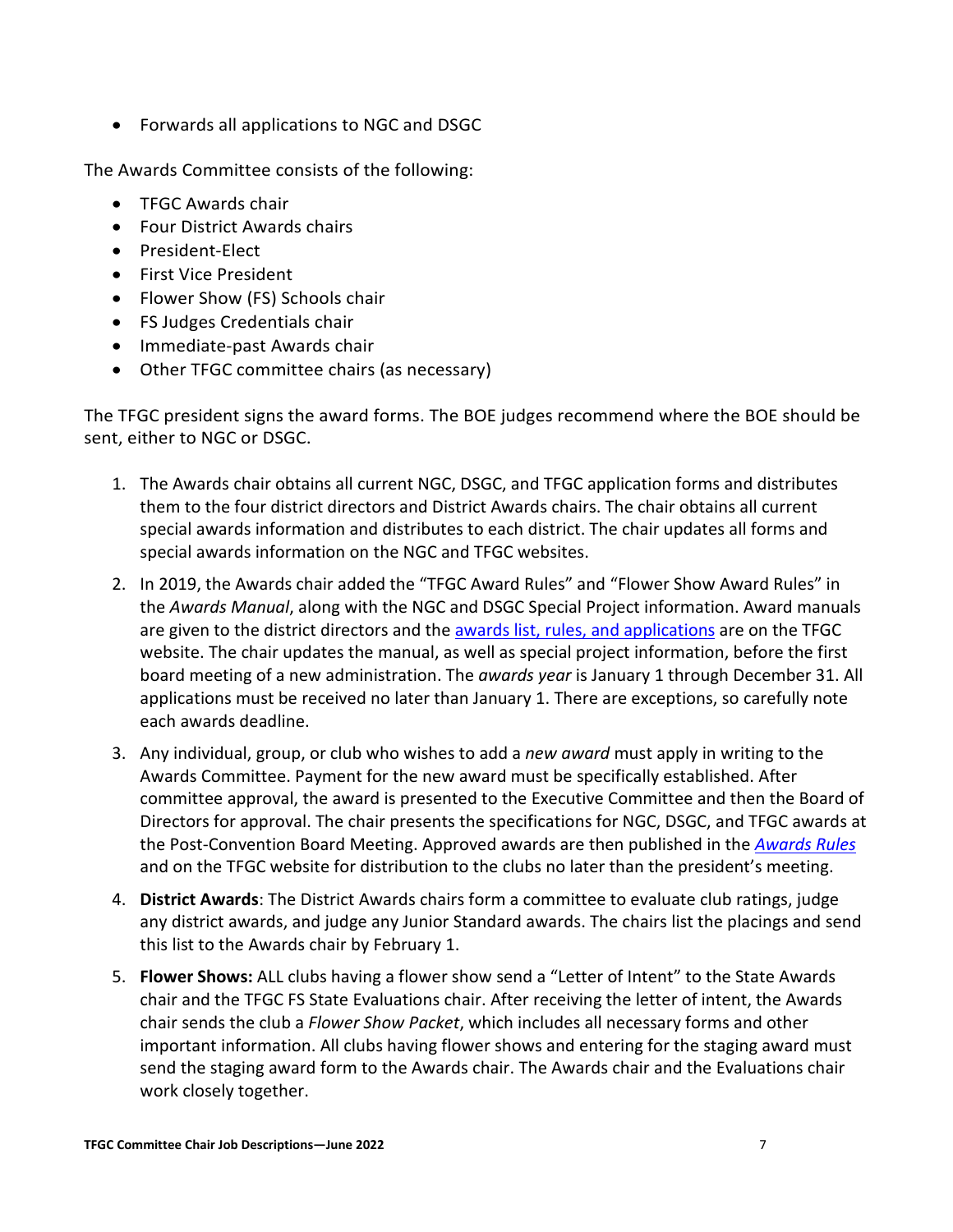- Forwards all applications to NGC and DSGC

The Awards Committee consists of the following:

- TFGC Awards chair
- Four District Awards chairs
- President-Elect
- First Vice President
- Flower Show (FS) Schools chair
- FS Judges Credentials chair
- Immediate-past Awards chair
- Other TFGC committee chairs (as necessary)

The TFGC president signs the award forms. The BOE judges recommend where the BOE should be sent, either to NGC or DSGC.

1. The Awards chair obtains all current NGC, DSGC, and TFGC application forms and distributes them to the four district directors and District Awards chairs. The chair obtains all current special awards information and distributes to each district. The chair updates all forms and special awards information on the NGC and TFGC websites.
2. In 2019, the Awards chair added the "TFGC Award Rules" and "Flower Show Award Rules" in the *Awards Manual*, along with the NGC and DSGC Special Project information. Award manuals are given to the district directors and the awards list, rules, and applications are on the TFGC website. The chair updates the manual, as well as special project information, before the first board meeting of a new administration. The *awards year* is January 1 through December 31. All applications must be received no later than January 1. There are exceptions, so carefully note each awards deadline.
3. Any individual, group, or club who wishes to add a *new award* must apply in writing to the Awards Committee. Payment for the new award must be specifically established. After committee approval, the award is presented to the Executive Committee and then the Board of Directors for approval. The chair presents the specifications for NGC, DSGC, and TFGC awards at the Post-Convention Board Meeting. Approved awards are then published in the *Awards Rules* and on the TFGC website for distribution to the clubs no later than the president's meeting.
4. **District Awards**: The District Awards chairs form a committee to evaluate club ratings, judge any district awards, and judge any Junior Standard awards. The chairs list the placings and send this list to the Awards chair by February 1.
5. **Flower Shows:** ALL clubs having a flower show send a "Letter of Intent" to the State Awards chair and the TFGC FS State Evaluations chair. After receiving the letter of intent, the Awards chair sends the club a *Flower Show Packet*, which includes all necessary forms and other important information. All clubs having flower shows and entering for the staging award must send the staging award form to the Awards chair. The Awards chair and the Evaluations chair work closely together.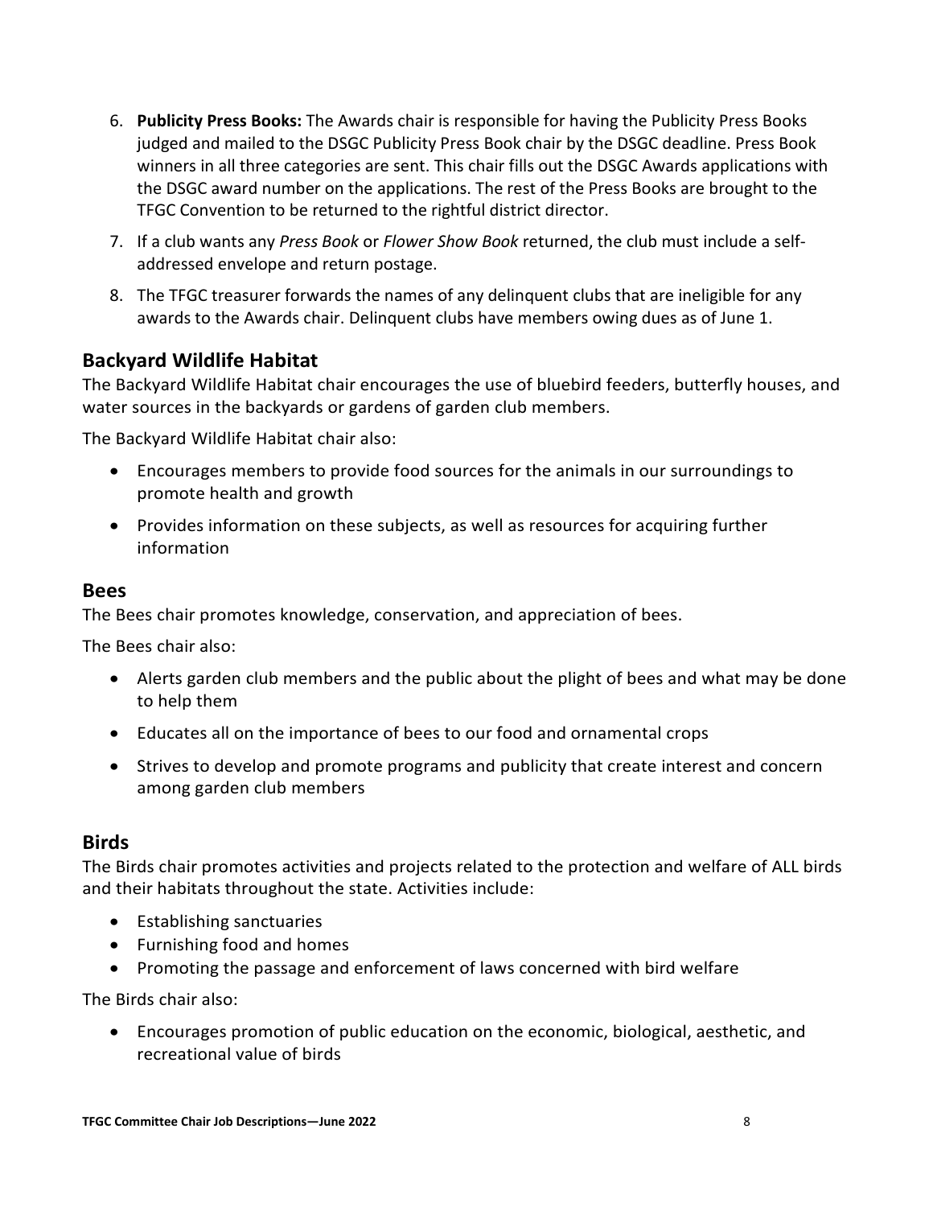6. **Publicity Press Books:** The Awards chair is responsible for having the Publicity Press Books judged and mailed to the DSGC Publicity Press Book chair by the DSGC deadline. Press Book winners in all three categories are sent. This chair fills out the DSGC Awards applications with the DSGC award number on the applications. The rest of the Press Books are brought to the TFGC Convention to be returned to the rightful district director.
7. If a club wants any *Press Book* or *Flower Show Book* returned, the club must include a self-addressed envelope and return postage.
8. The TFGC treasurer forwards the names of any delinquent clubs that are ineligible for any awards to the Awards chair. Delinquent clubs have members owing dues as of June 1.

## Backyard Wildlife Habitat

The Backyard Wildlife Habitat chair encourages the use of bluebird feeders, butterfly houses, and water sources in the backyards or gardens of garden club members.

The Backyard Wildlife Habitat chair also:

- Encourages members to provide food sources for the animals in our surroundings to promote health and growth
- Provides information on these subjects, as well as resources for acquiring further information

## Bees

The Bees chair promotes knowledge, conservation, and appreciation of bees.

The Bees chair also:

- Alerts garden club members and the public about the plight of bees and what may be done to help them
- Educates all on the importance of bees to our food and ornamental crops
- Strives to develop and promote programs and publicity that create interest and concern among garden club members

## Birds

The Birds chair promotes activities and projects related to the protection and welfare of ALL birds and their habitats throughout the state. Activities include:

- Establishing sanctuaries
- Furnishing food and homes
- Promoting the passage and enforcement of laws concerned with bird welfare

The Birds chair also:

- Encourages promotion of public education on the economic, biological, aesthetic, and recreational value of birds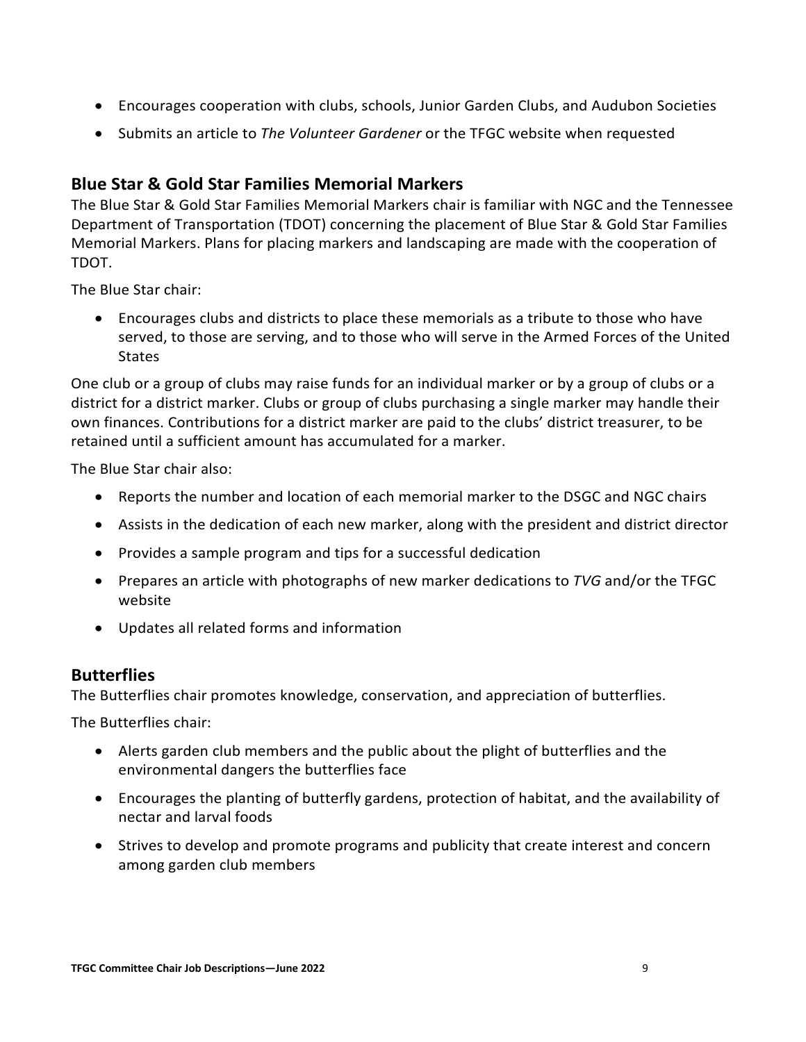- Encourages cooperation with clubs, schools, Junior Garden Clubs, and Audubon Societies
- Submits an article to *The Volunteer Gardener* or the TFGC website when requested

## Blue Star & Gold Star Families Memorial Markers

The Blue Star & Gold Star Families Memorial Markers chair is familiar with NGC and the Tennessee Department of Transportation (TDOT) concerning the placement of Blue Star & Gold Star Families Memorial Markers. Plans for placing markers and landscaping are made with the cooperation of TDOT.

The Blue Star chair:

- Encourages clubs and districts to place these memorials as a tribute to those who have served, to those are serving, and to those who will serve in the Armed Forces of the United States

One club or a group of clubs may raise funds for an individual marker or by a group of clubs or a district for a district marker. Clubs or group of clubs purchasing a single marker may handle their own finances. Contributions for a district marker are paid to the clubs' district treasurer, to be retained until a sufficient amount has accumulated for a marker.

The Blue Star chair also:

- Reports the number and location of each memorial marker to the DSGC and NGC chairs
- Assists in the dedication of each new marker, along with the president and district director
- Provides a sample program and tips for a successful dedication
- Prepares an article with photographs of new marker dedications to *TVG* and/or the TFGC website
- Updates all related forms and information

## Butterflies

The Butterflies chair promotes knowledge, conservation, and appreciation of butterflies.

The Butterflies chair:

- Alerts garden club members and the public about the plight of butterflies and the environmental dangers the butterflies face
- Encourages the planting of butterfly gardens, protection of habitat, and the availability of nectar and larval foods
- Strives to develop and promote programs and publicity that create interest and concern among garden club members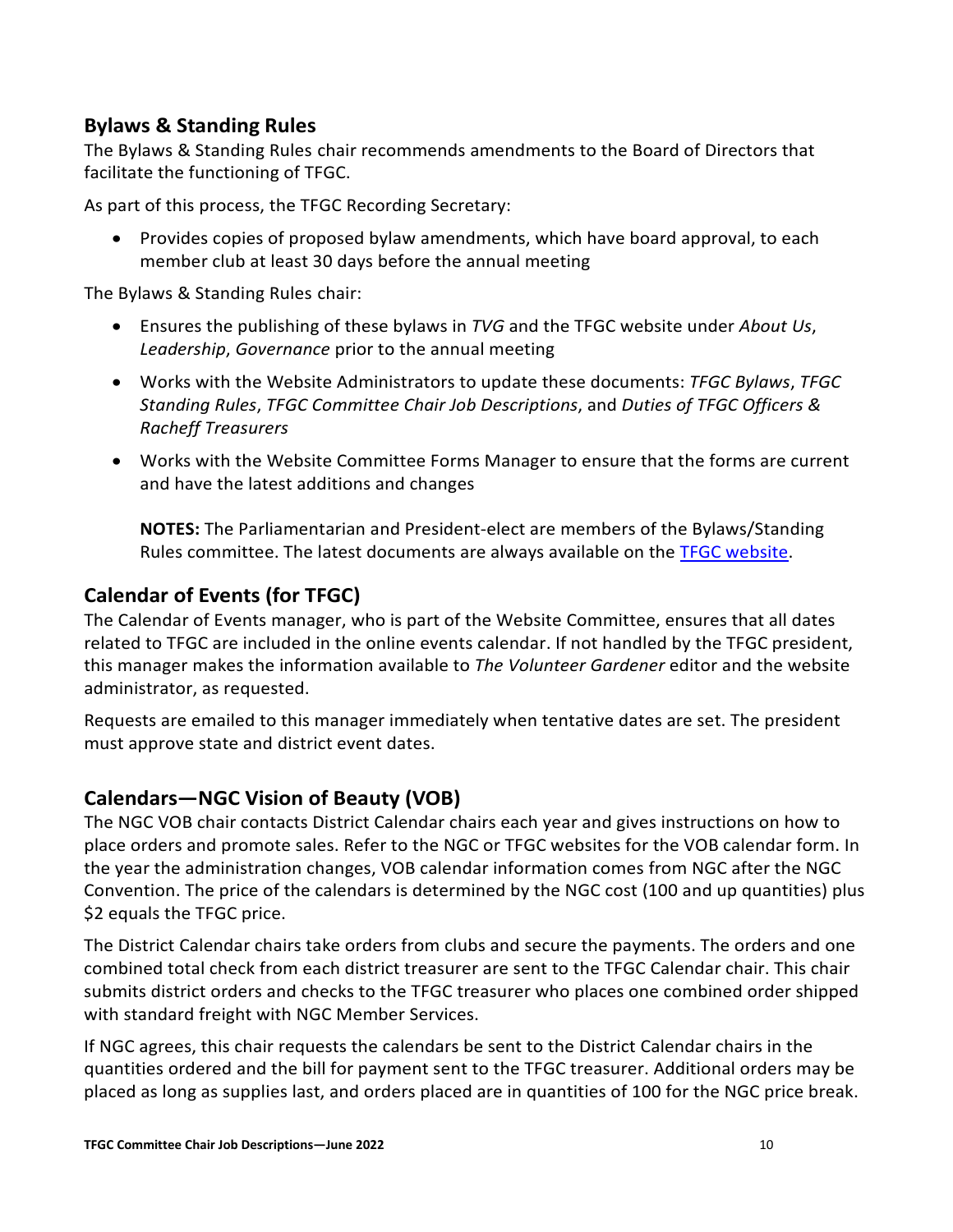## Bylaws & Standing Rules

The Bylaws & Standing Rules chair recommends amendments to the Board of Directors that facilitate the functioning of TFGC.

As part of this process, the TFGC Recording Secretary:

- Provides copies of proposed bylaw amendments, which have board approval, to each member club at least 30 days before the annual meeting

The Bylaws & Standing Rules chair:

- Ensures the publishing of these bylaws in *TVG* and the TFGC website under *About Us*, *Leadership*, *Governance* prior to the annual meeting
- Works with the Website Administrators to update these documents: *TFGC Bylaws*, *TFGC Standing Rules*, *TFGC Committee Chair Job Descriptions*, and *Duties of TFGC Officers & Racheff Treasurers*
- Works with the Website Committee Forms Manager to ensure that the forms are current and have the latest additions and changes

  **NOTES:** The Parliamentarian and President-elect are members of the Bylaws/Standing Rules committee. The latest documents are always available on the TFGC website.

## Calendar of Events (for TFGC)

The Calendar of Events manager, who is part of the Website Committee, ensures that all dates related to TFGC are included in the online events calendar. If not handled by the TFGC president, this manager makes the information available to *The Volunteer Gardener* editor and the website administrator, as requested.

Requests are emailed to this manager immediately when tentative dates are set. The president must approve state and district event dates.

## Calendars—NGC Vision of Beauty (VOB)

The NGC VOB chair contacts District Calendar chairs each year and gives instructions on how to place orders and promote sales. Refer to the NGC or TFGC websites for the VOB calendar form. In the year the administration changes, VOB calendar information comes from NGC after the NGC Convention. The price of the calendars is determined by the NGC cost (100 and up quantities) plus $2 equals the TFGC price.

The District Calendar chairs take orders from clubs and secure the payments. The orders and one combined total check from each district treasurer are sent to the TFGC Calendar chair. This chair submits district orders and checks to the TFGC treasurer who places one combined order shipped with standard freight with NGC Member Services.

If NGC agrees, this chair requests the calendars be sent to the District Calendar chairs in the quantities ordered and the bill for payment sent to the TFGC treasurer. Additional orders may be placed as long as supplies last, and orders placed are in quantities of 100 for the NGC price break.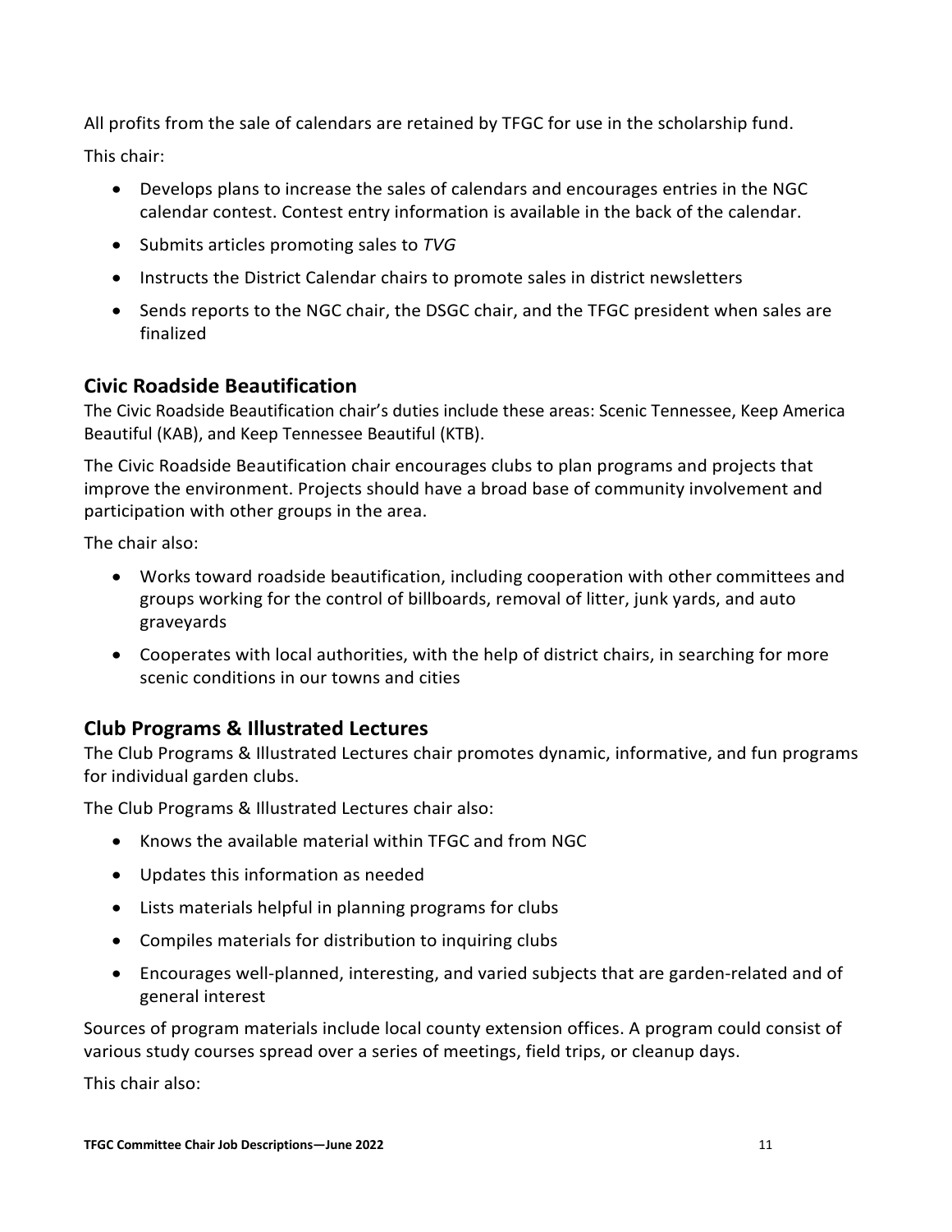All profits from the sale of calendars are retained by TFGC for use in the scholarship fund.

This chair:

- Develops plans to increase the sales of calendars and encourages entries in the NGC calendar contest. Contest entry information is available in the back of the calendar.
- Submits articles promoting sales to *TVG*
- Instructs the District Calendar chairs to promote sales in district newsletters
- Sends reports to the NGC chair, the DSGC chair, and the TFGC president when sales are finalized

## Civic Roadside Beautification

The Civic Roadside Beautification chair's duties include these areas: Scenic Tennessee, Keep America Beautiful (KAB), and Keep Tennessee Beautiful (KTB).

The Civic Roadside Beautification chair encourages clubs to plan programs and projects that improve the environment. Projects should have a broad base of community involvement and participation with other groups in the area.

The chair also:

- Works toward roadside beautification, including cooperation with other committees and groups working for the control of billboards, removal of litter, junk yards, and auto graveyards
- Cooperates with local authorities, with the help of district chairs, in searching for more scenic conditions in our towns and cities

## Club Programs & Illustrated Lectures

The Club Programs & Illustrated Lectures chair promotes dynamic, informative, and fun programs for individual garden clubs.

The Club Programs & Illustrated Lectures chair also:

- Knows the available material within TFGC and from NGC
- Updates this information as needed
- Lists materials helpful in planning programs for clubs
- Compiles materials for distribution to inquiring clubs
- Encourages well-planned, interesting, and varied subjects that are garden-related and of general interest

Sources of program materials include local county extension offices. A program could consist of various study courses spread over a series of meetings, field trips, or cleanup days.

This chair also: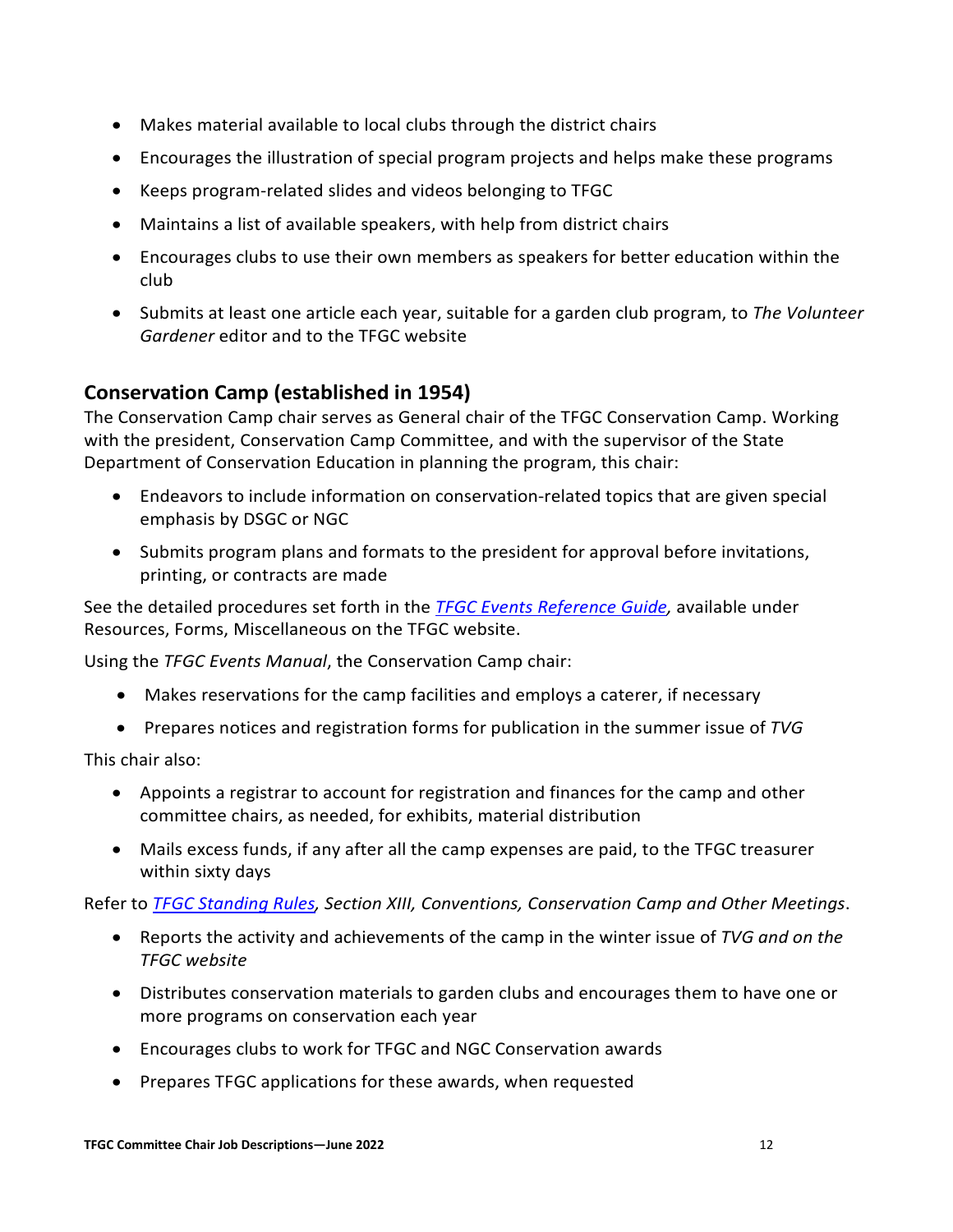- Makes material available to local clubs through the district chairs
- Encourages the illustration of special program projects and helps make these programs
- Keeps program-related slides and videos belonging to TFGC
- Maintains a list of available speakers, with help from district chairs
- Encourages clubs to use their own members as speakers for better education within the club
- Submits at least one article each year, suitable for a garden club program, to *The Volunteer Gardener* editor and to the TFGC website

## Conservation Camp (established in 1954)

The Conservation Camp chair serves as General chair of the TFGC Conservation Camp. Working with the president, Conservation Camp Committee, and with the supervisor of the State Department of Conservation Education in planning the program, this chair:

- Endeavors to include information on conservation-related topics that are given special emphasis by DSGC or NGC
- Submits program plans and formats to the president for approval before invitations, printing, or contracts are made

See the detailed procedures set forth in the *TFGC Events Reference Guide,* available under Resources, Forms, Miscellaneous on the TFGC website.

Using the *TFGC Events Manual*, the Conservation Camp chair:

- Makes reservations for the camp facilities and employs a caterer, if necessary
- Prepares notices and registration forms for publication in the summer issue of *TVG*

This chair also:

- Appoints a registrar to account for registration and finances for the camp and other committee chairs, as needed, for exhibits, material distribution
- Mails excess funds, if any after all the camp expenses are paid, to the TFGC treasurer within sixty days

Refer to *TFGC Standing Rules, Section XIII, Conventions, Conservation Camp and Other Meetings*.

- Reports the activity and achievements of the camp in the winter issue of *TVG and on the TFGC website*
- Distributes conservation materials to garden clubs and encourages them to have one or more programs on conservation each year
- Encourages clubs to work for TFGC and NGC Conservation awards
- Prepares TFGC applications for these awards, when requested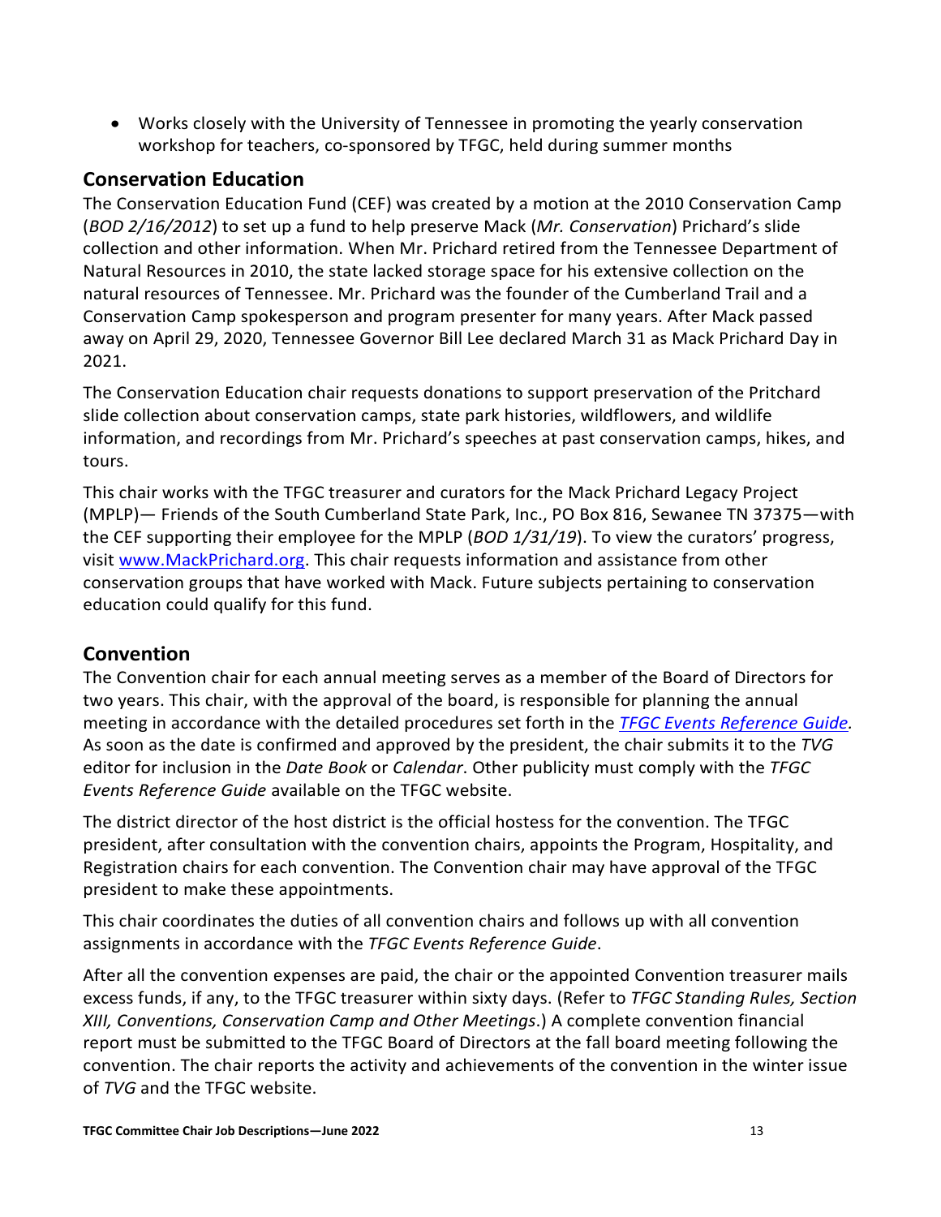- Works closely with the University of Tennessee in promoting the yearly conservation workshop for teachers, co-sponsored by TFGC, held during summer months

## Conservation Education

The Conservation Education Fund (CEF) was created by a motion at the 2010 Conservation Camp (*BOD 2/16/2012*) to set up a fund to help preserve Mack (*Mr. Conservation*) Prichard's slide collection and other information. When Mr. Prichard retired from the Tennessee Department of Natural Resources in 2010, the state lacked storage space for his extensive collection on the natural resources of Tennessee. Mr. Prichard was the founder of the Cumberland Trail and a Conservation Camp spokesperson and program presenter for many years. After Mack passed away on April 29, 2020, Tennessee Governor Bill Lee declared March 31 as Mack Prichard Day in 2021.

The Conservation Education chair requests donations to support preservation of the Pritchard slide collection about conservation camps, state park histories, wildflowers, and wildlife information, and recordings from Mr. Prichard's speeches at past conservation camps, hikes, and tours.

This chair works with the TFGC treasurer and curators for the Mack Prichard Legacy Project (MPLP)— Friends of the South Cumberland State Park, Inc., PO Box 816, Sewanee TN 37375—with the CEF supporting their employee for the MPLP (*BOD 1/31/19*). To view the curators' progress, visit [www.MackPrichard.org](http://www.MackPrichard.org). This chair requests information and assistance from other conservation groups that have worked with Mack. Future subjects pertaining to conservation education could qualify for this fund.

## Convention

The Convention chair for each annual meeting serves as a member of the Board of Directors for two years. This chair, with the approval of the board, is responsible for planning the annual meeting in accordance with the detailed procedures set forth in the *TFGC Events Reference Guide*. As soon as the date is confirmed and approved by the president, the chair submits it to the *TVG* editor for inclusion in the *Date Book* or *Calendar*. Other publicity must comply with the *TFGC Events Reference Guide* available on the TFGC website.

The district director of the host district is the official hostess for the convention. The TFGC president, after consultation with the convention chairs, appoints the Program, Hospitality, and Registration chairs for each convention. The Convention chair may have approval of the TFGC president to make these appointments.

This chair coordinates the duties of all convention chairs and follows up with all convention assignments in accordance with the *TFGC Events Reference Guide*.

After all the convention expenses are paid, the chair or the appointed Convention treasurer mails excess funds, if any, to the TFGC treasurer within sixty days. (Refer to *TFGC Standing Rules, Section XIII, Conventions, Conservation Camp and Other Meetings*.) A complete convention financial report must be submitted to the TFGC Board of Directors at the fall board meeting following the convention. The chair reports the activity and achievements of the convention in the winter issue of *TVG* and the TFGC website.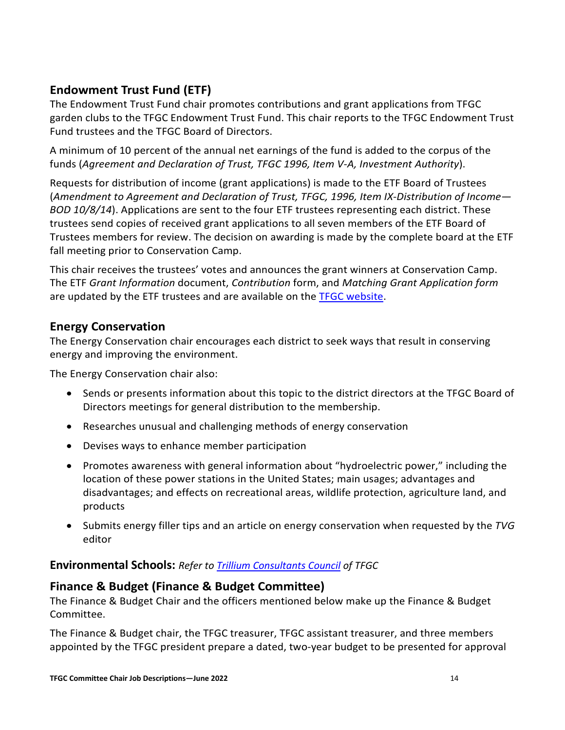## Endowment Trust Fund (ETF)

The Endowment Trust Fund chair promotes contributions and grant applications from TFGC garden clubs to the TFGC Endowment Trust Fund. This chair reports to the TFGC Endowment Trust Fund trustees and the TFGC Board of Directors.

A minimum of 10 percent of the annual net earnings of the fund is added to the corpus of the funds (*Agreement and Declaration of Trust, TFGC 1996, Item V-A, Investment Authority*).

Requests for distribution of income (grant applications) is made to the ETF Board of Trustees (*Amendment to Agreement and Declaration of Trust, TFGC, 1996, Item IX-Distribution of Income—BOD 10/8/14*). Applications are sent to the four ETF trustees representing each district. These trustees send copies of received grant applications to all seven members of the ETF Board of Trustees members for review. The decision on awarding is made by the complete board at the ETF fall meeting prior to Conservation Camp.

This chair receives the trustees' votes and announces the grant winners at Conservation Camp. The ETF *Grant Information* document, *Contribution* form, and *Matching Grant Application form* are updated by the ETF trustees and are available on the TFGC website.

## Energy Conservation

The Energy Conservation chair encourages each district to seek ways that result in conserving energy and improving the environment.

The Energy Conservation chair also:

- Sends or presents information about this topic to the district directors at the TFGC Board of Directors meetings for general distribution to the membership.
- Researches unusual and challenging methods of energy conservation
- Devises ways to enhance member participation
- Promotes awareness with general information about "hydroelectric power," including the location of these power stations in the United States; main usages; advantages and disadvantages; and effects on recreational areas, wildlife protection, agriculture land, and products
- Submits energy filler tips and an article on energy conservation when requested by the *TVG* editor

## Environmental Schools: *Refer to Trillium Consultants Council of TFGC*

## Finance & Budget (Finance & Budget Committee)

The Finance & Budget Chair and the officers mentioned below make up the Finance & Budget Committee.

The Finance & Budget chair, the TFGC treasurer, TFGC assistant treasurer, and three members appointed by the TFGC president prepare a dated, two-year budget to be presented for approval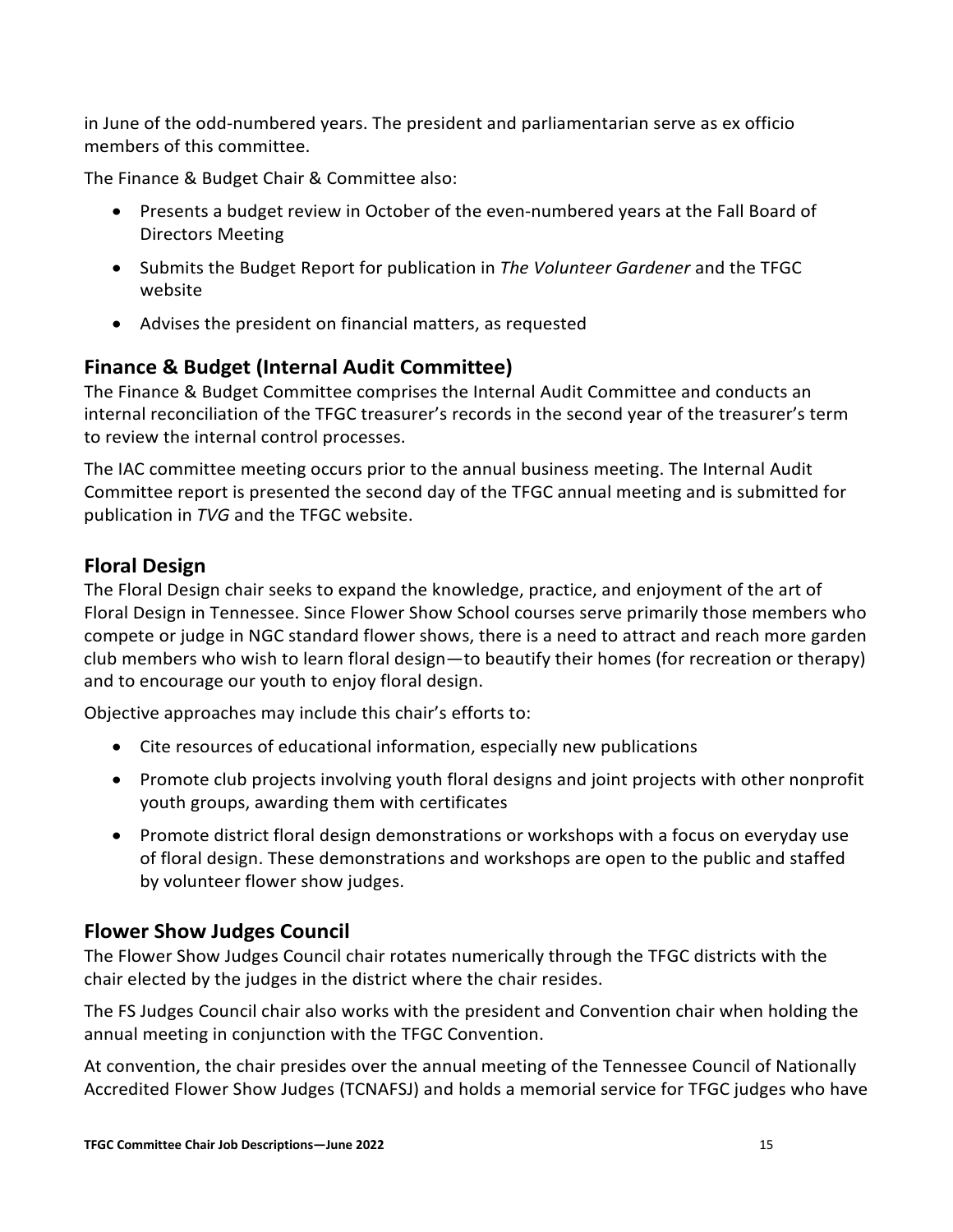in June of the odd-numbered years. The president and parliamentarian serve as ex officio members of this committee.

The Finance & Budget Chair & Committee also:

- Presents a budget review in October of the even-numbered years at the Fall Board of Directors Meeting
- Submits the Budget Report for publication in *The Volunteer Gardener* and the TFGC website
- Advises the president on financial matters, as requested

## Finance & Budget (Internal Audit Committee)

The Finance & Budget Committee comprises the Internal Audit Committee and conducts an internal reconciliation of the TFGC treasurer's records in the second year of the treasurer's term to review the internal control processes.

The IAC committee meeting occurs prior to the annual business meeting. The Internal Audit Committee report is presented the second day of the TFGC annual meeting and is submitted for publication in *TVG* and the TFGC website.

## Floral Design

The Floral Design chair seeks to expand the knowledge, practice, and enjoyment of the art of Floral Design in Tennessee. Since Flower Show School courses serve primarily those members who compete or judge in NGC standard flower shows, there is a need to attract and reach more garden club members who wish to learn floral design—to beautify their homes (for recreation or therapy) and to encourage our youth to enjoy floral design.

Objective approaches may include this chair's efforts to:

- Cite resources of educational information, especially new publications
- Promote club projects involving youth floral designs and joint projects with other nonprofit youth groups, awarding them with certificates
- Promote district floral design demonstrations or workshops with a focus on everyday use of floral design. These demonstrations and workshops are open to the public and staffed by volunteer flower show judges.

## Flower Show Judges Council

The Flower Show Judges Council chair rotates numerically through the TFGC districts with the chair elected by the judges in the district where the chair resides.

The FS Judges Council chair also works with the president and Convention chair when holding the annual meeting in conjunction with the TFGC Convention.

At convention, the chair presides over the annual meeting of the Tennessee Council of Nationally Accredited Flower Show Judges (TCNAFSJ) and holds a memorial service for TFGC judges who have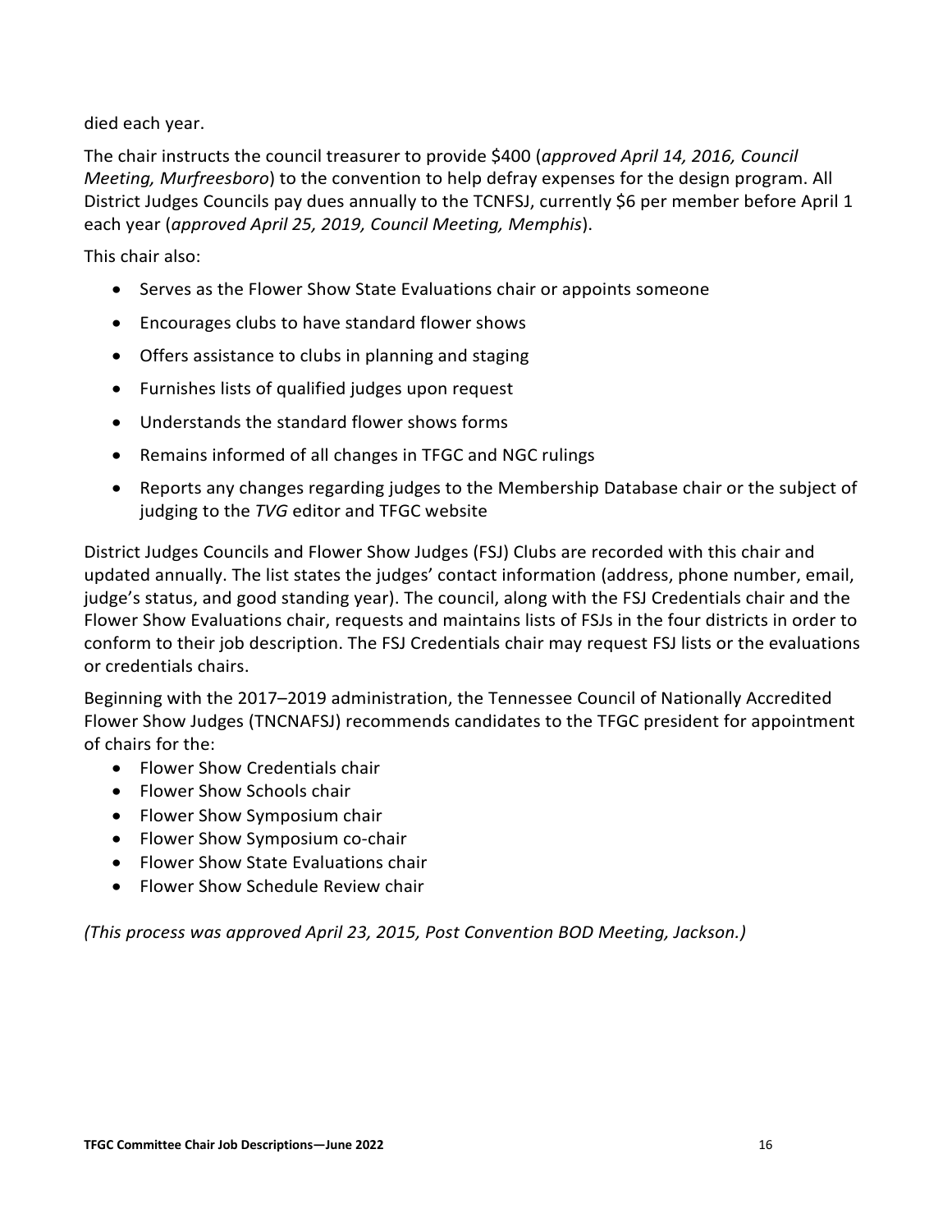died each year.

The chair instructs the council treasurer to provide $400 (*approved April 14, 2016, Council Meeting, Murfreesboro*) to the convention to help defray expenses for the design program. All District Judges Councils pay dues annually to the TCNFSJ, currently $6 per member before April 1 each year (*approved April 25, 2019, Council Meeting, Memphis*).

This chair also:

- Serves as the Flower Show State Evaluations chair or appoints someone
- Encourages clubs to have standard flower shows
- Offers assistance to clubs in planning and staging
- Furnishes lists of qualified judges upon request
- Understands the standard flower shows forms
- Remains informed of all changes in TFGC and NGC rulings
- Reports any changes regarding judges to the Membership Database chair or the subject of judging to the *TVG* editor and TFGC website

District Judges Councils and Flower Show Judges (FSJ) Clubs are recorded with this chair and updated annually. The list states the judges' contact information (address, phone number, email, judge's status, and good standing year). The council, along with the FSJ Credentials chair and the Flower Show Evaluations chair, requests and maintains lists of FSJs in the four districts in order to conform to their job description. The FSJ Credentials chair may request FSJ lists or the evaluations or credentials chairs.

Beginning with the 2017–2019 administration, the Tennessee Council of Nationally Accredited Flower Show Judges (TNCNAFSJ) recommends candidates to the TFGC president for appointment of chairs for the:

- Flower Show Credentials chair
- Flower Show Schools chair
- Flower Show Symposium chair
- Flower Show Symposium co-chair
- Flower Show State Evaluations chair
- Flower Show Schedule Review chair

*(This process was approved April 23, 2015, Post Convention BOD Meeting, Jackson.)*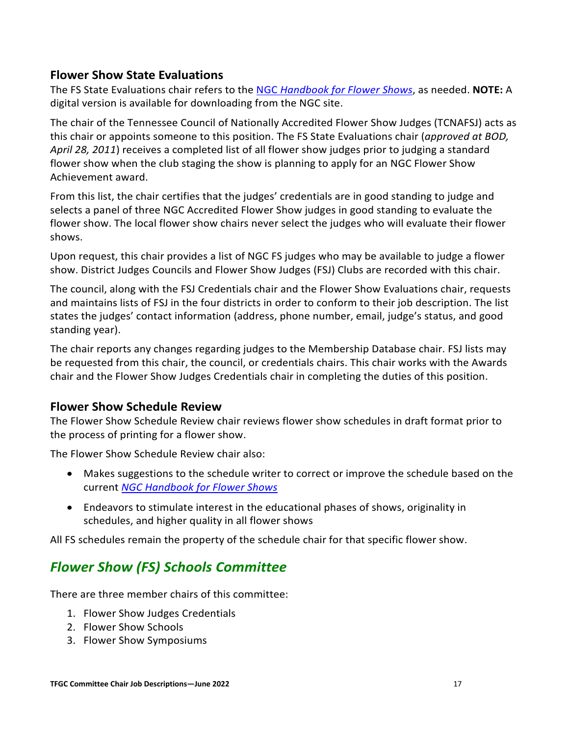### Flower Show State Evaluations

The FS State Evaluations chair refers to the [NGC *Handbook for Flower Shows*](), as needed. **NOTE:** A digital version is available for downloading from the NGC site.

The chair of the Tennessee Council of Nationally Accredited Flower Show Judges (TCNAFSJ) acts as this chair or appoints someone to this position. The FS State Evaluations chair (*approved at BOD, April 28, 2011*) receives a completed list of all flower show judges prior to judging a standard flower show when the club staging the show is planning to apply for an NGC Flower Show Achievement award.

From this list, the chair certifies that the judges' credentials are in good standing to judge and selects a panel of three NGC Accredited Flower Show judges in good standing to evaluate the flower show. The local flower show chairs never select the judges who will evaluate their flower shows.

Upon request, this chair provides a list of NGC FS judges who may be available to judge a flower show. District Judges Councils and Flower Show Judges (FSJ) Clubs are recorded with this chair.

The council, along with the FSJ Credentials chair and the Flower Show Evaluations chair, requests and maintains lists of FSJ in the four districts in order to conform to their job description. The list states the judges' contact information (address, phone number, email, judge's status, and good standing year).

The chair reports any changes regarding judges to the Membership Database chair. FSJ lists may be requested from this chair, the council, or credentials chairs. This chair works with the Awards chair and the Flower Show Judges Credentials chair in completing the duties of this position.

### Flower Show Schedule Review

The Flower Show Schedule Review chair reviews flower show schedules in draft format prior to the process of printing for a flower show.

The Flower Show Schedule Review chair also:

- Makes suggestions to the schedule writer to correct or improve the schedule based on the current [*NGC Handbook for Flower Shows*]()
- Endeavors to stimulate interest in the educational phases of shows, originality in schedules, and higher quality in all flower shows

All FS schedules remain the property of the schedule chair for that specific flower show.

## *Flower Show (FS) Schools Committee*

There are three member chairs of this committee:

1. Flower Show Judges Credentials
2. Flower Show Schools
3. Flower Show Symposiums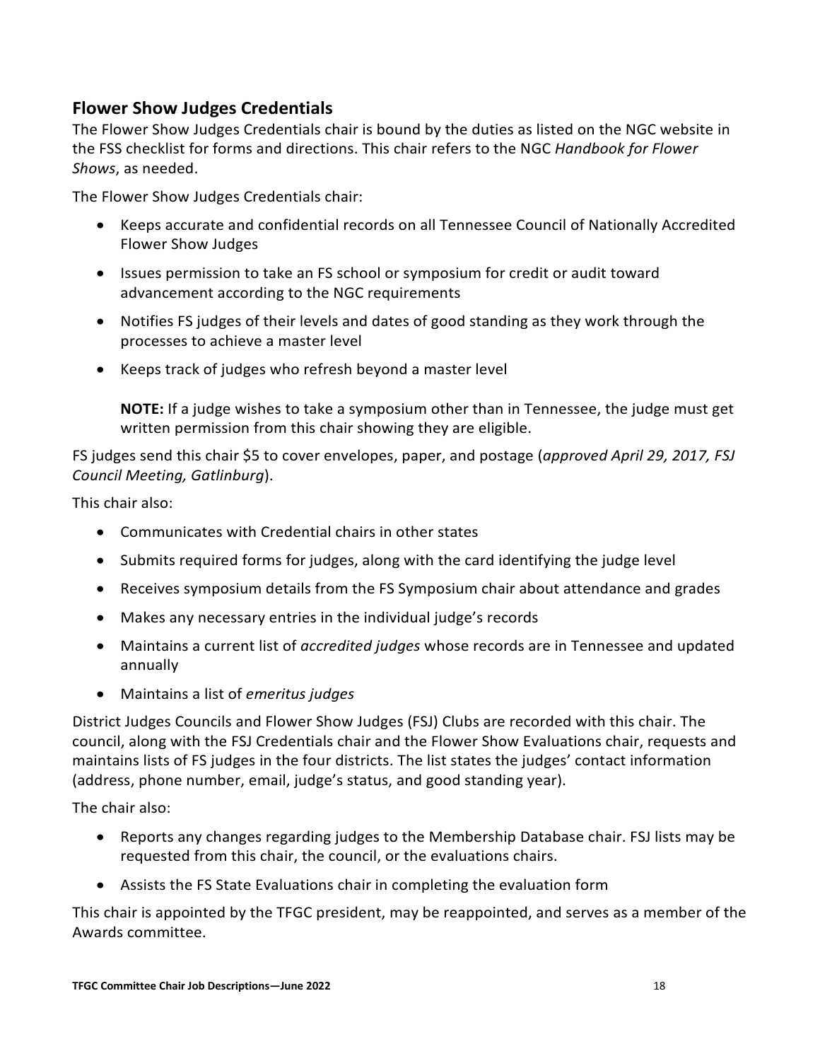## Flower Show Judges Credentials

The Flower Show Judges Credentials chair is bound by the duties as listed on the NGC website in the FSS checklist for forms and directions. This chair refers to the NGC *Handbook for Flower Shows*, as needed.

The Flower Show Judges Credentials chair:

- Keeps accurate and confidential records on all Tennessee Council of Nationally Accredited Flower Show Judges
- Issues permission to take an FS school or symposium for credit or audit toward advancement according to the NGC requirements
- Notifies FS judges of their levels and dates of good standing as they work through the processes to achieve a master level
- Keeps track of judges who refresh beyond a master level

  **NOTE:** If a judge wishes to take a symposium other than in Tennessee, the judge must get written permission from this chair showing they are eligible.

FS judges send this chair $5 to cover envelopes, paper, and postage (*approved April 29, 2017, FSJ Council Meeting, Gatlinburg*).

This chair also:

- Communicates with Credential chairs in other states
- Submits required forms for judges, along with the card identifying the judge level
- Receives symposium details from the FS Symposium chair about attendance and grades
- Makes any necessary entries in the individual judge's records
- Maintains a current list of *accredited judges* whose records are in Tennessee and updated annually
- Maintains a list of *emeritus judges*

District Judges Councils and Flower Show Judges (FSJ) Clubs are recorded with this chair. The council, along with the FSJ Credentials chair and the Flower Show Evaluations chair, requests and maintains lists of FS judges in the four districts. The list states the judges' contact information (address, phone number, email, judge's status, and good standing year).

The chair also:

- Reports any changes regarding judges to the Membership Database chair. FSJ lists may be requested from this chair, the council, or the evaluations chairs.
- Assists the FS State Evaluations chair in completing the evaluation form

This chair is appointed by the TFGC president, may be reappointed, and serves as a member of the Awards committee.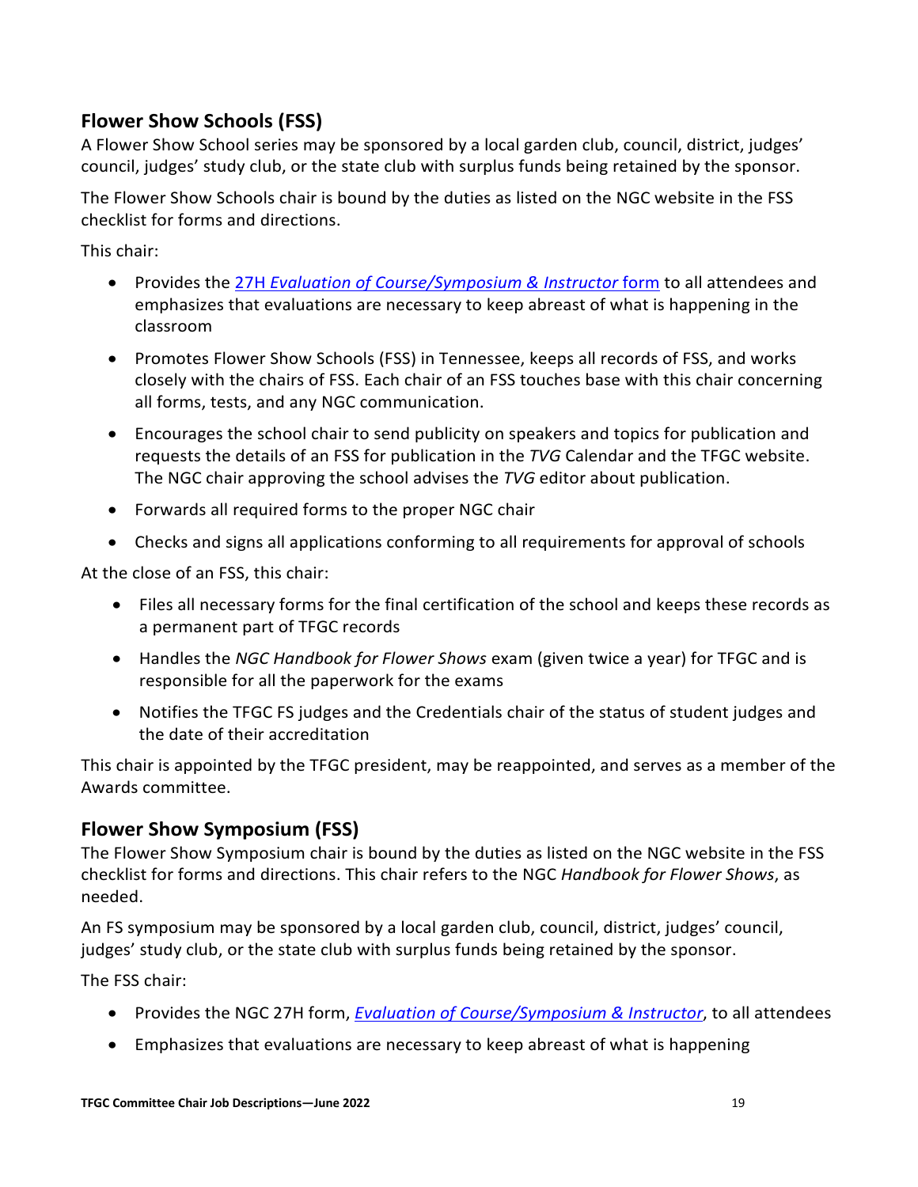## Flower Show Schools (FSS)

A Flower Show School series may be sponsored by a local garden club, council, district, judges' council, judges' study club, or the state club with surplus funds being retained by the sponsor.

The Flower Show Schools chair is bound by the duties as listed on the NGC website in the FSS checklist for forms and directions.

This chair:

- Provides the 27H *Evaluation of Course/Symposium & Instructor* form to all attendees and emphasizes that evaluations are necessary to keep abreast of what is happening in the classroom
- Promotes Flower Show Schools (FSS) in Tennessee, keeps all records of FSS, and works closely with the chairs of FSS. Each chair of an FSS touches base with this chair concerning all forms, tests, and any NGC communication.
- Encourages the school chair to send publicity on speakers and topics for publication and requests the details of an FSS for publication in the *TVG* Calendar and the TFGC website. The NGC chair approving the school advises the *TVG* editor about publication.
- Forwards all required forms to the proper NGC chair
- Checks and signs all applications conforming to all requirements for approval of schools

At the close of an FSS, this chair:

- Files all necessary forms for the final certification of the school and keeps these records as a permanent part of TFGC records
- Handles the *NGC Handbook for Flower Shows* exam (given twice a year) for TFGC and is responsible for all the paperwork for the exams
- Notifies the TFGC FS judges and the Credentials chair of the status of student judges and the date of their accreditation

This chair is appointed by the TFGC president, may be reappointed, and serves as a member of the Awards committee.

## Flower Show Symposium (FSS)

The Flower Show Symposium chair is bound by the duties as listed on the NGC website in the FSS checklist for forms and directions. This chair refers to the NGC *Handbook for Flower Shows*, as needed.

An FS symposium may be sponsored by a local garden club, council, district, judges' council, judges' study club, or the state club with surplus funds being retained by the sponsor.

The FSS chair:

- Provides the NGC 27H form, *Evaluation of Course/Symposium & Instructor*, to all attendees
- Emphasizes that evaluations are necessary to keep abreast of what is happening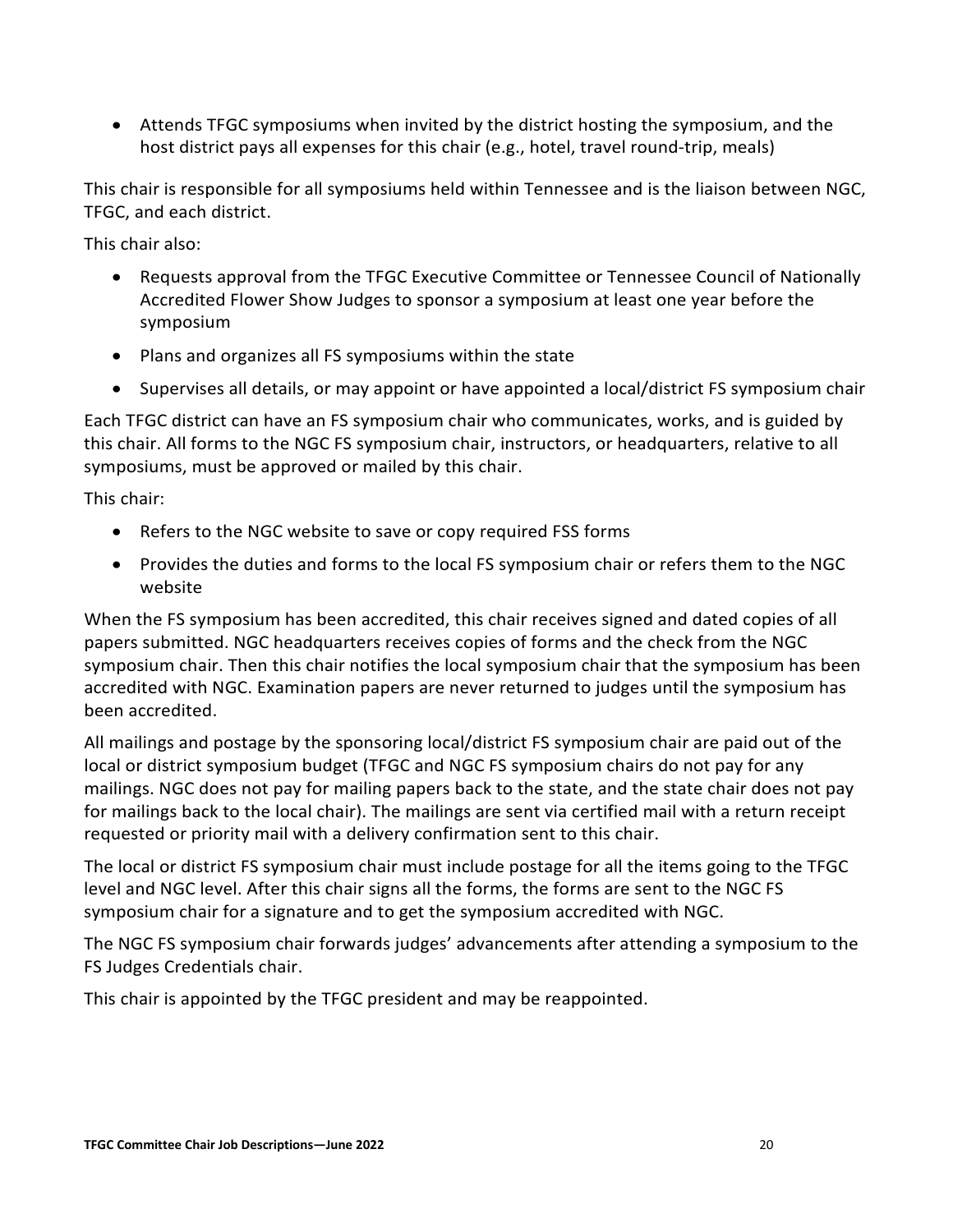- Attends TFGC symposiums when invited by the district hosting the symposium, and the host district pays all expenses for this chair (e.g., hotel, travel round-trip, meals)

This chair is responsible for all symposiums held within Tennessee and is the liaison between NGC, TFGC, and each district.

This chair also:

- Requests approval from the TFGC Executive Committee or Tennessee Council of Nationally Accredited Flower Show Judges to sponsor a symposium at least one year before the symposium
- Plans and organizes all FS symposiums within the state
- Supervises all details, or may appoint or have appointed a local/district FS symposium chair

Each TFGC district can have an FS symposium chair who communicates, works, and is guided by this chair. All forms to the NGC FS symposium chair, instructors, or headquarters, relative to all symposiums, must be approved or mailed by this chair.

This chair:

- Refers to the NGC website to save or copy required FSS forms
- Provides the duties and forms to the local FS symposium chair or refers them to the NGC website

When the FS symposium has been accredited, this chair receives signed and dated copies of all papers submitted. NGC headquarters receives copies of forms and the check from the NGC symposium chair. Then this chair notifies the local symposium chair that the symposium has been accredited with NGC. Examination papers are never returned to judges until the symposium has been accredited.

All mailings and postage by the sponsoring local/district FS symposium chair are paid out of the local or district symposium budget (TFGC and NGC FS symposium chairs do not pay for any mailings. NGC does not pay for mailing papers back to the state, and the state chair does not pay for mailings back to the local chair). The mailings are sent via certified mail with a return receipt requested or priority mail with a delivery confirmation sent to this chair.

The local or district FS symposium chair must include postage for all the items going to the TFGC level and NGC level. After this chair signs all the forms, the forms are sent to the NGC FS symposium chair for a signature and to get the symposium accredited with NGC.

The NGC FS symposium chair forwards judges' advancements after attending a symposium to the FS Judges Credentials chair.

This chair is appointed by the TFGC president and may be reappointed.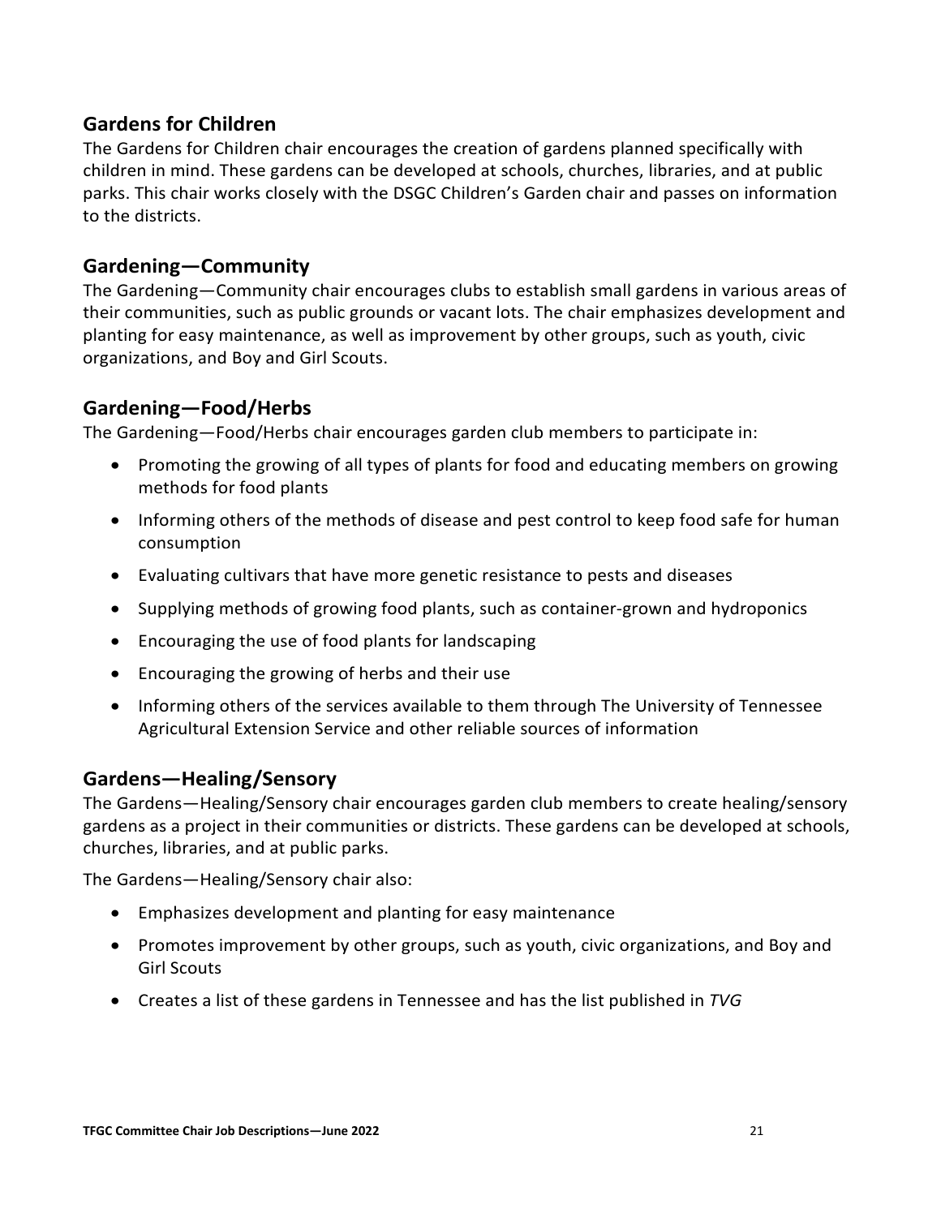## Gardens for Children

The Gardens for Children chair encourages the creation of gardens planned specifically with children in mind. These gardens can be developed at schools, churches, libraries, and at public parks. This chair works closely with the DSGC Children's Garden chair and passes on information to the districts.

## Gardening—Community

The Gardening—Community chair encourages clubs to establish small gardens in various areas of their communities, such as public grounds or vacant lots. The chair emphasizes development and planting for easy maintenance, as well as improvement by other groups, such as youth, civic organizations, and Boy and Girl Scouts.

## Gardening—Food/Herbs

The Gardening—Food/Herbs chair encourages garden club members to participate in:

- Promoting the growing of all types of plants for food and educating members on growing methods for food plants
- Informing others of the methods of disease and pest control to keep food safe for human consumption
- Evaluating cultivars that have more genetic resistance to pests and diseases
- Supplying methods of growing food plants, such as container-grown and hydroponics
- Encouraging the use of food plants for landscaping
- Encouraging the growing of herbs and their use
- Informing others of the services available to them through The University of Tennessee Agricultural Extension Service and other reliable sources of information

## Gardens—Healing/Sensory

The Gardens—Healing/Sensory chair encourages garden club members to create healing/sensory gardens as a project in their communities or districts. These gardens can be developed at schools, churches, libraries, and at public parks.

The Gardens—Healing/Sensory chair also:

- Emphasizes development and planting for easy maintenance
- Promotes improvement by other groups, such as youth, civic organizations, and Boy and Girl Scouts
- Creates a list of these gardens in Tennessee and has the list published in *TVG*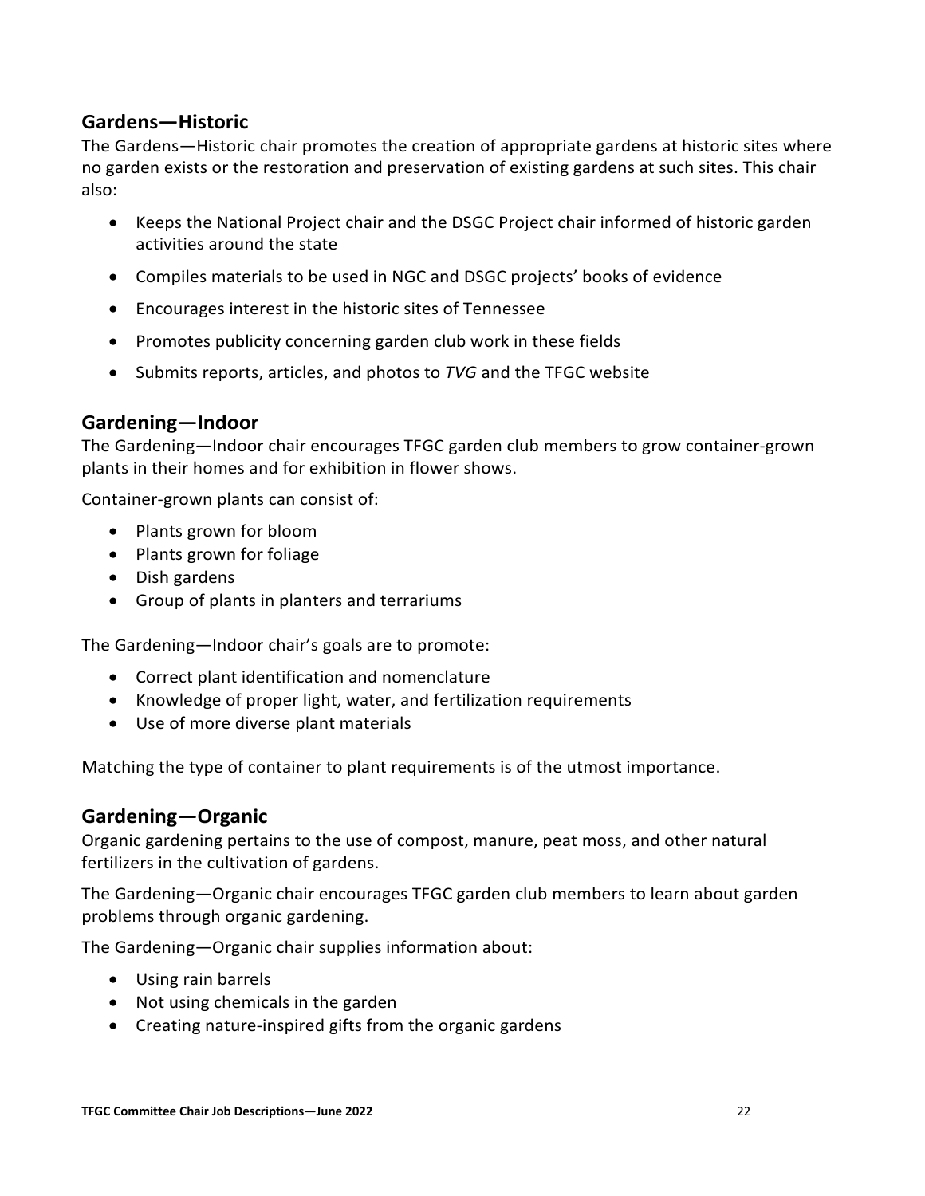## Gardens—Historic

The Gardens—Historic chair promotes the creation of appropriate gardens at historic sites where no garden exists or the restoration and preservation of existing gardens at such sites. This chair also:

- Keeps the National Project chair and the DSGC Project chair informed of historic garden activities around the state
- Compiles materials to be used in NGC and DSGC projects' books of evidence
- Encourages interest in the historic sites of Tennessee
- Promotes publicity concerning garden club work in these fields
- Submits reports, articles, and photos to *TVG* and the TFGC website

## Gardening—Indoor

The Gardening—Indoor chair encourages TFGC garden club members to grow container-grown plants in their homes and for exhibition in flower shows.

Container-grown plants can consist of:

- Plants grown for bloom
- Plants grown for foliage
- Dish gardens
- Group of plants in planters and terrariums

The Gardening—Indoor chair's goals are to promote:

- Correct plant identification and nomenclature
- Knowledge of proper light, water, and fertilization requirements
- Use of more diverse plant materials

Matching the type of container to plant requirements is of the utmost importance.

## Gardening—Organic

Organic gardening pertains to the use of compost, manure, peat moss, and other natural fertilizers in the cultivation of gardens.

The Gardening—Organic chair encourages TFGC garden club members to learn about garden problems through organic gardening.

The Gardening—Organic chair supplies information about:

- Using rain barrels
- Not using chemicals in the garden
- Creating nature-inspired gifts from the organic gardens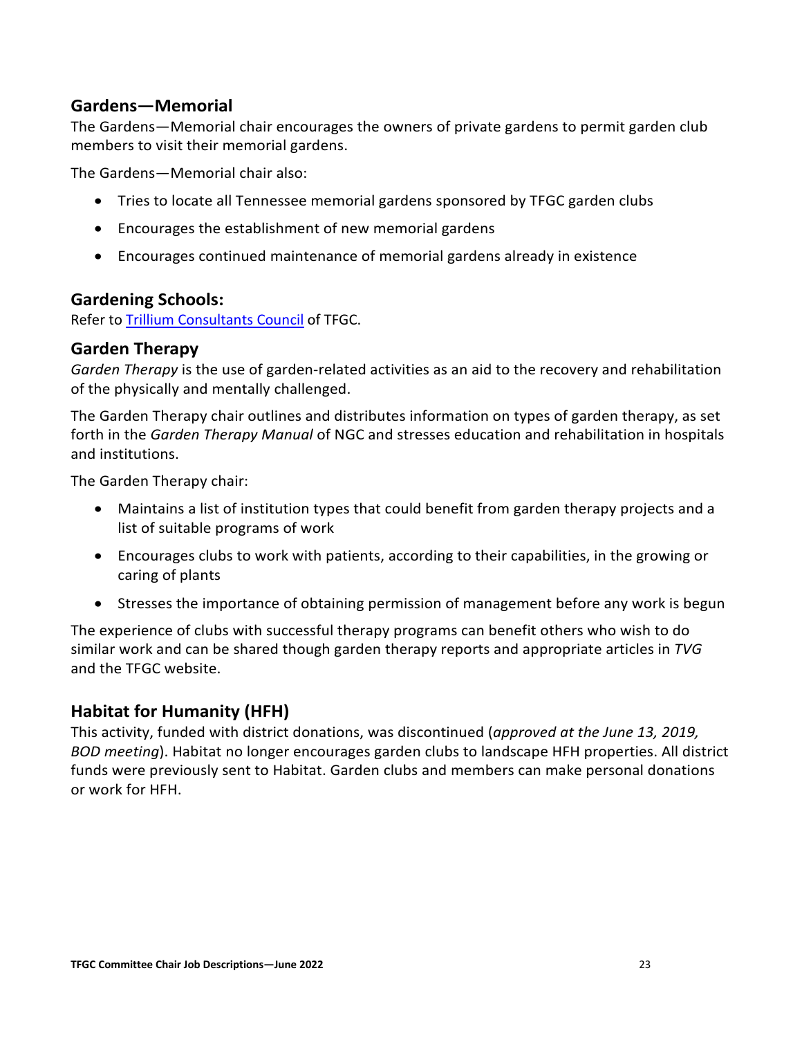## Gardens—Memorial

The Gardens—Memorial chair encourages the owners of private gardens to permit garden club members to visit their memorial gardens.

The Gardens—Memorial chair also:

- Tries to locate all Tennessee memorial gardens sponsored by TFGC garden clubs
- Encourages the establishment of new memorial gardens
- Encourages continued maintenance of memorial gardens already in existence

## Gardening Schools:

Refer to [Trillium Consultants Council]() of TFGC.

## Garden Therapy

*Garden Therapy* is the use of garden-related activities as an aid to the recovery and rehabilitation of the physically and mentally challenged.

The Garden Therapy chair outlines and distributes information on types of garden therapy, as set forth in the *Garden Therapy Manual* of NGC and stresses education and rehabilitation in hospitals and institutions.

The Garden Therapy chair:

- Maintains a list of institution types that could benefit from garden therapy projects and a list of suitable programs of work
- Encourages clubs to work with patients, according to their capabilities, in the growing or caring of plants
- Stresses the importance of obtaining permission of management before any work is begun

The experience of clubs with successful therapy programs can benefit others who wish to do similar work and can be shared though garden therapy reports and appropriate articles in *TVG* and the TFGC website.

## Habitat for Humanity (HFH)

This activity, funded with district donations, was discontinued (*approved at the June 13, 2019, BOD meeting*). Habitat no longer encourages garden clubs to landscape HFH properties. All district funds were previously sent to Habitat. Garden clubs and members can make personal donations or work for HFH.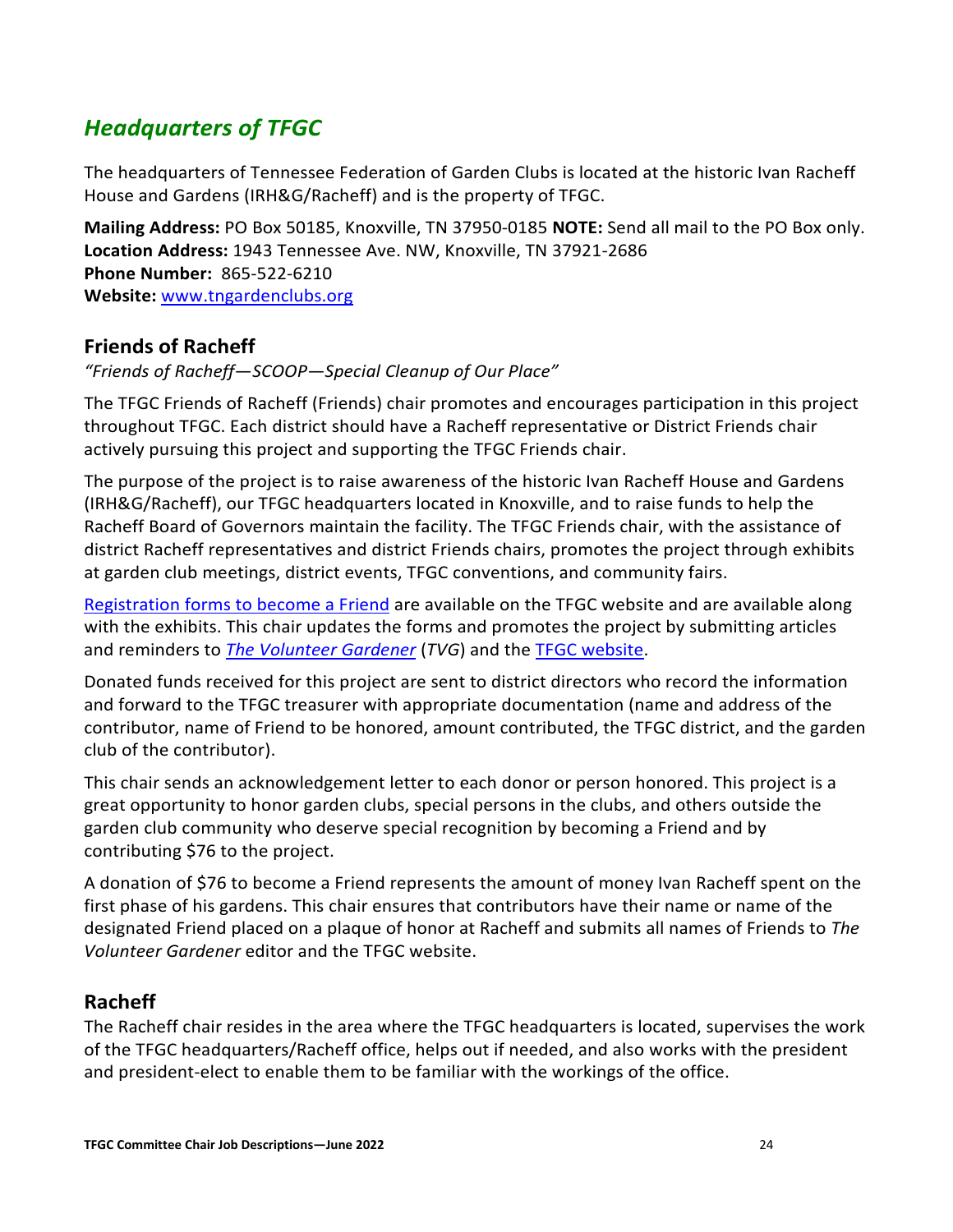## *Headquarters of TFGC*

The headquarters of Tennessee Federation of Garden Clubs is located at the historic Ivan Racheff House and Gardens (IRH&G/Racheff) and is the property of TFGC.

**Mailing Address:** PO Box 50185, Knoxville, TN 37950-0185 **NOTE:** Send all mail to the PO Box only.
**Location Address:** 1943 Tennessee Ave. NW, Knoxville, TN 37921-2686
**Phone Number:** 865-522-6210
**Website:** [www.tngardenclubs.org](www.tngardenclubs.org)

### Friends of Racheff

*"Friends of Racheff—SCOOP—Special Cleanup of Our Place"*

The TFGC Friends of Racheff (Friends) chair promotes and encourages participation in this project throughout TFGC. Each district should have a Racheff representative or District Friends chair actively pursuing this project and supporting the TFGC Friends chair.

The purpose of the project is to raise awareness of the historic Ivan Racheff House and Gardens (IRH&G/Racheff), our TFGC headquarters located in Knoxville, and to raise funds to help the Racheff Board of Governors maintain the facility. The TFGC Friends chair, with the assistance of district Racheff representatives and district Friends chairs, promotes the project through exhibits at garden club meetings, district events, TFGC conventions, and community fairs.

Registration forms to become a Friend are available on the TFGC website and are available along with the exhibits. This chair updates the forms and promotes the project by submitting articles and reminders to *The Volunteer Gardener* (*TVG*) and the TFGC website.

Donated funds received for this project are sent to district directors who record the information and forward to the TFGC treasurer with appropriate documentation (name and address of the contributor, name of Friend to be honored, amount contributed, the TFGC district, and the garden club of the contributor).

This chair sends an acknowledgement letter to each donor or person honored. This project is a great opportunity to honor garden clubs, special persons in the clubs, and others outside the garden club community who deserve special recognition by becoming a Friend and by contributing $76 to the project.

A donation of $76 to become a Friend represents the amount of money Ivan Racheff spent on the first phase of his gardens. This chair ensures that contributors have their name or name of the designated Friend placed on a plaque of honor at Racheff and submits all names of Friends to *The Volunteer Gardener* editor and the TFGC website.

### Racheff

The Racheff chair resides in the area where the TFGC headquarters is located, supervises the work of the TFGC headquarters/Racheff office, helps out if needed, and also works with the president and president-elect to enable them to be familiar with the workings of the office.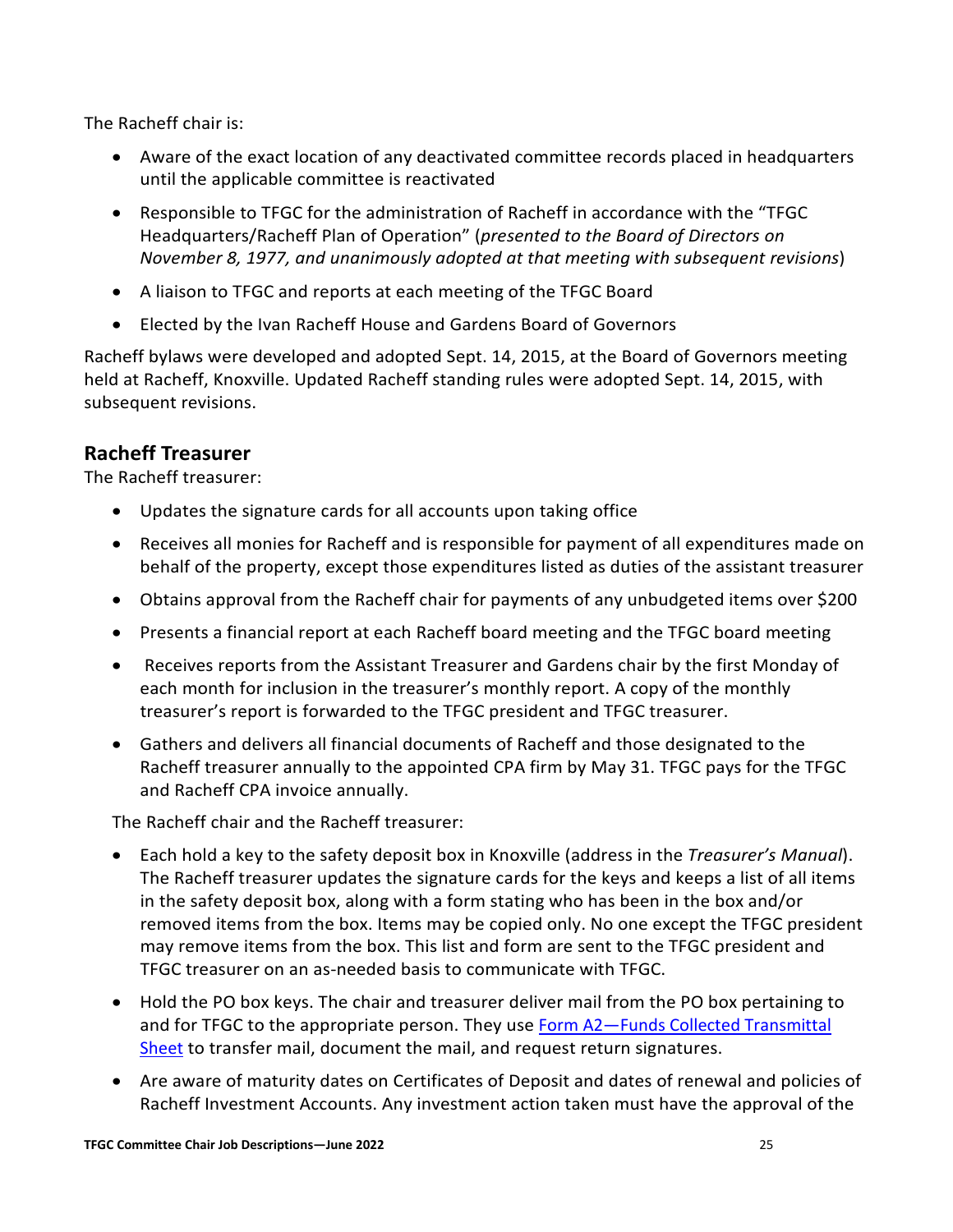The Racheff chair is:

- Aware of the exact location of any deactivated committee records placed in headquarters until the applicable committee is reactivated
- Responsible to TFGC for the administration of Racheff in accordance with the "TFGC Headquarters/Racheff Plan of Operation" (*presented to the Board of Directors on November 8, 1977, and unanimously adopted at that meeting with subsequent revisions*)
- A liaison to TFGC and reports at each meeting of the TFGC Board
- Elected by the Ivan Racheff House and Gardens Board of Governors

Racheff bylaws were developed and adopted Sept. 14, 2015, at the Board of Governors meeting held at Racheff, Knoxville. Updated Racheff standing rules were adopted Sept. 14, 2015, with subsequent revisions.

## Racheff Treasurer

The Racheff treasurer:

- Updates the signature cards for all accounts upon taking office
- Receives all monies for Racheff and is responsible for payment of all expenditures made on behalf of the property, except those expenditures listed as duties of the assistant treasurer
- Obtains approval from the Racheff chair for payments of any unbudgeted items over $200
- Presents a financial report at each Racheff board meeting and the TFGC board meeting
- Receives reports from the Assistant Treasurer and Gardens chair by the first Monday of each month for inclusion in the treasurer's monthly report. A copy of the monthly treasurer's report is forwarded to the TFGC president and TFGC treasurer.
- Gathers and delivers all financial documents of Racheff and those designated to the Racheff treasurer annually to the appointed CPA firm by May 31. TFGC pays for the TFGC and Racheff CPA invoice annually.

The Racheff chair and the Racheff treasurer:

- Each hold a key to the safety deposit box in Knoxville (address in the *Treasurer's Manual*). The Racheff treasurer updates the signature cards for the keys and keeps a list of all items in the safety deposit box, along with a form stating who has been in the box and/or removed items from the box. Items may be copied only. No one except the TFGC president may remove items from the box. This list and form are sent to the TFGC president and TFGC treasurer on an as-needed basis to communicate with TFGC.
- Hold the PO box keys. The chair and treasurer deliver mail from the PO box pertaining to and for TFGC to the appropriate person. They use [Form A2—Funds Collected Transmittal Sheet]() to transfer mail, document the mail, and request return signatures.
- Are aware of maturity dates on Certificates of Deposit and dates of renewal and policies of Racheff Investment Accounts. Any investment action taken must have the approval of the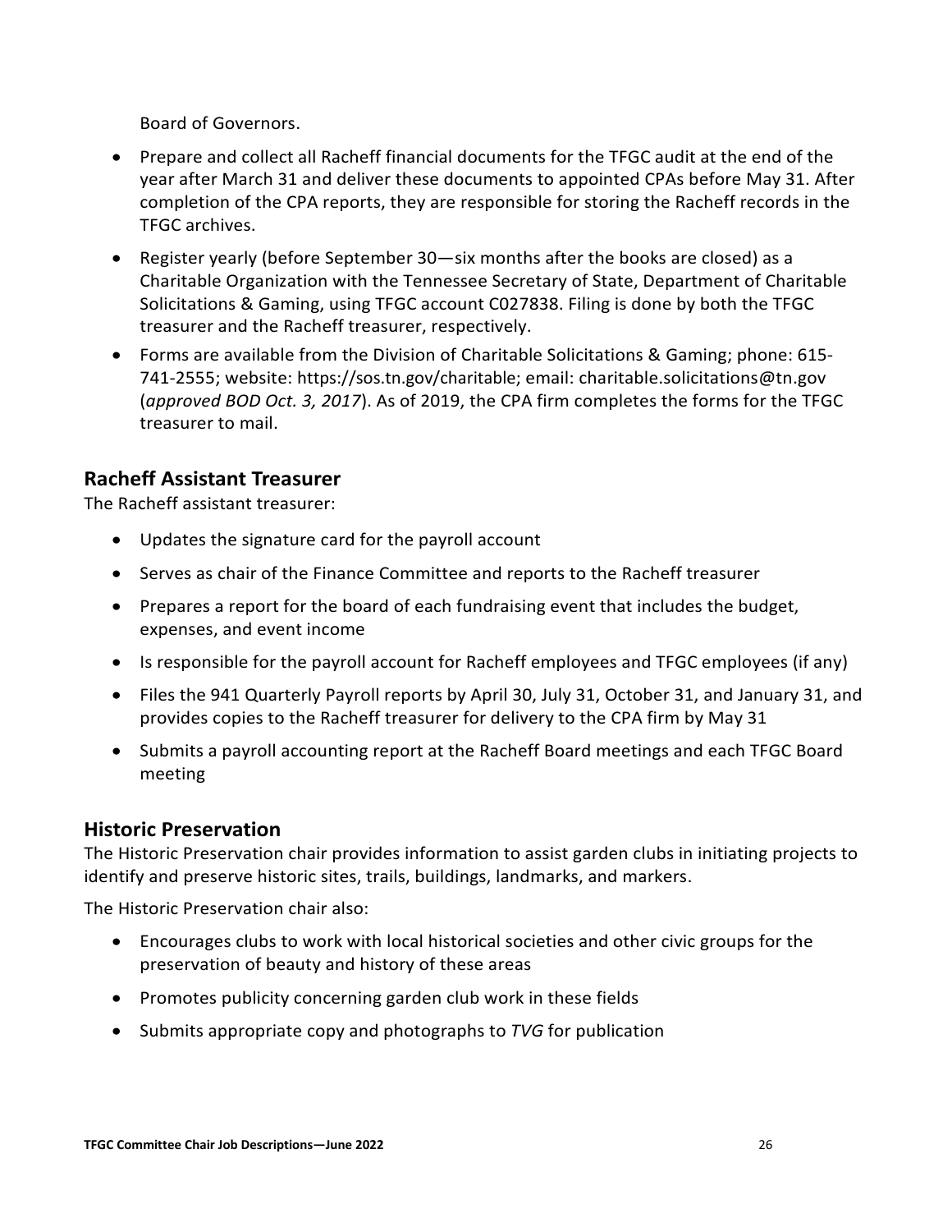Board of Governors.

- Prepare and collect all Racheff financial documents for the TFGC audit at the end of the year after March 31 and deliver these documents to appointed CPAs before May 31. After completion of the CPA reports, they are responsible for storing the Racheff records in the TFGC archives.
- Register yearly (before September 30—six months after the books are closed) as a Charitable Organization with the Tennessee Secretary of State, Department of Charitable Solicitations & Gaming, using TFGC account C027838. Filing is done by both the TFGC treasurer and the Racheff treasurer, respectively.
- Forms are available from the Division of Charitable Solicitations & Gaming; phone: 615-741-2555; website: https://sos.tn.gov/charitable; email: charitable.solicitations@tn.gov (*approved BOD Oct. 3, 2017*). As of 2019, the CPA firm completes the forms for the TFGC treasurer to mail.

## Racheff Assistant Treasurer

The Racheff assistant treasurer:

- Updates the signature card for the payroll account
- Serves as chair of the Finance Committee and reports to the Racheff treasurer
- Prepares a report for the board of each fundraising event that includes the budget, expenses, and event income
- Is responsible for the payroll account for Racheff employees and TFGC employees (if any)
- Files the 941 Quarterly Payroll reports by April 30, July 31, October 31, and January 31, and provides copies to the Racheff treasurer for delivery to the CPA firm by May 31
- Submits a payroll accounting report at the Racheff Board meetings and each TFGC Board meeting

## Historic Preservation

The Historic Preservation chair provides information to assist garden clubs in initiating projects to identify and preserve historic sites, trails, buildings, landmarks, and markers.

The Historic Preservation chair also:

- Encourages clubs to work with local historical societies and other civic groups for the preservation of beauty and history of these areas
- Promotes publicity concerning garden club work in these fields
- Submits appropriate copy and photographs to *TVG* for publication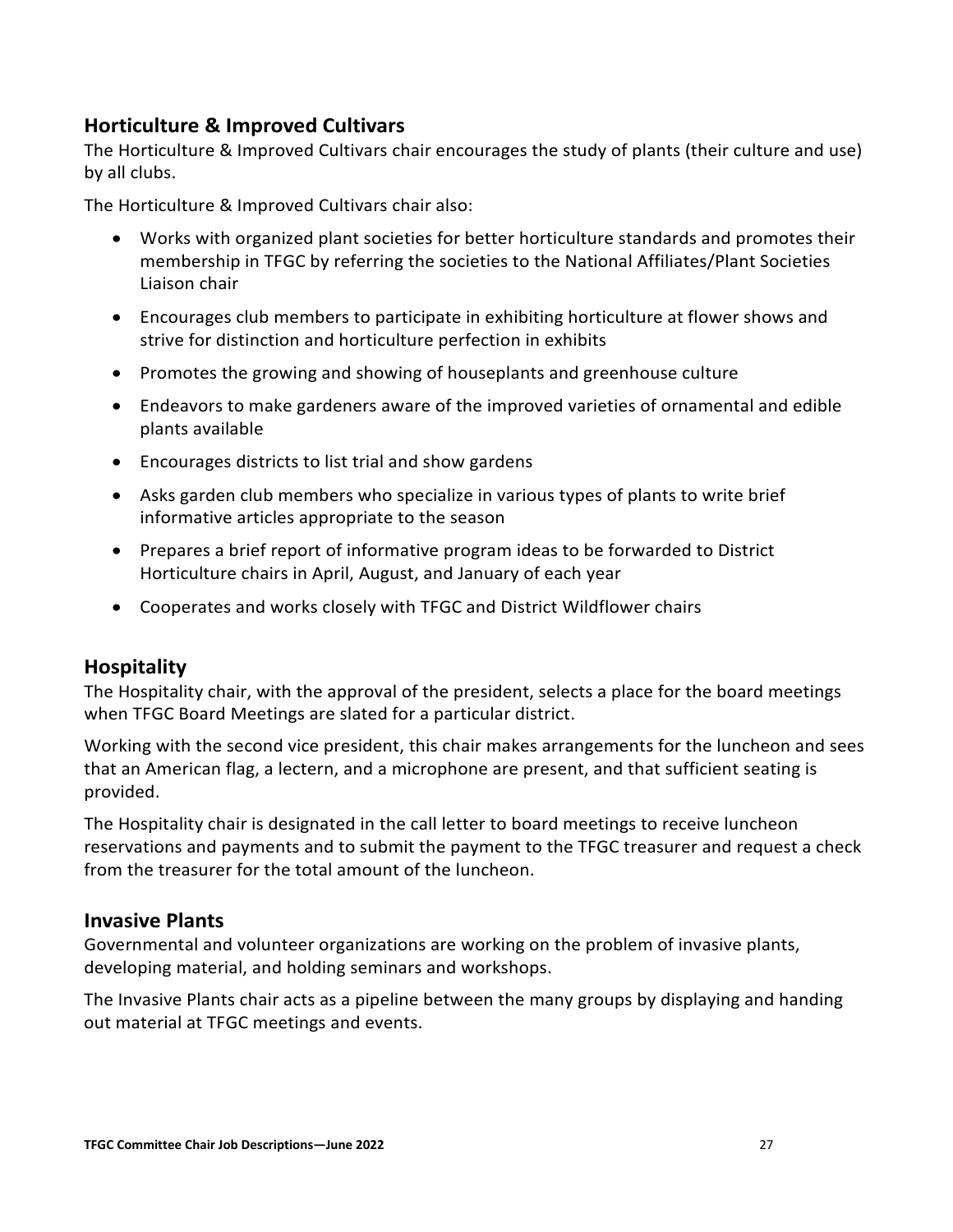## Horticulture & Improved Cultivars

The Horticulture & Improved Cultivars chair encourages the study of plants (their culture and use) by all clubs.

The Horticulture & Improved Cultivars chair also:

- Works with organized plant societies for better horticulture standards and promotes their membership in TFGC by referring the societies to the National Affiliates/Plant Societies Liaison chair
- Encourages club members to participate in exhibiting horticulture at flower shows and strive for distinction and horticulture perfection in exhibits
- Promotes the growing and showing of houseplants and greenhouse culture
- Endeavors to make gardeners aware of the improved varieties of ornamental and edible plants available
- Encourages districts to list trial and show gardens
- Asks garden club members who specialize in various types of plants to write brief informative articles appropriate to the season
- Prepares a brief report of informative program ideas to be forwarded to District Horticulture chairs in April, August, and January of each year
- Cooperates and works closely with TFGC and District Wildflower chairs

## Hospitality

The Hospitality chair, with the approval of the president, selects a place for the board meetings when TFGC Board Meetings are slated for a particular district.

Working with the second vice president, this chair makes arrangements for the luncheon and sees that an American flag, a lectern, and a microphone are present, and that sufficient seating is provided.

The Hospitality chair is designated in the call letter to board meetings to receive luncheon reservations and payments and to submit the payment to the TFGC treasurer and request a check from the treasurer for the total amount of the luncheon.

## Invasive Plants

Governmental and volunteer organizations are working on the problem of invasive plants, developing material, and holding seminars and workshops.

The Invasive Plants chair acts as a pipeline between the many groups by displaying and handing out material at TFGC meetings and events.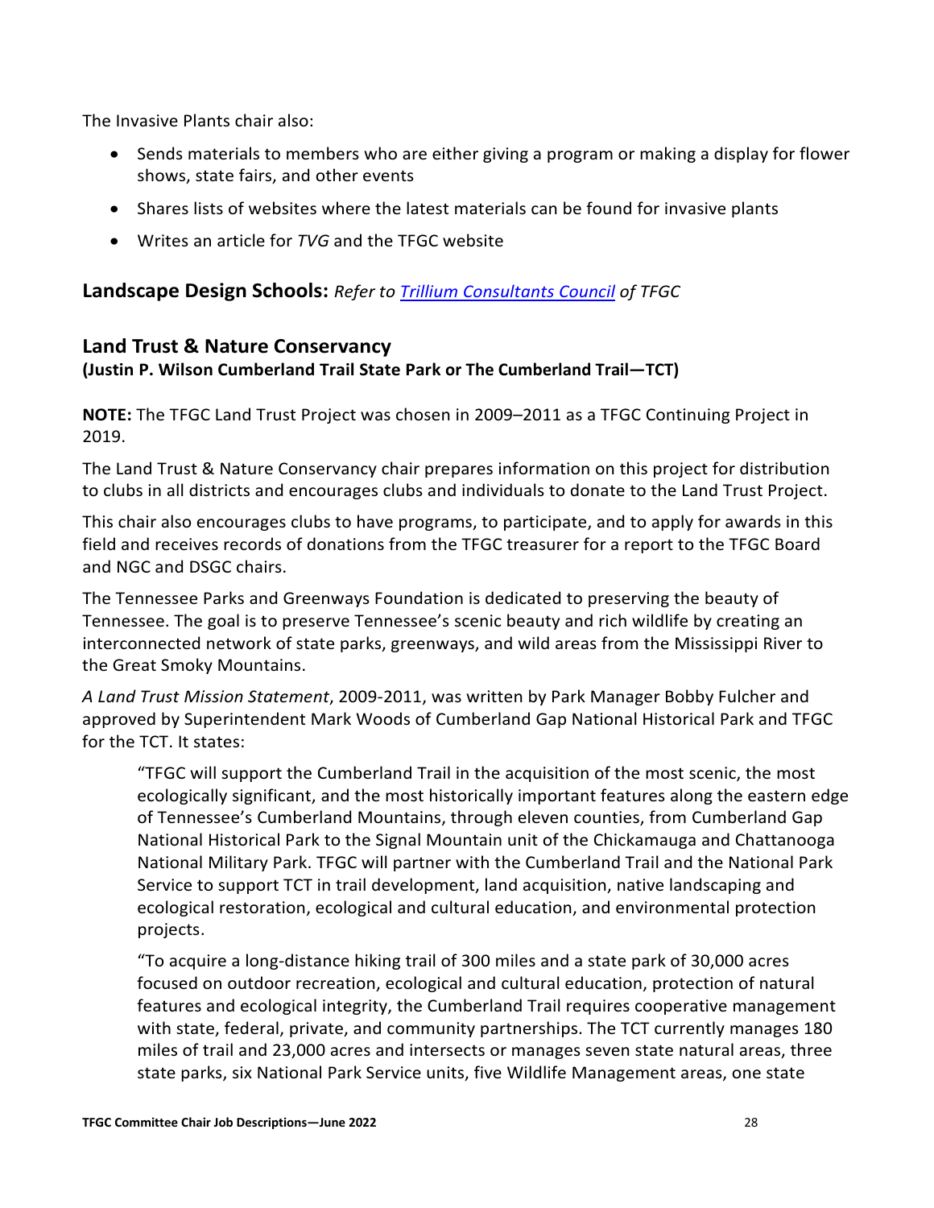The Invasive Plants chair also:

- Sends materials to members who are either giving a program or making a display for flower shows, state fairs, and other events
- Shares lists of websites where the latest materials can be found for invasive plants
- Writes an article for *TVG* and the TFGC website

## Landscape Design Schools: *Refer to [Trillium Consultants Council](#) of TFGC*

## Land Trust & Nature Conservancy

**(Justin P. Wilson Cumberland Trail State Park or The Cumberland Trail—TCT)**

**NOTE:** The TFGC Land Trust Project was chosen in 2009–2011 as a TFGC Continuing Project in 2019.

The Land Trust & Nature Conservancy chair prepares information on this project for distribution to clubs in all districts and encourages clubs and individuals to donate to the Land Trust Project.

This chair also encourages clubs to have programs, to participate, and to apply for awards in this field and receives records of donations from the TFGC treasurer for a report to the TFGC Board and NGC and DSGC chairs.

The Tennessee Parks and Greenways Foundation is dedicated to preserving the beauty of Tennessee. The goal is to preserve Tennessee's scenic beauty and rich wildlife by creating an interconnected network of state parks, greenways, and wild areas from the Mississippi River to the Great Smoky Mountains.

*A Land Trust Mission Statement*, 2009-2011, was written by Park Manager Bobby Fulcher and approved by Superintendent Mark Woods of Cumberland Gap National Historical Park and TFGC for the TCT. It states:

> "TFGC will support the Cumberland Trail in the acquisition of the most scenic, the most ecologically significant, and the most historically important features along the eastern edge of Tennessee's Cumberland Mountains, through eleven counties, from Cumberland Gap National Historical Park to the Signal Mountain unit of the Chickamauga and Chattanooga National Military Park. TFGC will partner with the Cumberland Trail and the National Park Service to support TCT in trail development, land acquisition, native landscaping and ecological restoration, ecological and cultural education, and environmental protection projects.
>
> "To acquire a long-distance hiking trail of 300 miles and a state park of 30,000 acres focused on outdoor recreation, ecological and cultural education, protection of natural features and ecological integrity, the Cumberland Trail requires cooperative management with state, federal, private, and community partnerships. The TCT currently manages 180 miles of trail and 23,000 acres and intersects or manages seven state natural areas, three state parks, six National Park Service units, five Wildlife Management areas, one state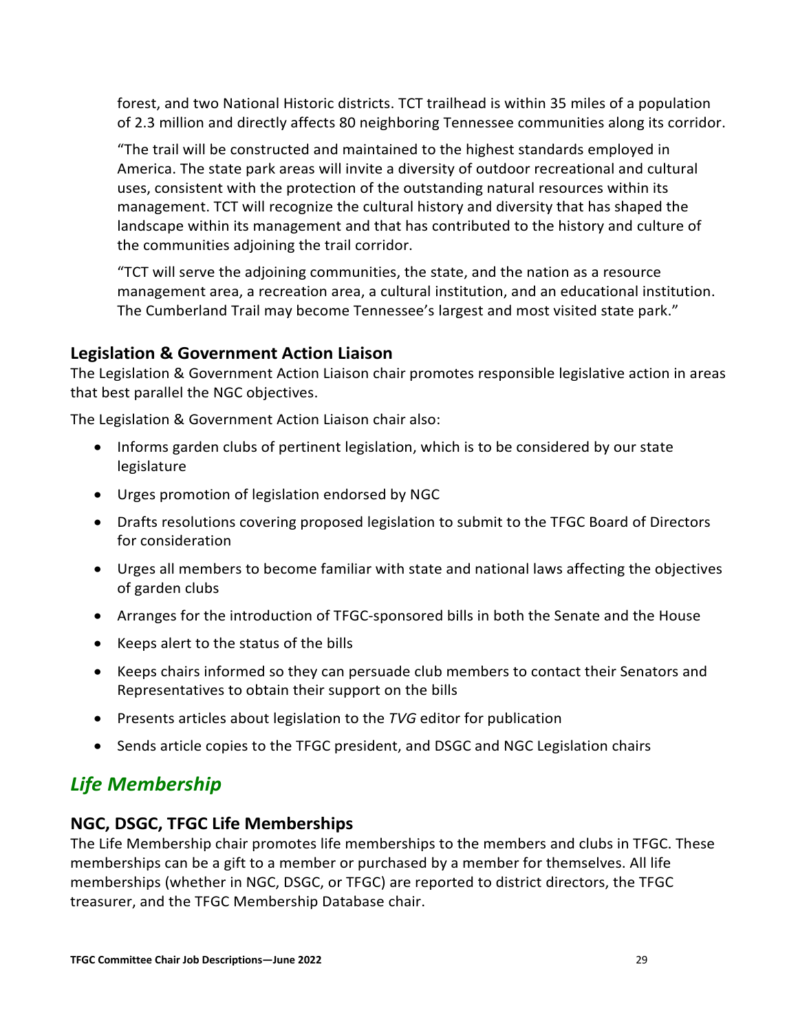forest, and two National Historic districts. TCT trailhead is within 35 miles of a population of 2.3 million and directly affects 80 neighboring Tennessee communities along its corridor.

"The trail will be constructed and maintained to the highest standards employed in America. The state park areas will invite a diversity of outdoor recreational and cultural uses, consistent with the protection of the outstanding natural resources within its management. TCT will recognize the cultural history and diversity that has shaped the landscape within its management and that has contributed to the history and culture of the communities adjoining the trail corridor.

"TCT will serve the adjoining communities, the state, and the nation as a resource management area, a recreation area, a cultural institution, and an educational institution. The Cumberland Trail may become Tennessee's largest and most visited state park."

### Legislation & Government Action Liaison

The Legislation & Government Action Liaison chair promotes responsible legislative action in areas that best parallel the NGC objectives.

The Legislation & Government Action Liaison chair also:

- Informs garden clubs of pertinent legislation, which is to be considered by our state legislature
- Urges promotion of legislation endorsed by NGC
- Drafts resolutions covering proposed legislation to submit to the TFGC Board of Directors for consideration
- Urges all members to become familiar with state and national laws affecting the objectives of garden clubs
- Arranges for the introduction of TFGC-sponsored bills in both the Senate and the House
- Keeps alert to the status of the bills
- Keeps chairs informed so they can persuade club members to contact their Senators and Representatives to obtain their support on the bills
- Presents articles about legislation to the *TVG* editor for publication
- Sends article copies to the TFGC president, and DSGC and NGC Legislation chairs

## *Life Membership*

### NGC, DSGC, TFGC Life Memberships

The Life Membership chair promotes life memberships to the members and clubs in TFGC. These memberships can be a gift to a member or purchased by a member for themselves. All life memberships (whether in NGC, DSGC, or TFGC) are reported to district directors, the TFGC treasurer, and the TFGC Membership Database chair.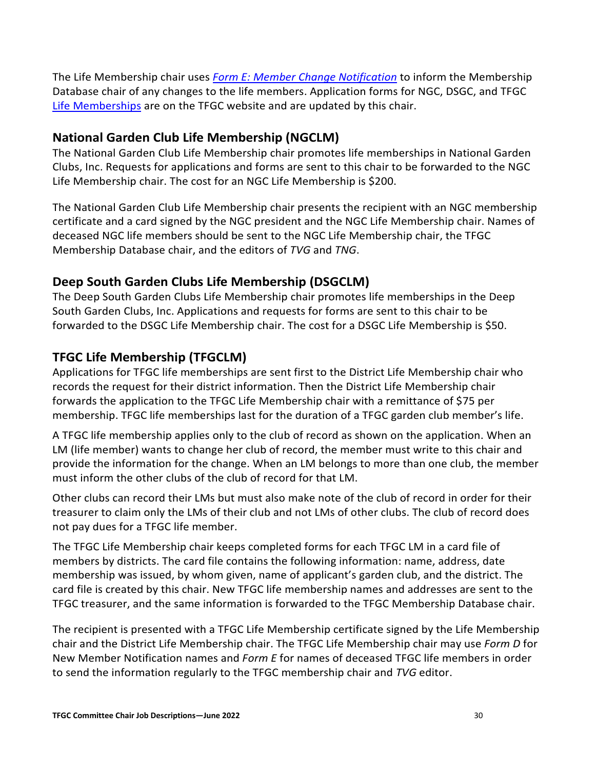The Life Membership chair uses [*Form E: Member Change Notification*]() to inform the Membership Database chair of any changes to the life members. Application forms for NGC, DSGC, and TFGC [Life Memberships]() are on the TFGC website and are updated by this chair.

## National Garden Club Life Membership (NGCLM)

The National Garden Club Life Membership chair promotes life memberships in National Garden Clubs, Inc. Requests for applications and forms are sent to this chair to be forwarded to the NGC Life Membership chair. The cost for an NGC Life Membership is $200.

The National Garden Club Life Membership chair presents the recipient with an NGC membership certificate and a card signed by the NGC president and the NGC Life Membership chair. Names of deceased NGC life members should be sent to the NGC Life Membership chair, the TFGC Membership Database chair, and the editors of *TVG* and *TNG*.

## Deep South Garden Clubs Life Membership (DSGCLM)

The Deep South Garden Clubs Life Membership chair promotes life memberships in the Deep South Garden Clubs, Inc. Applications and requests for forms are sent to this chair to be forwarded to the DSGC Life Membership chair. The cost for a DSGC Life Membership is $50.

## TFGC Life Membership (TFGCLM)

Applications for TFGC life memberships are sent first to the District Life Membership chair who records the request for their district information. Then the District Life Membership chair forwards the application to the TFGC Life Membership chair with a remittance of $75 per membership. TFGC life memberships last for the duration of a TFGC garden club member's life.

A TFGC life membership applies only to the club of record as shown on the application. When an LM (life member) wants to change her club of record, the member must write to this chair and provide the information for the change. When an LM belongs to more than one club, the member must inform the other clubs of the club of record for that LM.

Other clubs can record their LMs but must also make note of the club of record in order for their treasurer to claim only the LMs of their club and not LMs of other clubs. The club of record does not pay dues for a TFGC life member.

The TFGC Life Membership chair keeps completed forms for each TFGC LM in a card file of members by districts. The card file contains the following information: name, address, date membership was issued, by whom given, name of applicant's garden club, and the district. The card file is created by this chair. New TFGC life membership names and addresses are sent to the TFGC treasurer, and the same information is forwarded to the TFGC Membership Database chair.

The recipient is presented with a TFGC Life Membership certificate signed by the Life Membership chair and the District Life Membership chair. The TFGC Life Membership chair may use *Form D* for New Member Notification names and *Form E* for names of deceased TFGC life members in order to send the information regularly to the TFGC membership chair and *TVG* editor.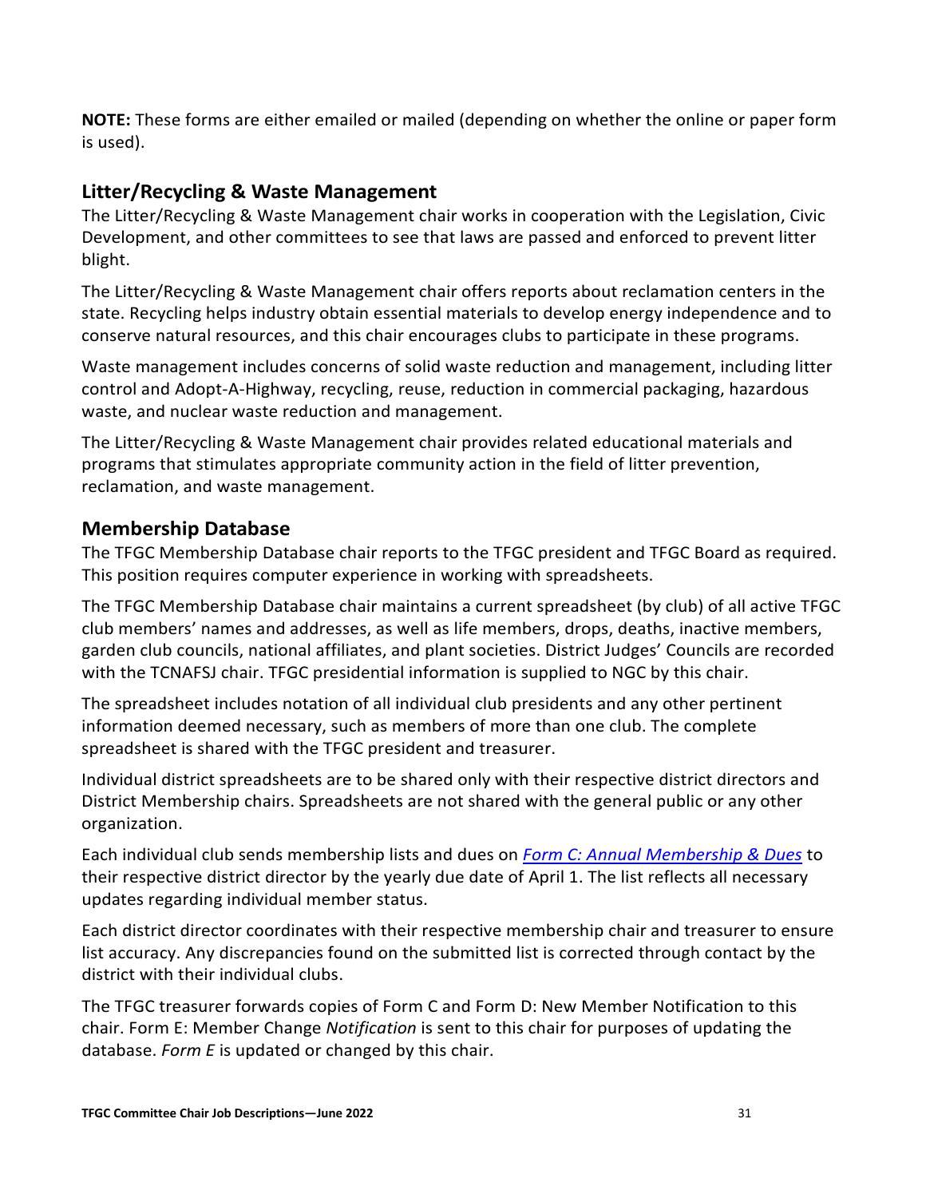**NOTE:** These forms are either emailed or mailed (depending on whether the online or paper form is used).

## Litter/Recycling & Waste Management

The Litter/Recycling & Waste Management chair works in cooperation with the Legislation, Civic Development, and other committees to see that laws are passed and enforced to prevent litter blight.

The Litter/Recycling & Waste Management chair offers reports about reclamation centers in the state. Recycling helps industry obtain essential materials to develop energy independence and to conserve natural resources, and this chair encourages clubs to participate in these programs.

Waste management includes concerns of solid waste reduction and management, including litter control and Adopt-A-Highway, recycling, reuse, reduction in commercial packaging, hazardous waste, and nuclear waste reduction and management.

The Litter/Recycling & Waste Management chair provides related educational materials and programs that stimulates appropriate community action in the field of litter prevention, reclamation, and waste management.

## Membership Database

The TFGC Membership Database chair reports to the TFGC president and TFGC Board as required. This position requires computer experience in working with spreadsheets.

The TFGC Membership Database chair maintains a current spreadsheet (by club) of all active TFGC club members' names and addresses, as well as life members, drops, deaths, inactive members, garden club councils, national affiliates, and plant societies. District Judges' Councils are recorded with the TCNAFSJ chair. TFGC presidential information is supplied to NGC by this chair.

The spreadsheet includes notation of all individual club presidents and any other pertinent information deemed necessary, such as members of more than one club. The complete spreadsheet is shared with the TFGC president and treasurer.

Individual district spreadsheets are to be shared only with their respective district directors and District Membership chairs. Spreadsheets are not shared with the general public or any other organization.

Each individual club sends membership lists and dues on *Form C: Annual Membership & Dues* to their respective district director by the yearly due date of April 1. The list reflects all necessary updates regarding individual member status.

Each district director coordinates with their respective membership chair and treasurer to ensure list accuracy. Any discrepancies found on the submitted list is corrected through contact by the district with their individual clubs.

The TFGC treasurer forwards copies of Form C and Form D: New Member Notification to this chair. Form E: Member Change *Notification* is sent to this chair for purposes of updating the database. *Form E* is updated or changed by this chair.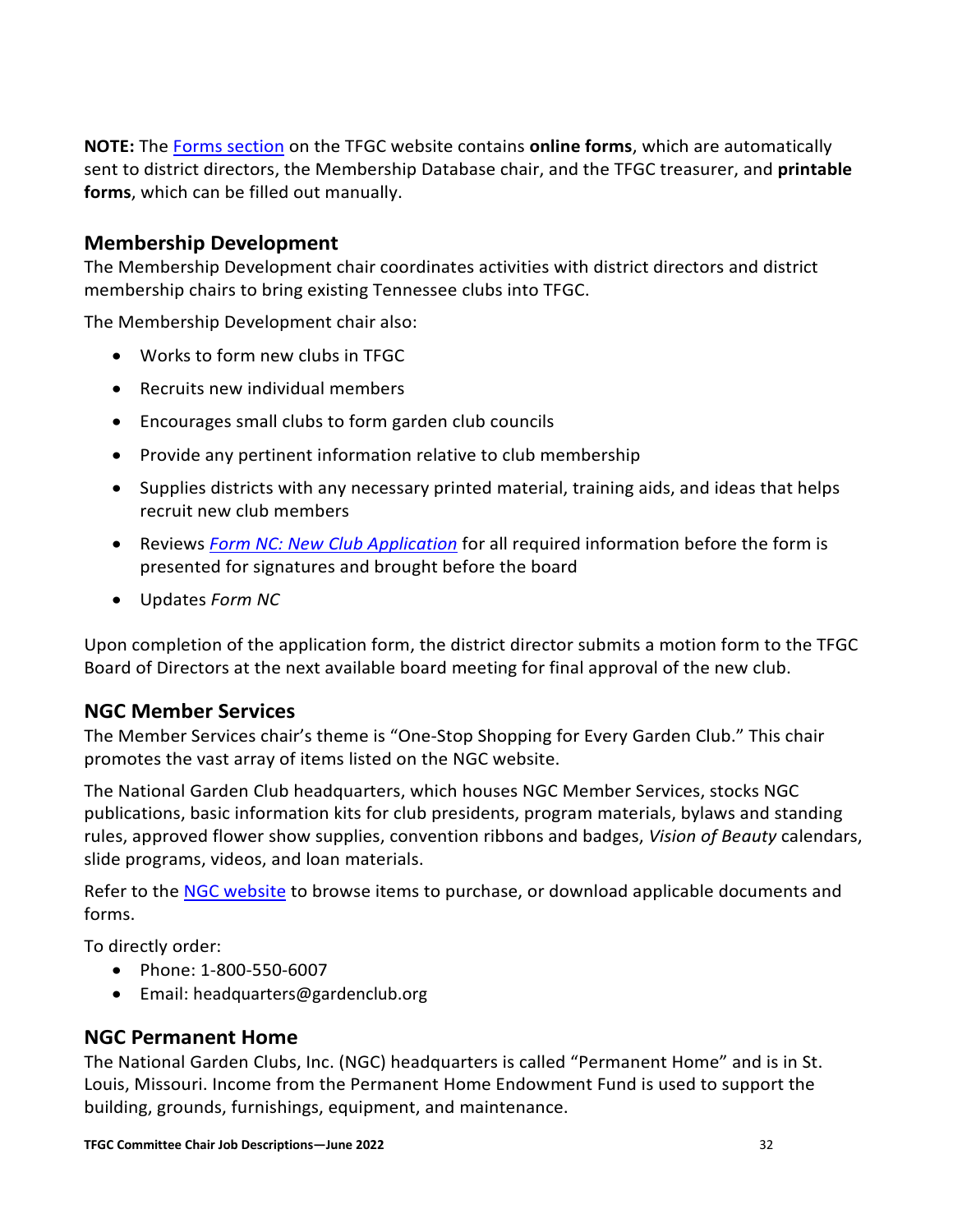**NOTE:** The [Forms section](#) on the TFGC website contains **online forms**, which are automatically sent to district directors, the Membership Database chair, and the TFGC treasurer, and **printable forms**, which can be filled out manually.

## Membership Development

The Membership Development chair coordinates activities with district directors and district membership chairs to bring existing Tennessee clubs into TFGC.

The Membership Development chair also:

- Works to form new clubs in TFGC
- Recruits new individual members
- Encourages small clubs to form garden club councils
- Provide any pertinent information relative to club membership
- Supplies districts with any necessary printed material, training aids, and ideas that helps recruit new club members
- Reviews *Form NC: New Club Application* for all required information before the form is presented for signatures and brought before the board
- Updates *Form NC*

Upon completion of the application form, the district director submits a motion form to the TFGC Board of Directors at the next available board meeting for final approval of the new club.

## NGC Member Services

The Member Services chair's theme is "One-Stop Shopping for Every Garden Club." This chair promotes the vast array of items listed on the NGC website.

The National Garden Club headquarters, which houses NGC Member Services, stocks NGC publications, basic information kits for club presidents, program materials, bylaws and standing rules, approved flower show supplies, convention ribbons and badges, *Vision of Beauty* calendars, slide programs, videos, and loan materials.

Refer to the NGC website to browse items to purchase, or download applicable documents and forms.

To directly order:

- Phone: 1-800-550-6007
- Email: headquarters@gardenclub.org

## NGC Permanent Home

The National Garden Clubs, Inc. (NGC) headquarters is called "Permanent Home" and is in St. Louis, Missouri. Income from the Permanent Home Endowment Fund is used to support the building, grounds, furnishings, equipment, and maintenance.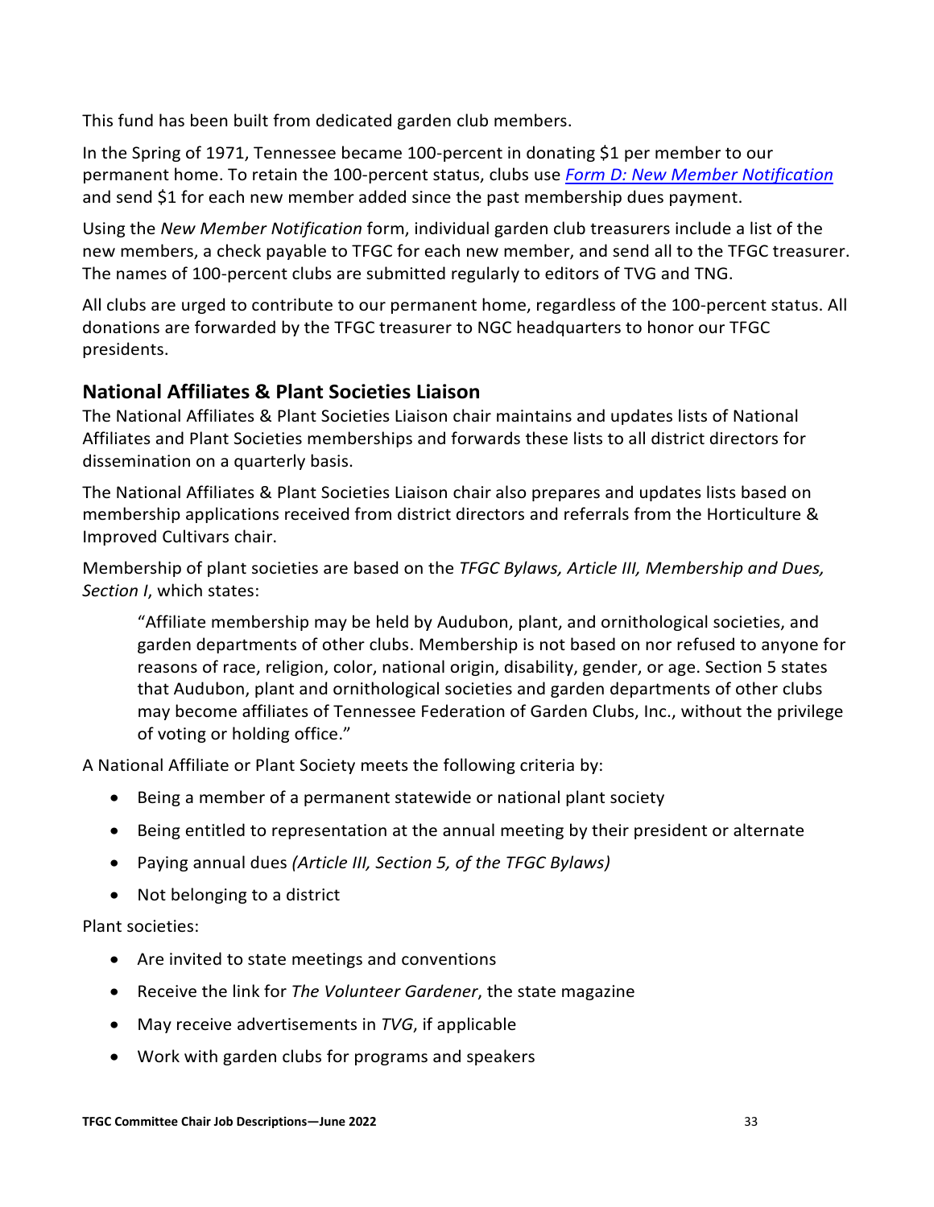This fund has been built from dedicated garden club members.

In the Spring of 1971, Tennessee became 100-percent in donating $1 per member to our permanent home. To retain the 100-percent status, clubs use [*Form D: New Member Notification*]() and send $1 for each new member added since the past membership dues payment.

Using the *New Member Notification* form, individual garden club treasurers include a list of the new members, a check payable to TFGC for each new member, and send all to the TFGC treasurer. The names of 100-percent clubs are submitted regularly to editors of TVG and TNG.

All clubs are urged to contribute to our permanent home, regardless of the 100-percent status. All donations are forwarded by the TFGC treasurer to NGC headquarters to honor our TFGC presidents.

## National Affiliates & Plant Societies Liaison

The National Affiliates & Plant Societies Liaison chair maintains and updates lists of National Affiliates and Plant Societies memberships and forwards these lists to all district directors for dissemination on a quarterly basis.

The National Affiliates & Plant Societies Liaison chair also prepares and updates lists based on membership applications received from district directors and referrals from the Horticulture & Improved Cultivars chair.

Membership of plant societies are based on the *TFGC Bylaws, Article III, Membership and Dues, Section I*, which states:

> "Affiliate membership may be held by Audubon, plant, and ornithological societies, and garden departments of other clubs. Membership is not based on nor refused to anyone for reasons of race, religion, color, national origin, disability, gender, or age. Section 5 states that Audubon, plant and ornithological societies and garden departments of other clubs may become affiliates of Tennessee Federation of Garden Clubs, Inc., without the privilege of voting or holding office."

A National Affiliate or Plant Society meets the following criteria by:

- Being a member of a permanent statewide or national plant society
- Being entitled to representation at the annual meeting by their president or alternate
- Paying annual dues *(Article III, Section 5, of the TFGC Bylaws)*
- Not belonging to a district

Plant societies:

- Are invited to state meetings and conventions
- Receive the link for *The Volunteer Gardener*, the state magazine
- May receive advertisements in *TVG*, if applicable
- Work with garden clubs for programs and speakers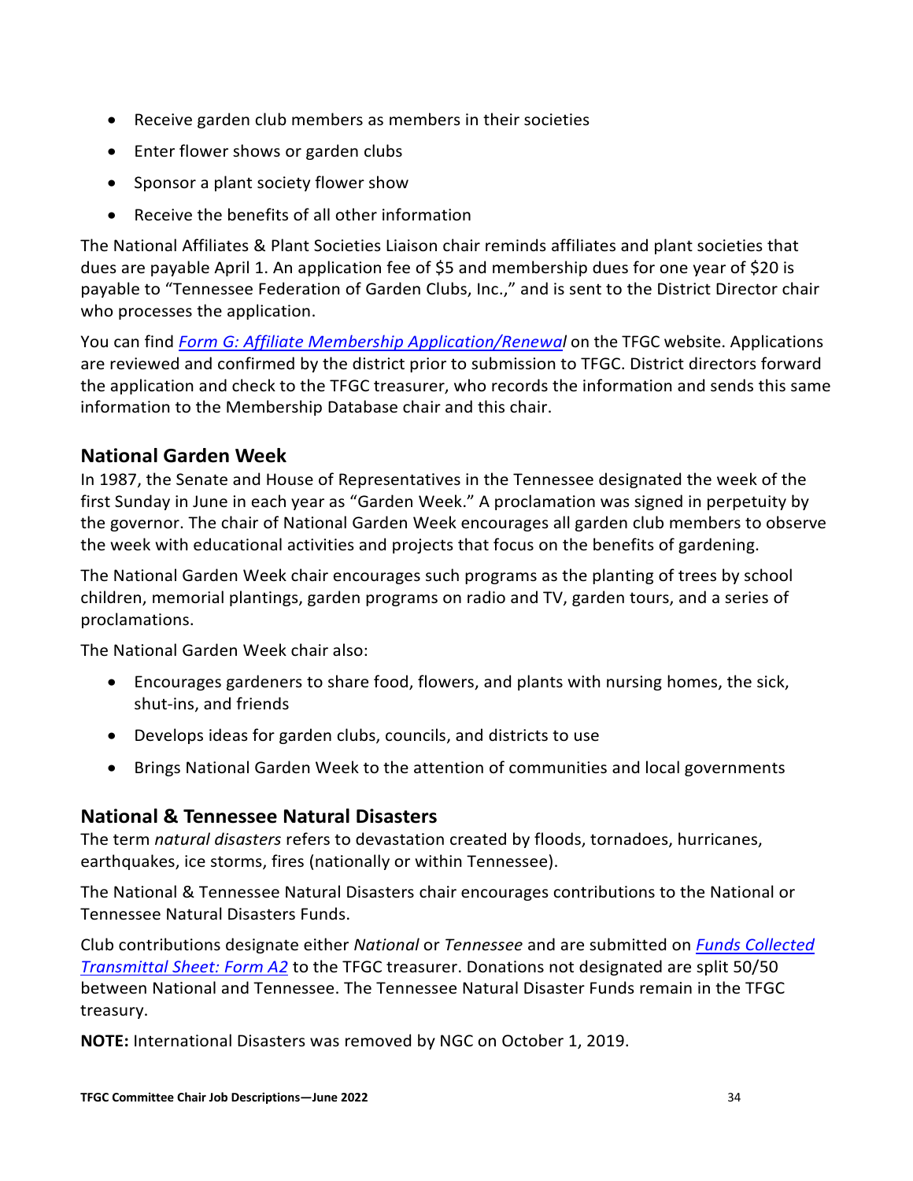- Receive garden club members as members in their societies
- Enter flower shows or garden clubs
- Sponsor a plant society flower show
- Receive the benefits of all other information

The National Affiliates & Plant Societies Liaison chair reminds affiliates and plant societies that dues are payable April 1. An application fee of $5 and membership dues for one year of $20 is payable to "Tennessee Federation of Garden Clubs, Inc.," and is sent to the District Director chair who processes the application.

You can find *Form G: Affiliate Membership Application/Renewal* on the TFGC website. Applications are reviewed and confirmed by the district prior to submission to TFGC. District directors forward the application and check to the TFGC treasurer, who records the information and sends this same information to the Membership Database chair and this chair.

## National Garden Week

In 1987, the Senate and House of Representatives in the Tennessee designated the week of the first Sunday in June in each year as "Garden Week." A proclamation was signed in perpetuity by the governor. The chair of National Garden Week encourages all garden club members to observe the week with educational activities and projects that focus on the benefits of gardening.

The National Garden Week chair encourages such programs as the planting of trees by school children, memorial plantings, garden programs on radio and TV, garden tours, and a series of proclamations.

The National Garden Week chair also:

- Encourages gardeners to share food, flowers, and plants with nursing homes, the sick, shut-ins, and friends
- Develops ideas for garden clubs, councils, and districts to use
- Brings National Garden Week to the attention of communities and local governments

## National & Tennessee Natural Disasters

The term *natural disasters* refers to devastation created by floods, tornadoes, hurricanes, earthquakes, ice storms, fires (nationally or within Tennessee).

The National & Tennessee Natural Disasters chair encourages contributions to the National or Tennessee Natural Disasters Funds.

Club contributions designate either *National* or *Tennessee* and are submitted on *Funds Collected Transmittal Sheet: Form A2* to the TFGC treasurer. Donations not designated are split 50/50 between National and Tennessee. The Tennessee Natural Disaster Funds remain in the TFGC treasury.

**NOTE:** International Disasters was removed by NGC on October 1, 2019.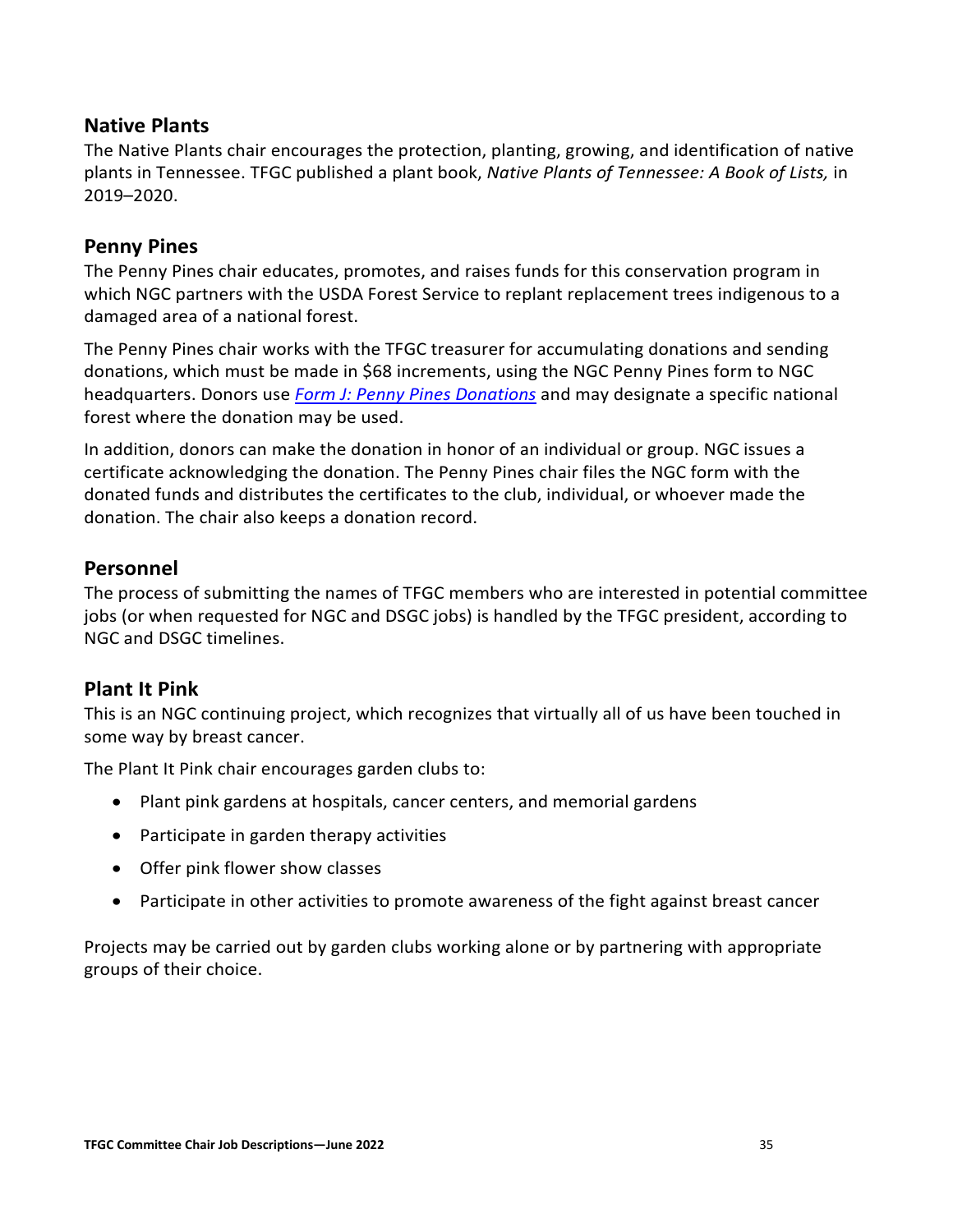## Native Plants

The Native Plants chair encourages the protection, planting, growing, and identification of native plants in Tennessee. TFGC published a plant book, *Native Plants of Tennessee: A Book of Lists,* in 2019–2020.

## Penny Pines

The Penny Pines chair educates, promotes, and raises funds for this conservation program in which NGC partners with the USDA Forest Service to replant replacement trees indigenous to a damaged area of a national forest.

The Penny Pines chair works with the TFGC treasurer for accumulating donations and sending donations, which must be made in $68 increments, using the NGC Penny Pines form to NGC headquarters. Donors use *Form J: Penny Pines Donations* and may designate a specific national forest where the donation may be used.

In addition, donors can make the donation in honor of an individual or group. NGC issues a certificate acknowledging the donation. The Penny Pines chair files the NGC form with the donated funds and distributes the certificates to the club, individual, or whoever made the donation. The chair also keeps a donation record.

## Personnel

The process of submitting the names of TFGC members who are interested in potential committee jobs (or when requested for NGC and DSGC jobs) is handled by the TFGC president, according to NGC and DSGC timelines.

## Plant It Pink

This is an NGC continuing project, which recognizes that virtually all of us have been touched in some way by breast cancer.

The Plant It Pink chair encourages garden clubs to:

- Plant pink gardens at hospitals, cancer centers, and memorial gardens
- Participate in garden therapy activities
- Offer pink flower show classes
- Participate in other activities to promote awareness of the fight against breast cancer

Projects may be carried out by garden clubs working alone or by partnering with appropriate groups of their choice.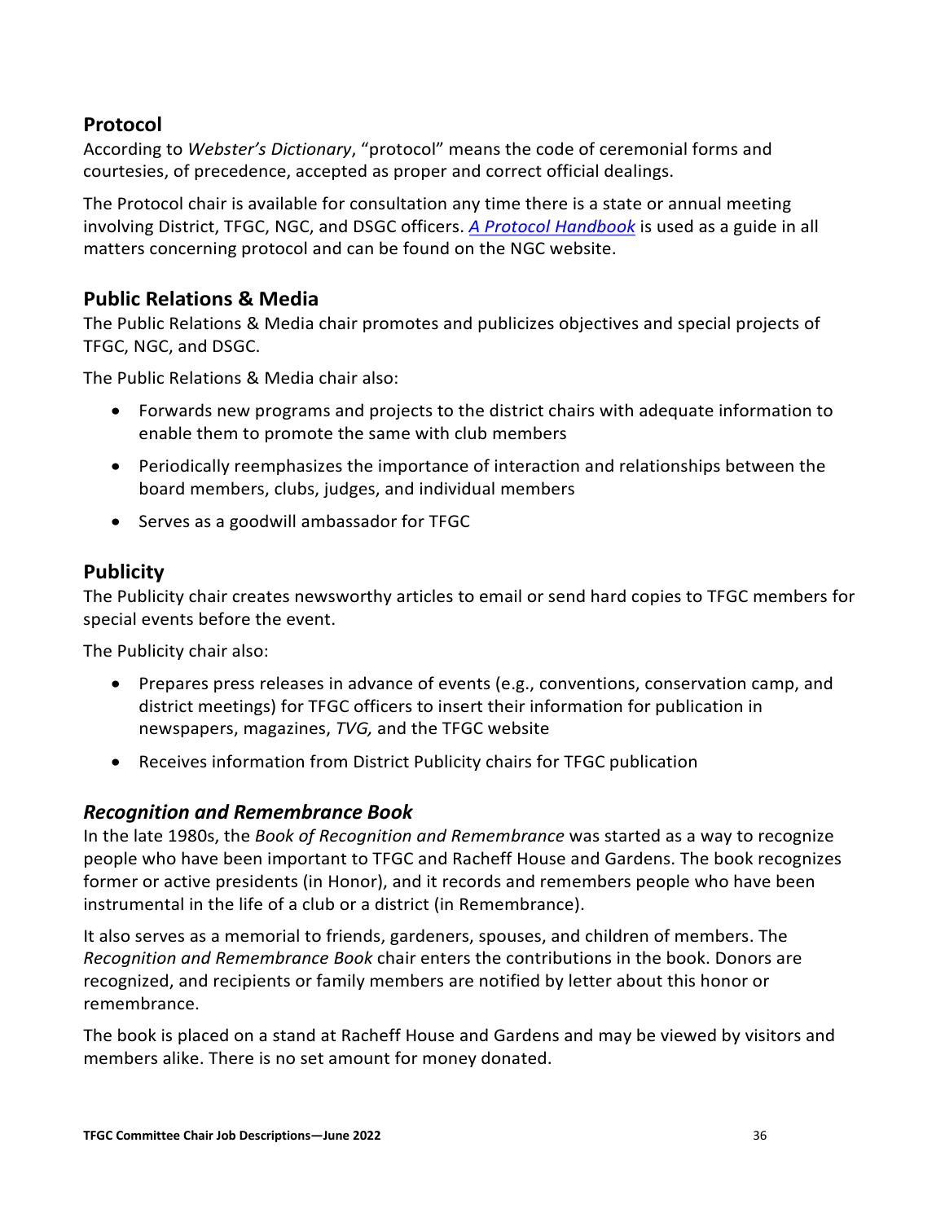## Protocol

According to *Webster's Dictionary*, "protocol" means the code of ceremonial forms and courtesies, of precedence, accepted as proper and correct official dealings.

The Protocol chair is available for consultation any time there is a state or annual meeting involving District, TFGC, NGC, and DSGC officers. *A Protocol Handbook* is used as a guide in all matters concerning protocol and can be found on the NGC website.

## Public Relations & Media

The Public Relations & Media chair promotes and publicizes objectives and special projects of TFGC, NGC, and DSGC.

The Public Relations & Media chair also:

- Forwards new programs and projects to the district chairs with adequate information to enable them to promote the same with club members
- Periodically reemphasizes the importance of interaction and relationships between the board members, clubs, judges, and individual members
- Serves as a goodwill ambassador for TFGC

## Publicity

The Publicity chair creates newsworthy articles to email or send hard copies to TFGC members for special events before the event.

The Publicity chair also:

- Prepares press releases in advance of events (e.g., conventions, conservation camp, and district meetings) for TFGC officers to insert their information for publication in newspapers, magazines, *TVG,* and the TFGC website
- Receives information from District Publicity chairs for TFGC publication

## *Recognition and Remembrance Book*

In the late 1980s, the *Book of Recognition and Remembrance* was started as a way to recognize people who have been important to TFGC and Racheff House and Gardens. The book recognizes former or active presidents (in Honor), and it records and remembers people who have been instrumental in the life of a club or a district (in Remembrance).

It also serves as a memorial to friends, gardeners, spouses, and children of members. The *Recognition and Remembrance Book* chair enters the contributions in the book. Donors are recognized, and recipients or family members are notified by letter about this honor or remembrance.

The book is placed on a stand at Racheff House and Gardens and may be viewed by visitors and members alike. There is no set amount for money donated.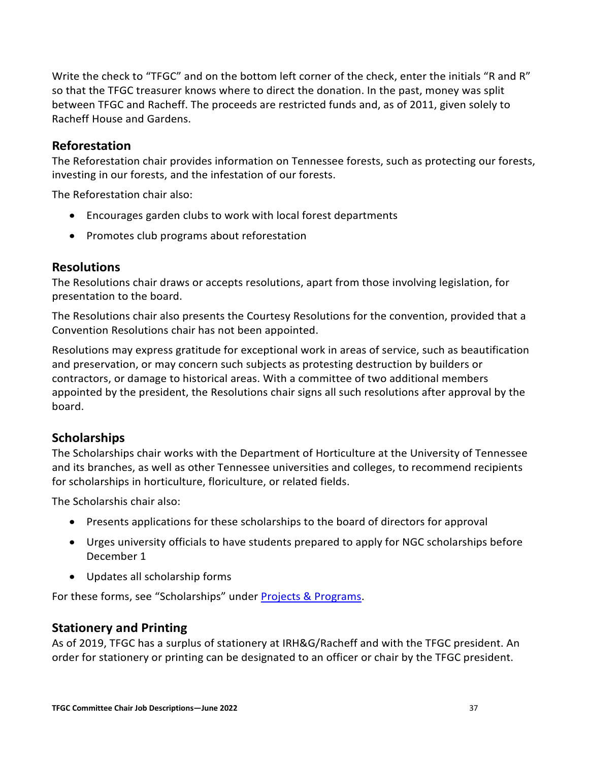Write the check to "TFGC" and on the bottom left corner of the check, enter the initials "R and R" so that the TFGC treasurer knows where to direct the donation. In the past, money was split between TFGC and Racheff. The proceeds are restricted funds and, as of 2011, given solely to Racheff House and Gardens.

## Reforestation

The Reforestation chair provides information on Tennessee forests, such as protecting our forests, investing in our forests, and the infestation of our forests.

The Reforestation chair also:

- Encourages garden clubs to work with local forest departments
- Promotes club programs about reforestation

## Resolutions

The Resolutions chair draws or accepts resolutions, apart from those involving legislation, for presentation to the board.

The Resolutions chair also presents the Courtesy Resolutions for the convention, provided that a Convention Resolutions chair has not been appointed.

Resolutions may express gratitude for exceptional work in areas of service, such as beautification and preservation, or may concern such subjects as protesting destruction by builders or contractors, or damage to historical areas. With a committee of two additional members appointed by the president, the Resolutions chair signs all such resolutions after approval by the board.

## Scholarships

The Scholarships chair works with the Department of Horticulture at the University of Tennessee and its branches, as well as other Tennessee universities and colleges, to recommend recipients for scholarships in horticulture, floriculture, or related fields.

The Scholarshis chair also:

- Presents applications for these scholarships to the board of directors for approval
- Urges university officials to have students prepared to apply for NGC scholarships before December 1
- Updates all scholarship forms

For these forms, see "Scholarships" under [Projects & Programs](#).

## Stationery and Printing

As of 2019, TFGC has a surplus of stationery at IRH&G/Racheff and with the TFGC president. An order for stationery or printing can be designated to an officer or chair by the TFGC president.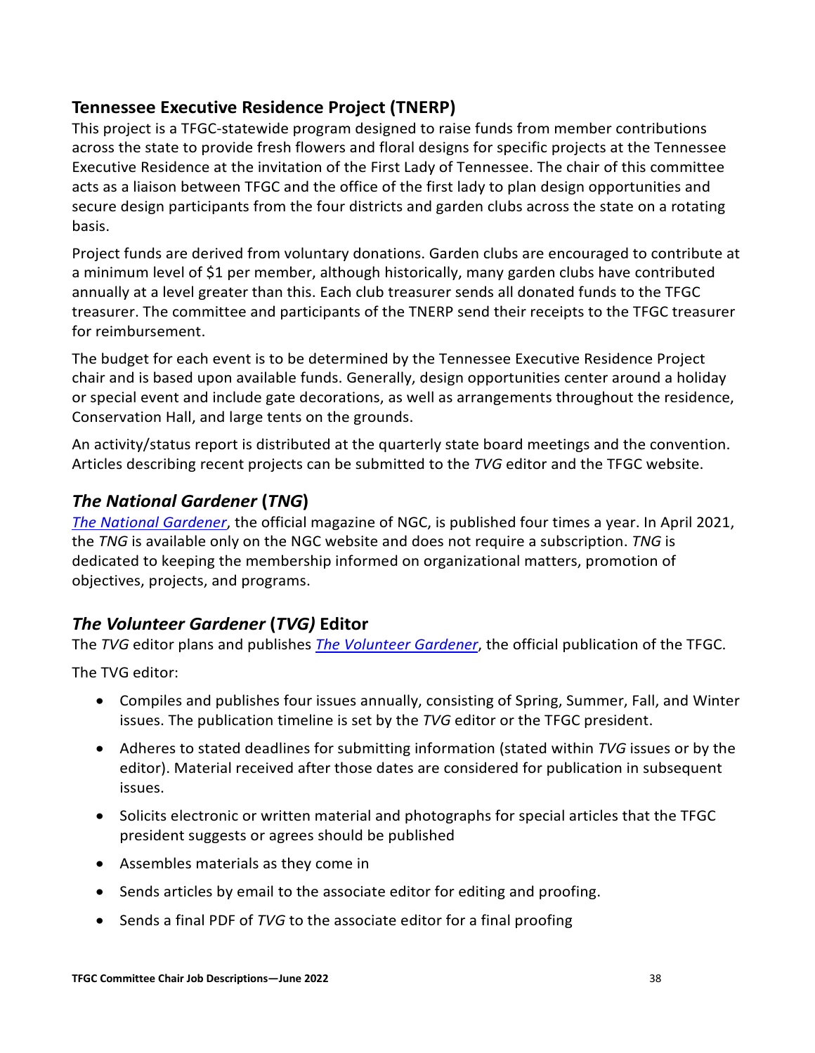## Tennessee Executive Residence Project (TNERP)

This project is a TFGC-statewide program designed to raise funds from member contributions across the state to provide fresh flowers and floral designs for specific projects at the Tennessee Executive Residence at the invitation of the First Lady of Tennessee. The chair of this committee acts as a liaison between TFGC and the office of the first lady to plan design opportunities and secure design participants from the four districts and garden clubs across the state on a rotating basis.

Project funds are derived from voluntary donations. Garden clubs are encouraged to contribute at a minimum level of $1 per member, although historically, many garden clubs have contributed annually at a level greater than this. Each club treasurer sends all donated funds to the TFGC treasurer. The committee and participants of the TNERP send their receipts to the TFGC treasurer for reimbursement.

The budget for each event is to be determined by the Tennessee Executive Residence Project chair and is based upon available funds. Generally, design opportunities center around a holiday or special event and include gate decorations, as well as arrangements throughout the residence, Conservation Hall, and large tents on the grounds.

An activity/status report is distributed at the quarterly state board meetings and the convention. Articles describing recent projects can be submitted to the *TVG* editor and the TFGC website.

## *The National Gardener* (*TNG*)

*The National Gardener*, the official magazine of NGC, is published four times a year. In April 2021, the *TNG* is available only on the NGC website and does not require a subscription. *TNG* is dedicated to keeping the membership informed on organizational matters, promotion of objectives, projects, and programs.

## *The Volunteer Gardener* (*TVG)* Editor

The *TVG* editor plans and publishes *The Volunteer Gardener*, the official publication of the TFGC.

The TVG editor:

- Compiles and publishes four issues annually, consisting of Spring, Summer, Fall, and Winter issues. The publication timeline is set by the *TVG* editor or the TFGC president.
- Adheres to stated deadlines for submitting information (stated within *TVG* issues or by the editor). Material received after those dates are considered for publication in subsequent issues.
- Solicits electronic or written material and photographs for special articles that the TFGC president suggests or agrees should be published
- Assembles materials as they come in
- Sends articles by email to the associate editor for editing and proofing.
- Sends a final PDF of *TVG* to the associate editor for a final proofing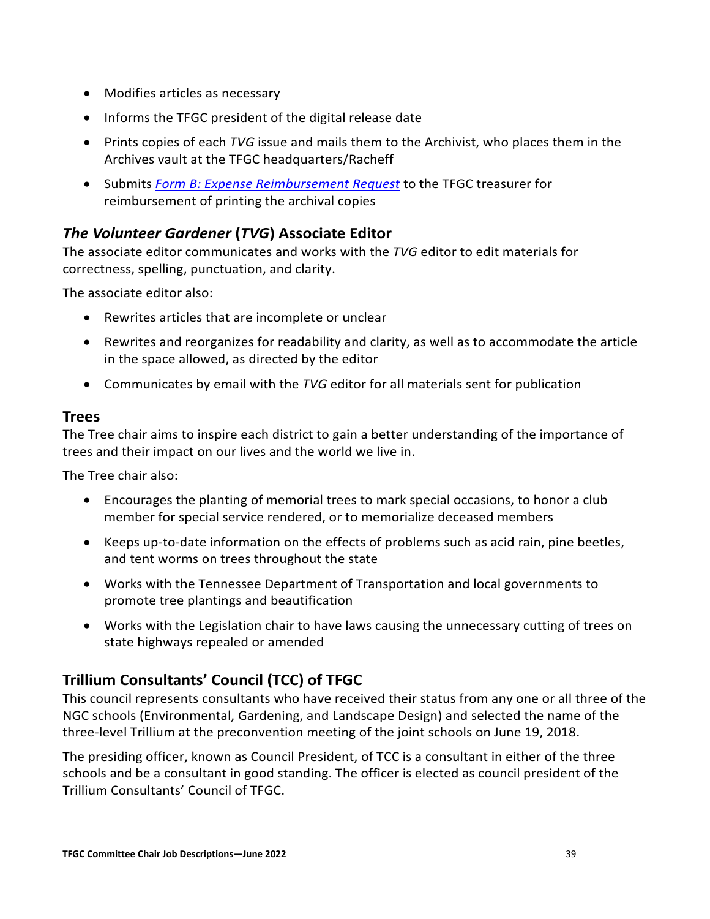- Modifies articles as necessary
- Informs the TFGC president of the digital release date
- Prints copies of each *TVG* issue and mails them to the Archivist, who places them in the Archives vault at the TFGC headquarters/Racheff
- Submits *Form B: Expense Reimbursement Request* to the TFGC treasurer for reimbursement of printing the archival copies

## *The Volunteer Gardener* (*TVG*) Associate Editor

The associate editor communicates and works with the *TVG* editor to edit materials for correctness, spelling, punctuation, and clarity.

The associate editor also:

- Rewrites articles that are incomplete or unclear
- Rewrites and reorganizes for readability and clarity, as well as to accommodate the article in the space allowed, as directed by the editor
- Communicates by email with the *TVG* editor for all materials sent for publication

## Trees

The Tree chair aims to inspire each district to gain a better understanding of the importance of trees and their impact on our lives and the world we live in.

The Tree chair also:

- Encourages the planting of memorial trees to mark special occasions, to honor a club member for special service rendered, or to memorialize deceased members
- Keeps up-to-date information on the effects of problems such as acid rain, pine beetles, and tent worms on trees throughout the state
- Works with the Tennessee Department of Transportation and local governments to promote tree plantings and beautification
- Works with the Legislation chair to have laws causing the unnecessary cutting of trees on state highways repealed or amended

## Trillium Consultants' Council (TCC) of TFGC

This council represents consultants who have received their status from any one or all three of the NGC schools (Environmental, Gardening, and Landscape Design) and selected the name of the three-level Trillium at the preconvention meeting of the joint schools on June 19, 2018.

The presiding officer, known as Council President, of TCC is a consultant in either of the three schools and be a consultant in good standing. The officer is elected as council president of the Trillium Consultants' Council of TFGC.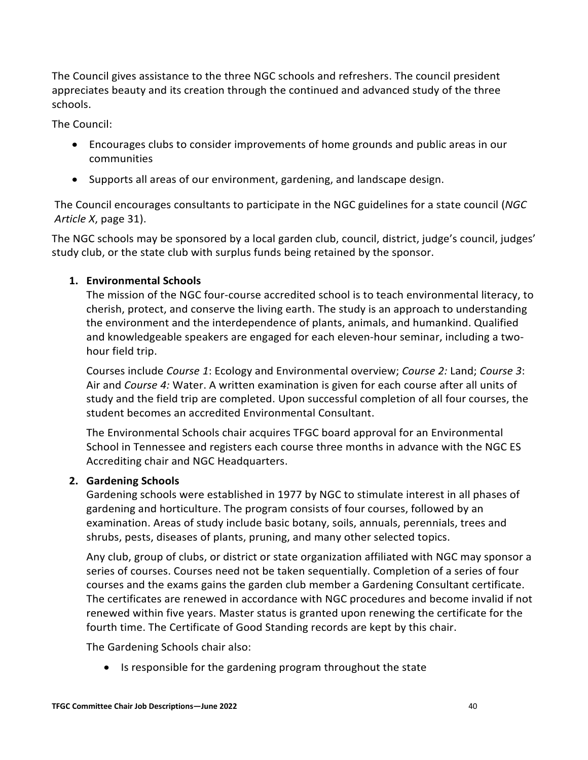The Council gives assistance to the three NGC schools and refreshers. The council president appreciates beauty and its creation through the continued and advanced study of the three schools.

The Council:

- Encourages clubs to consider improvements of home grounds and public areas in our communities
- Supports all areas of our environment, gardening, and landscape design.

The Council encourages consultants to participate in the NGC guidelines for a state council (*NGC Article X*, page 31).

The NGC schools may be sponsored by a local garden club, council, district, judge's council, judges' study club, or the state club with surplus funds being retained by the sponsor.

1. **Environmental Schools**
   The mission of the NGC four-course accredited school is to teach environmental literacy, to cherish, protect, and conserve the living earth. The study is an approach to understanding the environment and the interdependence of plants, animals, and humankind. Qualified and knowledgeable speakers are engaged for each eleven-hour seminar, including a two-hour field trip.

   Courses include *Course 1*: Ecology and Environmental overview; *Course 2:* Land; *Course 3*: Air and *Course 4:* Water. A written examination is given for each course after all units of study and the field trip are completed. Upon successful completion of all four courses, the student becomes an accredited Environmental Consultant.

   The Environmental Schools chair acquires TFGC board approval for an Environmental School in Tennessee and registers each course three months in advance with the NGC ES Accrediting chair and NGC Headquarters.

2. **Gardening Schools**
   Gardening schools were established in 1977 by NGC to stimulate interest in all phases of gardening and horticulture. The program consists of four courses, followed by an examination. Areas of study include basic botany, soils, annuals, perennials, trees and shrubs, pests, diseases of plants, pruning, and many other selected topics.

   Any club, group of clubs, or district or state organization affiliated with NGC may sponsor a series of courses. Courses need not be taken sequentially. Completion of a series of four courses and the exams gains the garden club member a Gardening Consultant certificate. The certificates are renewed in accordance with NGC procedures and become invalid if not renewed within five years. Master status is granted upon renewing the certificate for the fourth time. The Certificate of Good Standing records are kept by this chair.

   The Gardening Schools chair also:

   - Is responsible for the gardening program throughout the state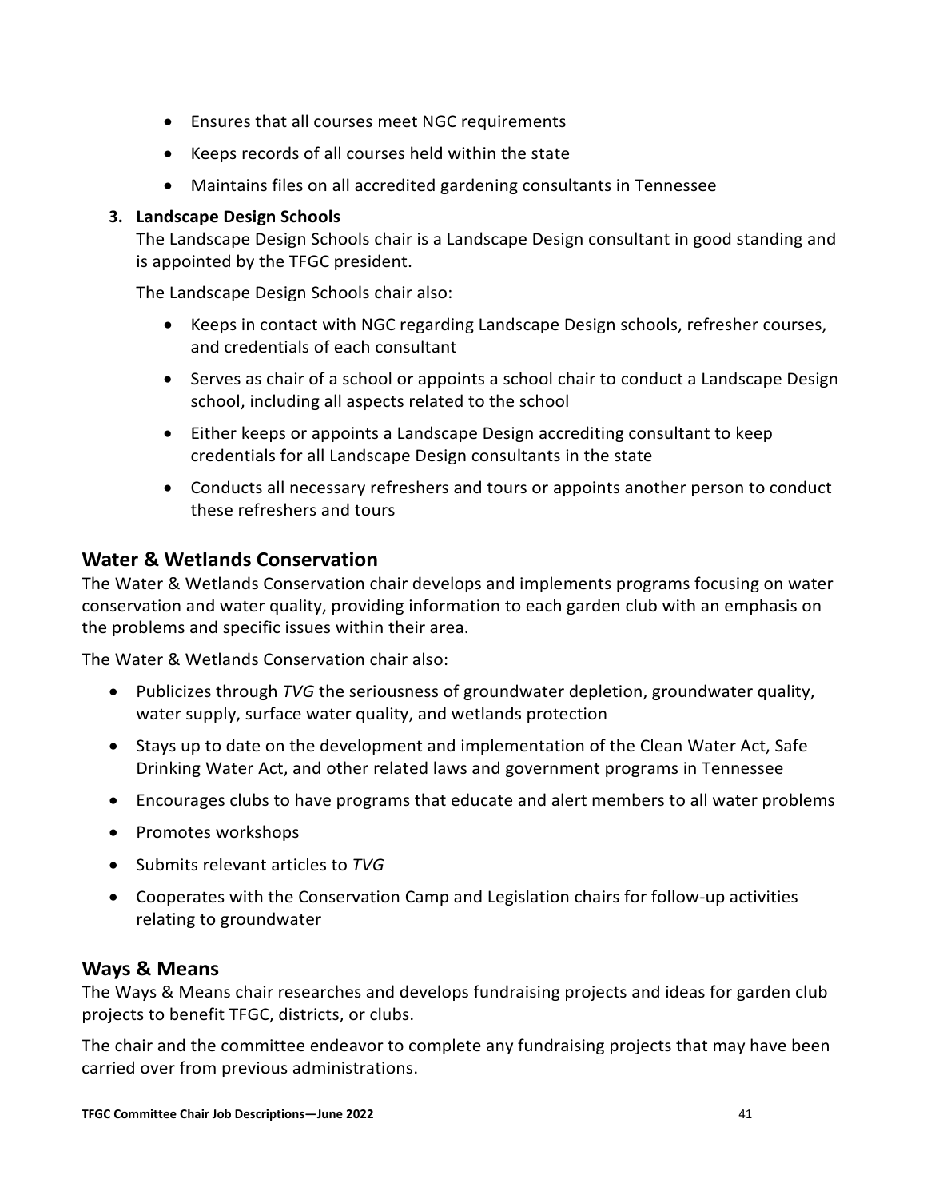- Ensures that all courses meet NGC requirements
- Keeps records of all courses held within the state
- Maintains files on all accredited gardening consultants in Tennessee

3. **Landscape Design Schools**

   The Landscape Design Schools chair is a Landscape Design consultant in good standing and is appointed by the TFGC president.

   The Landscape Design Schools chair also:

   - Keeps in contact with NGC regarding Landscape Design schools, refresher courses, and credentials of each consultant
   - Serves as chair of a school or appoints a school chair to conduct a Landscape Design school, including all aspects related to the school
   - Either keeps or appoints a Landscape Design accrediting consultant to keep credentials for all Landscape Design consultants in the state
   - Conducts all necessary refreshers and tours or appoints another person to conduct these refreshers and tours

## Water & Wetlands Conservation

The Water & Wetlands Conservation chair develops and implements programs focusing on water conservation and water quality, providing information to each garden club with an emphasis on the problems and specific issues within their area.

The Water & Wetlands Conservation chair also:

- Publicizes through *TVG* the seriousness of groundwater depletion, groundwater quality, water supply, surface water quality, and wetlands protection
- Stays up to date on the development and implementation of the Clean Water Act, Safe Drinking Water Act, and other related laws and government programs in Tennessee
- Encourages clubs to have programs that educate and alert members to all water problems
- Promotes workshops
- Submits relevant articles to *TVG*
- Cooperates with the Conservation Camp and Legislation chairs for follow-up activities relating to groundwater

## Ways & Means

The Ways & Means chair researches and develops fundraising projects and ideas for garden club projects to benefit TFGC, districts, or clubs.

The chair and the committee endeavor to complete any fundraising projects that may have been carried over from previous administrations.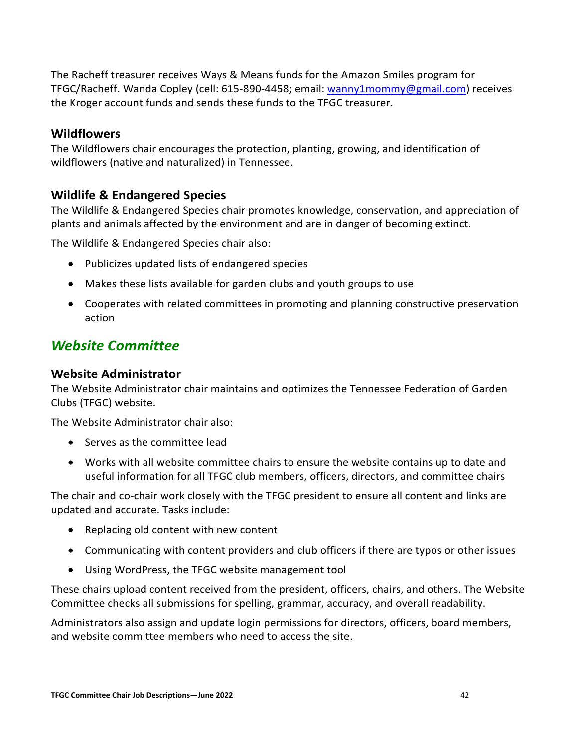The Racheff treasurer receives Ways & Means funds for the Amazon Smiles program for TFGC/Racheff. Wanda Copley (cell: 615-890-4458; email: [wanny1mommy@gmail.com](mailto:wanny1mommy@gmail.com)) receives the Kroger account funds and sends these funds to the TFGC treasurer.

### Wildflowers

The Wildflowers chair encourages the protection, planting, growing, and identification of wildflowers (native and naturalized) in Tennessee.

### Wildlife & Endangered Species

The Wildlife & Endangered Species chair promotes knowledge, conservation, and appreciation of plants and animals affected by the environment and are in danger of becoming extinct.

The Wildlife & Endangered Species chair also:

- Publicizes updated lists of endangered species
- Makes these lists available for garden clubs and youth groups to use
- Cooperates with related committees in promoting and planning constructive preservation action

## *Website Committee*

### Website Administrator

The Website Administrator chair maintains and optimizes the Tennessee Federation of Garden Clubs (TFGC) website.

The Website Administrator chair also:

- Serves as the committee lead
- Works with all website committee chairs to ensure the website contains up to date and useful information for all TFGC club members, officers, directors, and committee chairs

The chair and co-chair work closely with the TFGC president to ensure all content and links are updated and accurate. Tasks include:

- Replacing old content with new content
- Communicating with content providers and club officers if there are typos or other issues
- Using WordPress, the TFGC website management tool

These chairs upload content received from the president, officers, chairs, and others. The Website Committee checks all submissions for spelling, grammar, accuracy, and overall readability.

Administrators also assign and update login permissions for directors, officers, board members, and website committee members who need to access the site.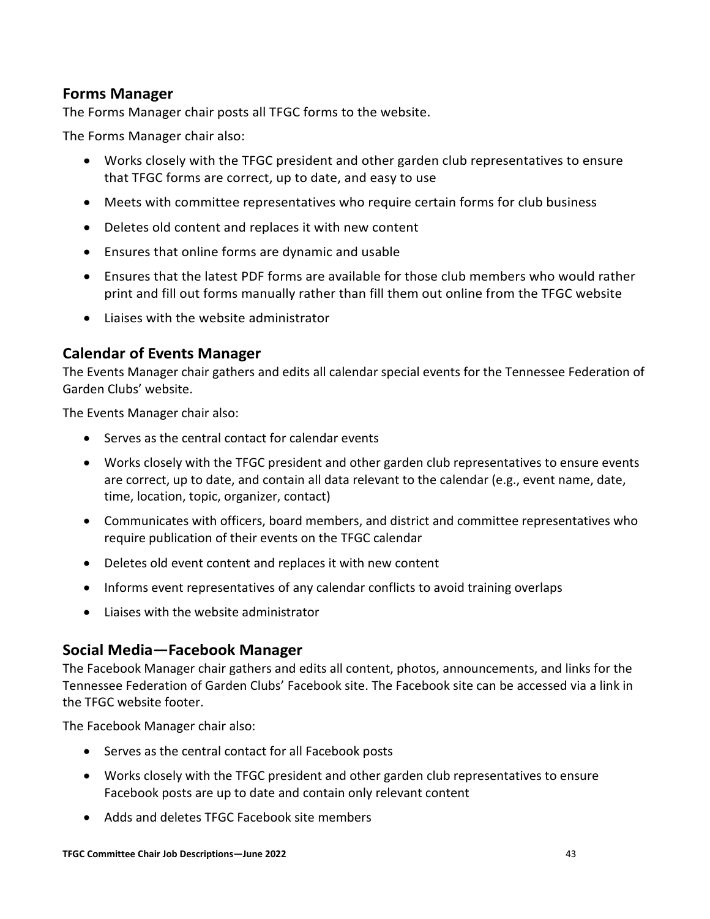## Forms Manager

The Forms Manager chair posts all TFGC forms to the website.

The Forms Manager chair also:

- Works closely with the TFGC president and other garden club representatives to ensure that TFGC forms are correct, up to date, and easy to use
- Meets with committee representatives who require certain forms for club business
- Deletes old content and replaces it with new content
- Ensures that online forms are dynamic and usable
- Ensures that the latest PDF forms are available for those club members who would rather print and fill out forms manually rather than fill them out online from the TFGC website
- Liaises with the website administrator

## Calendar of Events Manager

The Events Manager chair gathers and edits all calendar special events for the Tennessee Federation of Garden Clubs' website.

The Events Manager chair also:

- Serves as the central contact for calendar events
- Works closely with the TFGC president and other garden club representatives to ensure events are correct, up to date, and contain all data relevant to the calendar (e.g., event name, date, time, location, topic, organizer, contact)
- Communicates with officers, board members, and district and committee representatives who require publication of their events on the TFGC calendar
- Deletes old event content and replaces it with new content
- Informs event representatives of any calendar conflicts to avoid training overlaps
- Liaises with the website administrator

## Social Media—Facebook Manager

The Facebook Manager chair gathers and edits all content, photos, announcements, and links for the Tennessee Federation of Garden Clubs' Facebook site. The Facebook site can be accessed via a link in the TFGC website footer.

The Facebook Manager chair also:

- Serves as the central contact for all Facebook posts
- Works closely with the TFGC president and other garden club representatives to ensure Facebook posts are up to date and contain only relevant content
- Adds and deletes TFGC Facebook site members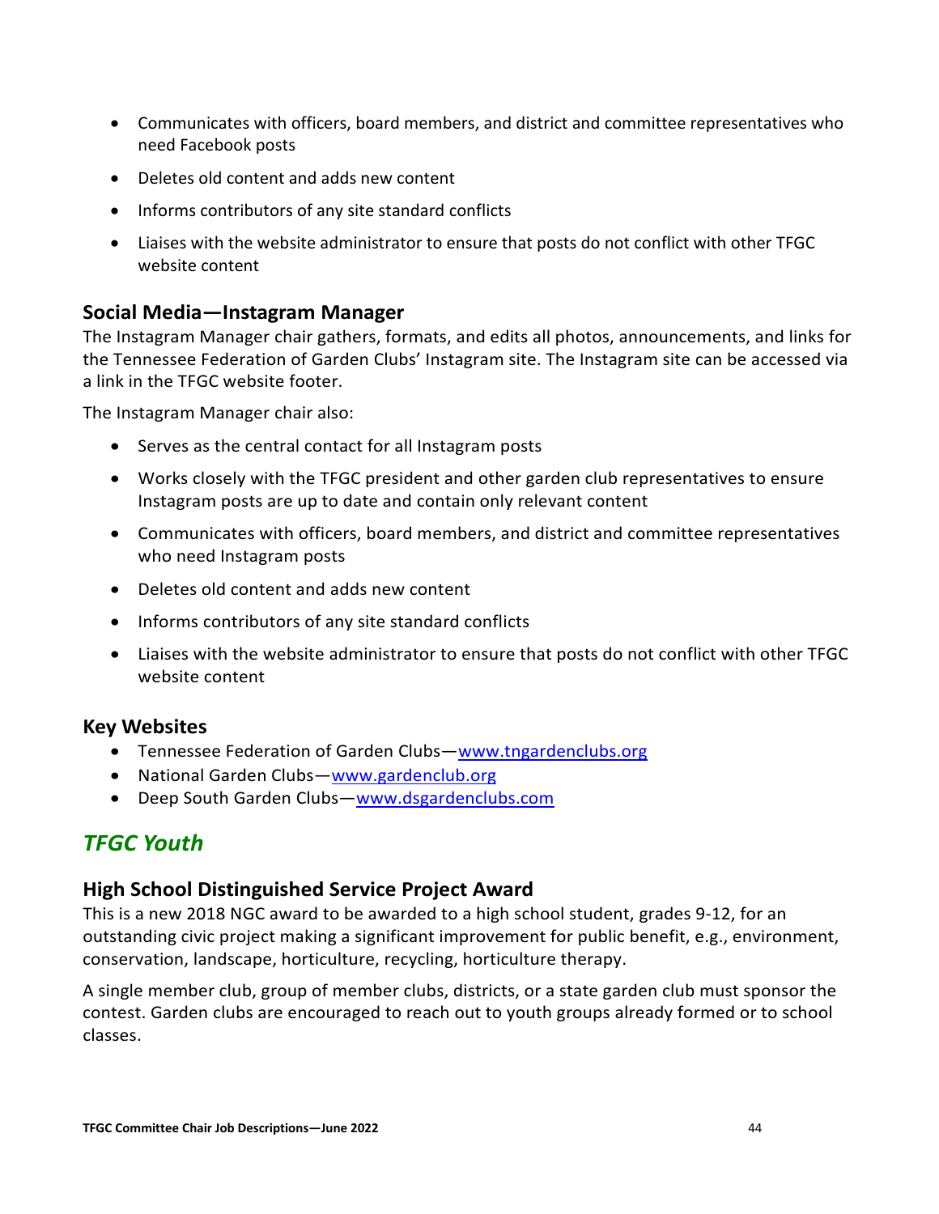- Communicates with officers, board members, and district and committee representatives who need Facebook posts
- Deletes old content and adds new content
- Informs contributors of any site standard conflicts
- Liaises with the website administrator to ensure that posts do not conflict with other TFGC website content

### Social Media—Instagram Manager

The Instagram Manager chair gathers, formats, and edits all photos, announcements, and links for the Tennessee Federation of Garden Clubs' Instagram site. The Instagram site can be accessed via a link in the TFGC website footer.

The Instagram Manager chair also:

- Serves as the central contact for all Instagram posts
- Works closely with the TFGC president and other garden club representatives to ensure Instagram posts are up to date and contain only relevant content
- Communicates with officers, board members, and district and committee representatives who need Instagram posts
- Deletes old content and adds new content
- Informs contributors of any site standard conflicts
- Liaises with the website administrator to ensure that posts do not conflict with other TFGC website content

### Key Websites

- Tennessee Federation of Garden Clubs—[www.tngardenclubs.org](http://www.tngardenclubs.org)
- National Garden Clubs—[www.gardenclub.org](http://www.gardenclub.org)
- Deep South Garden Clubs—[www.dsgardenclubs.com](http://www.dsgardenclubs.com)

## *TFGC Youth*

### High School Distinguished Service Project Award

This is a new 2018 NGC award to be awarded to a high school student, grades 9-12, for an outstanding civic project making a significant improvement for public benefit, e.g., environment, conservation, landscape, horticulture, recycling, horticulture therapy.

A single member club, group of member clubs, districts, or a state garden club must sponsor the contest. Garden clubs are encouraged to reach out to youth groups already formed or to school classes.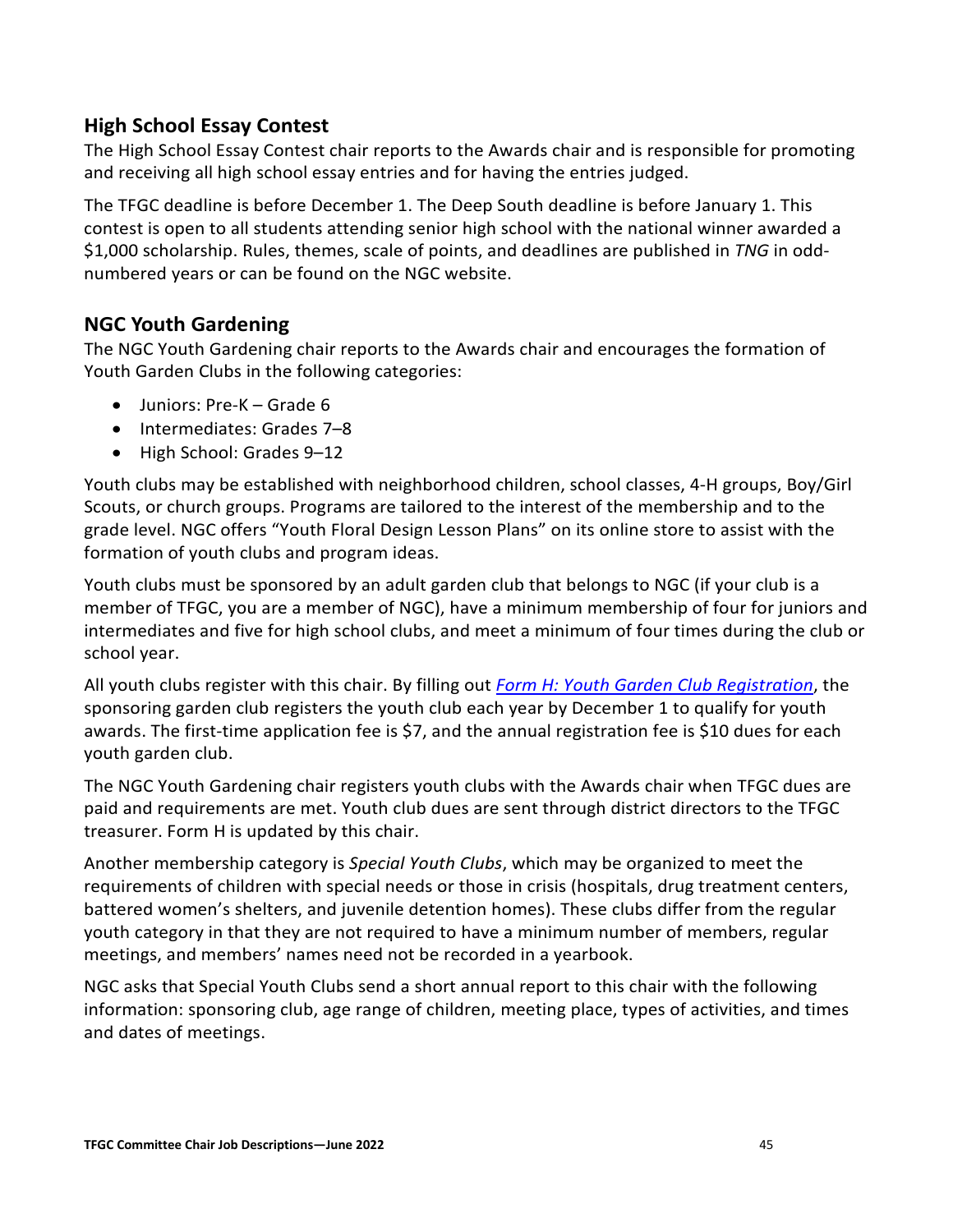## High School Essay Contest

The High School Essay Contest chair reports to the Awards chair and is responsible for promoting and receiving all high school essay entries and for having the entries judged.

The TFGC deadline is before December 1. The Deep South deadline is before January 1. This contest is open to all students attending senior high school with the national winner awarded a $1,000 scholarship. Rules, themes, scale of points, and deadlines are published in *TNG* in odd-numbered years or can be found on the NGC website.

## NGC Youth Gardening

The NGC Youth Gardening chair reports to the Awards chair and encourages the formation of Youth Garden Clubs in the following categories:

- Juniors: Pre-K – Grade 6
- Intermediates: Grades 7–8
- High School: Grades 9–12

Youth clubs may be established with neighborhood children, school classes, 4-H groups, Boy/Girl Scouts, or church groups. Programs are tailored to the interest of the membership and to the grade level. NGC offers "Youth Floral Design Lesson Plans" on its online store to assist with the formation of youth clubs and program ideas.

Youth clubs must be sponsored by an adult garden club that belongs to NGC (if your club is a member of TFGC, you are a member of NGC), have a minimum membership of four for juniors and intermediates and five for high school clubs, and meet a minimum of four times during the club or school year.

All youth clubs register with this chair. By filling out *Form H: Youth Garden Club Registration*, the sponsoring garden club registers the youth club each year by December 1 to qualify for youth awards. The first-time application fee is $7, and the annual registration fee is $10 dues for each youth garden club.

The NGC Youth Gardening chair registers youth clubs with the Awards chair when TFGC dues are paid and requirements are met. Youth club dues are sent through district directors to the TFGC treasurer. Form H is updated by this chair.

Another membership category is *Special Youth Clubs*, which may be organized to meet the requirements of children with special needs or those in crisis (hospitals, drug treatment centers, battered women's shelters, and juvenile detention homes). These clubs differ from the regular youth category in that they are not required to have a minimum number of members, regular meetings, and members' names need not be recorded in a yearbook.

NGC asks that Special Youth Clubs send a short annual report to this chair with the following information: sponsoring club, age range of children, meeting place, types of activities, and times and dates of meetings.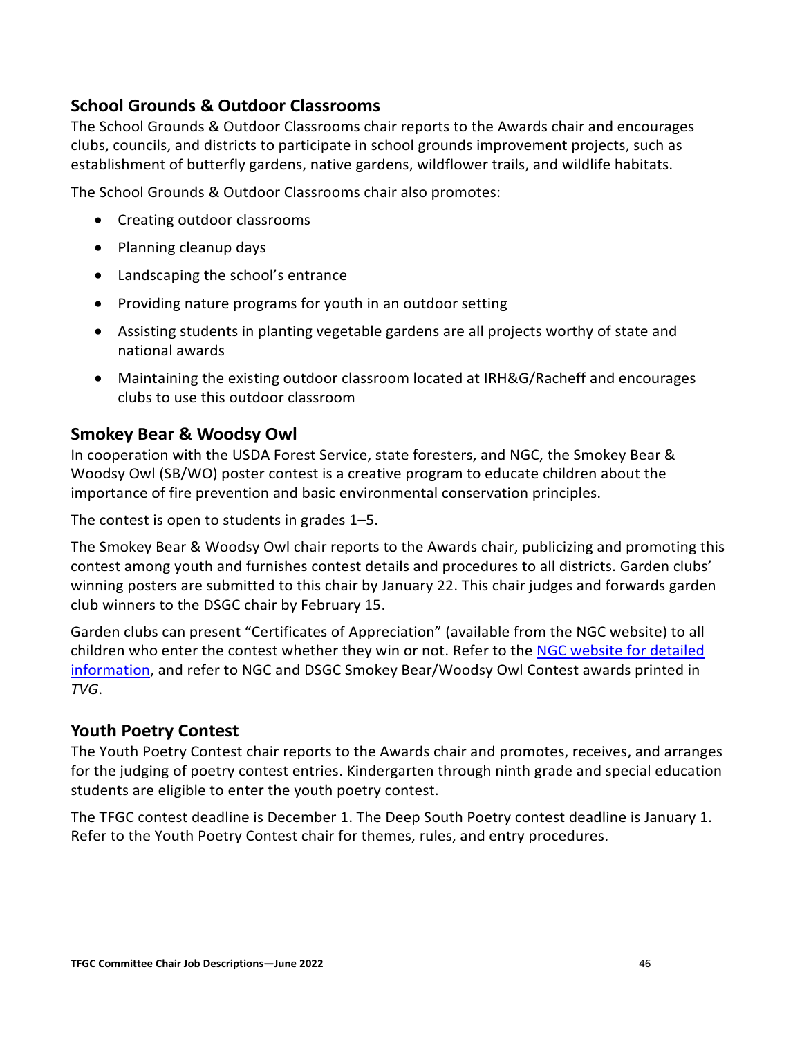## School Grounds & Outdoor Classrooms

The School Grounds & Outdoor Classrooms chair reports to the Awards chair and encourages clubs, councils, and districts to participate in school grounds improvement projects, such as establishment of butterfly gardens, native gardens, wildflower trails, and wildlife habitats.

The School Grounds & Outdoor Classrooms chair also promotes:

- Creating outdoor classrooms
- Planning cleanup days
- Landscaping the school's entrance
- Providing nature programs for youth in an outdoor setting
- Assisting students in planting vegetable gardens are all projects worthy of state and national awards
- Maintaining the existing outdoor classroom located at IRH&G/Racheff and encourages clubs to use this outdoor classroom

## Smokey Bear & Woodsy Owl

In cooperation with the USDA Forest Service, state foresters, and NGC, the Smokey Bear & Woodsy Owl (SB/WO) poster contest is a creative program to educate children about the importance of fire prevention and basic environmental conservation principles.

The contest is open to students in grades 1–5.

The Smokey Bear & Woodsy Owl chair reports to the Awards chair, publicizing and promoting this contest among youth and furnishes contest details and procedures to all districts. Garden clubs' winning posters are submitted to this chair by January 22. This chair judges and forwards garden club winners to the DSGC chair by February 15.

Garden clubs can present "Certificates of Appreciation" (available from the NGC website) to all children who enter the contest whether they win or not. Refer to the NGC website for detailed information, and refer to NGC and DSGC Smokey Bear/Woodsy Owl Contest awards printed in *TVG*.

## Youth Poetry Contest

The Youth Poetry Contest chair reports to the Awards chair and promotes, receives, and arranges for the judging of poetry contest entries. Kindergarten through ninth grade and special education students are eligible to enter the youth poetry contest.

The TFGC contest deadline is December 1. The Deep South Poetry contest deadline is January 1. Refer to the Youth Poetry Contest chair for themes, rules, and entry procedures.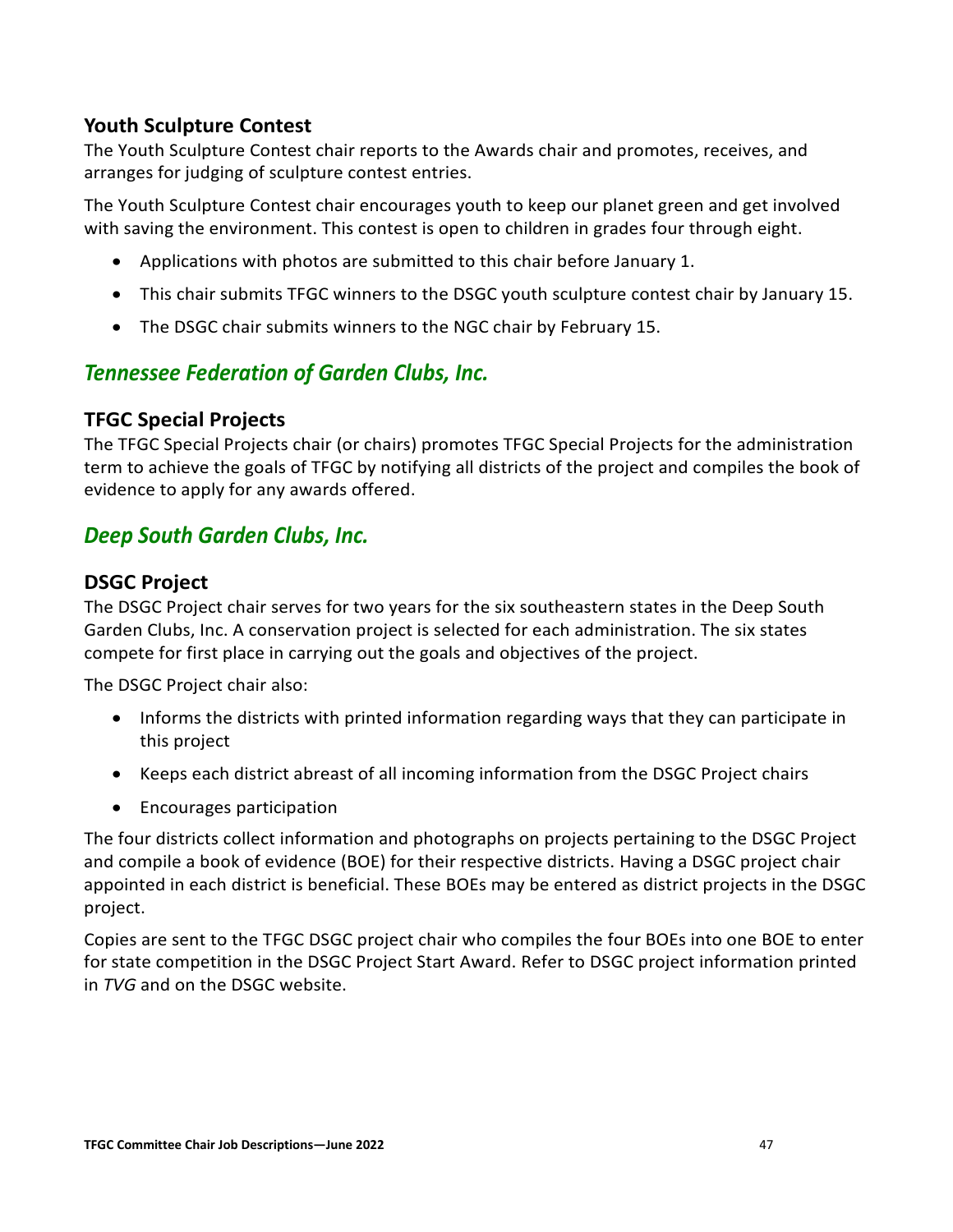### Youth Sculpture Contest

The Youth Sculpture Contest chair reports to the Awards chair and promotes, receives, and arranges for judging of sculpture contest entries.

The Youth Sculpture Contest chair encourages youth to keep our planet green and get involved with saving the environment. This contest is open to children in grades four through eight.

- Applications with photos are submitted to this chair before January 1.
- This chair submits TFGC winners to the DSGC youth sculpture contest chair by January 15.
- The DSGC chair submits winners to the NGC chair by February 15.

## *Tennessee Federation of Garden Clubs, Inc.*

### TFGC Special Projects

The TFGC Special Projects chair (or chairs) promotes TFGC Special Projects for the administration term to achieve the goals of TFGC by notifying all districts of the project and compiles the book of evidence to apply for any awards offered.

## *Deep South Garden Clubs, Inc.*

### DSGC Project

The DSGC Project chair serves for two years for the six southeastern states in the Deep South Garden Clubs, Inc. A conservation project is selected for each administration. The six states compete for first place in carrying out the goals and objectives of the project.

The DSGC Project chair also:

- Informs the districts with printed information regarding ways that they can participate in this project
- Keeps each district abreast of all incoming information from the DSGC Project chairs
- Encourages participation

The four districts collect information and photographs on projects pertaining to the DSGC Project and compile a book of evidence (BOE) for their respective districts. Having a DSGC project chair appointed in each district is beneficial. These BOEs may be entered as district projects in the DSGC project.

Copies are sent to the TFGC DSGC project chair who compiles the four BOEs into one BOE to enter for state competition in the DSGC Project Start Award. Refer to DSGC project information printed in *TVG* and on the DSGC website.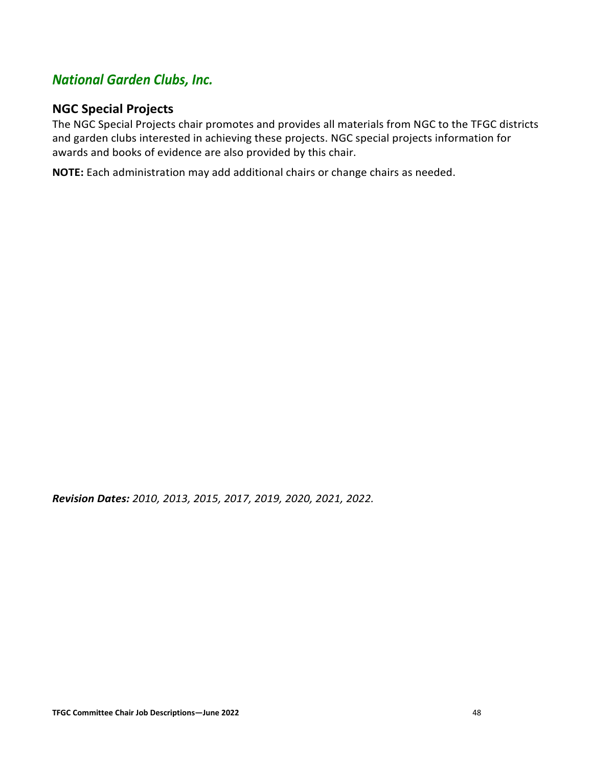## *National Garden Clubs, Inc.*

### NGC Special Projects

The NGC Special Projects chair promotes and provides all materials from NGC to the TFGC districts and garden clubs interested in achieving these projects. NGC special projects information for awards and books of evidence are also provided by this chair.

**NOTE:** Each administration may add additional chairs or change chairs as needed.

***Revision Dates:*** *2010, 2013, 2015, 2017, 2019, 2020, 2021, 2022.*